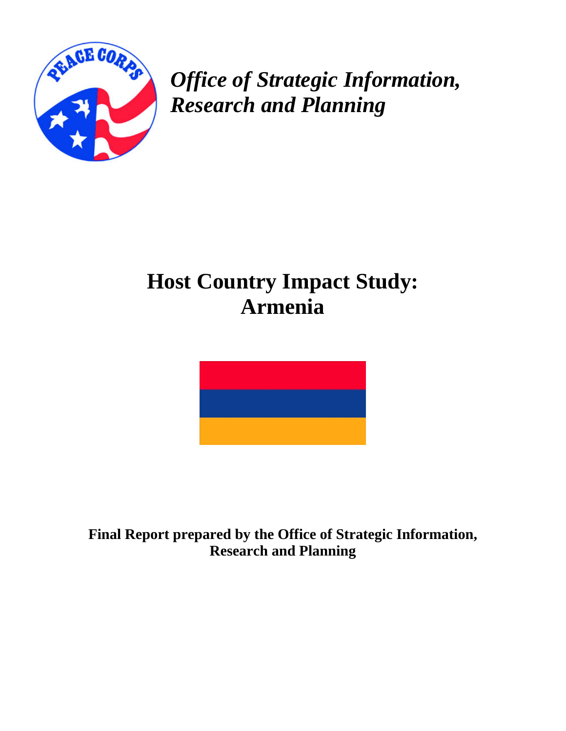*Office of Strategic Information, Research and Planning*

# Host Country Impact Study: Armenia

**Final Report prepared by the Office of Strategic Information, Research and Planning**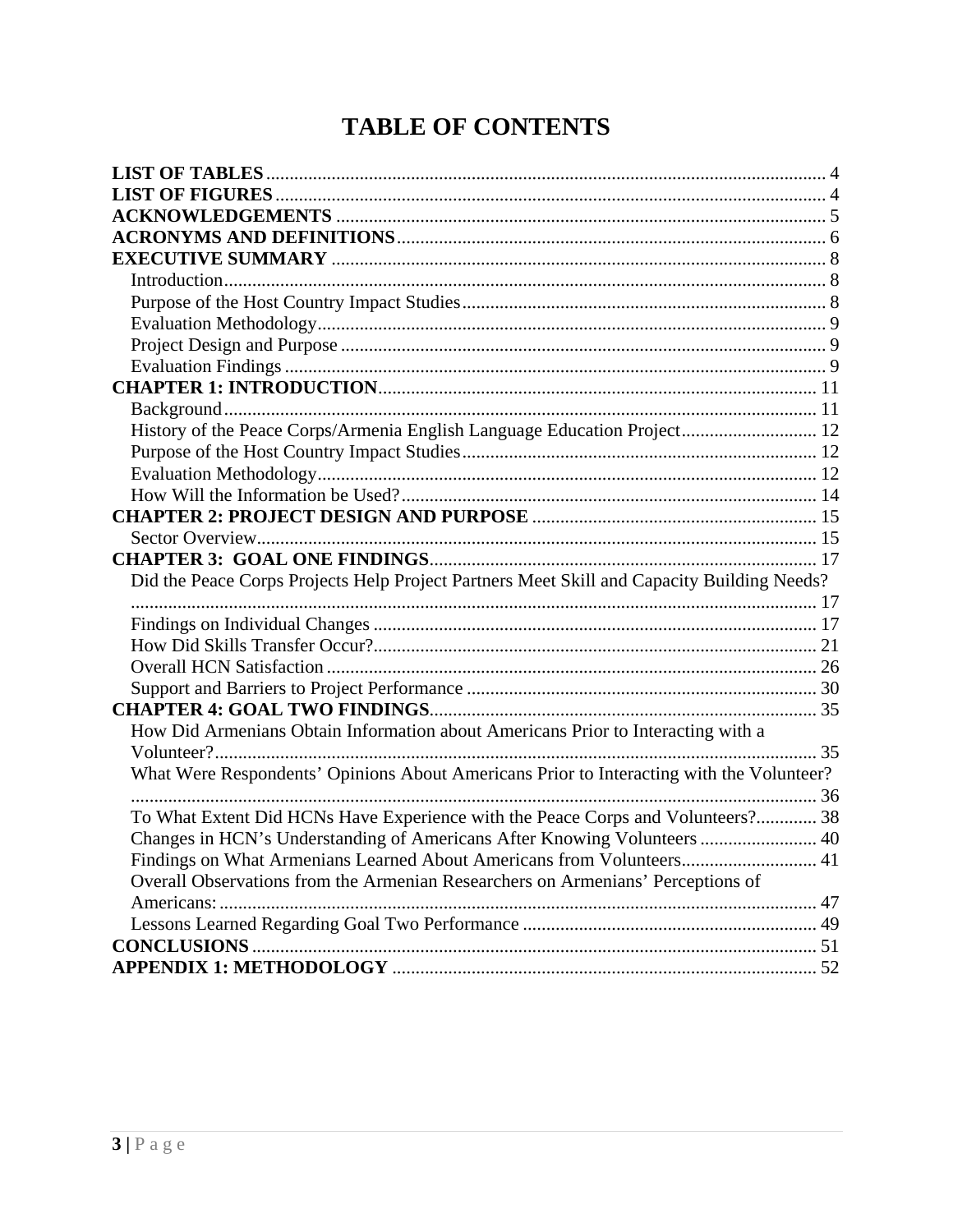# TABLE OF CONTENTS

**LIST OF TABLES** ........................................................................................................... 4
**LIST OF FIGURES** ......................................................................................................... 4
**ACKNOWLEDGEMENTS** ............................................................................................... 5
**ACRONYMS AND DEFINITIONS** .................................................................................. 6
**EXECUTIVE SUMMARY** ............................................................................................... 8
- Introduction ................................................................................................................ 8
- Purpose of the Host Country Impact Studies ............................................................. 8
- Evaluation Methodology ............................................................................................ 9
- Project Design and Purpose ....................................................................................... 9
- Evaluation Findings .................................................................................................... 9

**CHAPTER 1: INTRODUCTION** ...................................................................................... 11
- Background ............................................................................................................... 11
- History of the Peace Corps/Armenia English Language Education Project ............. 12
- Purpose of the Host Country Impact Studies ............................................................ 12
- Evaluation Methodology ........................................................................................... 12
- How Will the Information be Used? ......................................................................... 14

**CHAPTER 2: PROJECT DESIGN AND PURPOSE** ........................................................ 15
- Sector Overview ........................................................................................................ 15

**CHAPTER 3: GOAL ONE FINDINGS** ............................................................................ 17
- Did the Peace Corps Projects Help Project Partners Meet Skill and Capacity Building Needs? ..... 17
- Findings on Individual Changes ............................................................................... 17
- How Did Skills Transfer Occur? ............................................................................... 21
- Overall HCN Satisfaction .......................................................................................... 26
- Support and Barriers to Project Performance ........................................................... 30

**CHAPTER 4: GOAL TWO FINDINGS** ............................................................................ 35
- How Did Armenians Obtain Information about Americans Prior to Interacting with a Volunteer? ..... 35
- What Were Respondents' Opinions About Americans Prior to Interacting with the Volunteer? ..... 36
- To What Extent Did HCNs Have Experience with the Peace Corps and Volunteers? ............. 38
- Changes in HCN's Understanding of Americans After Knowing Volunteers ......................... 40
- Findings on What Armenians Learned About Americans from Volunteers ............................. 41
- Overall Observations from the Armenian Researchers on Armenians' Perceptions of Americans: ..... 47
- Lessons Learned Regarding Goal Two Performance ............................................................... 49

**CONCLUSIONS** .............................................................................................................. 51
**APPENDIX 1: METHODOLOGY** ..................................................................................... 52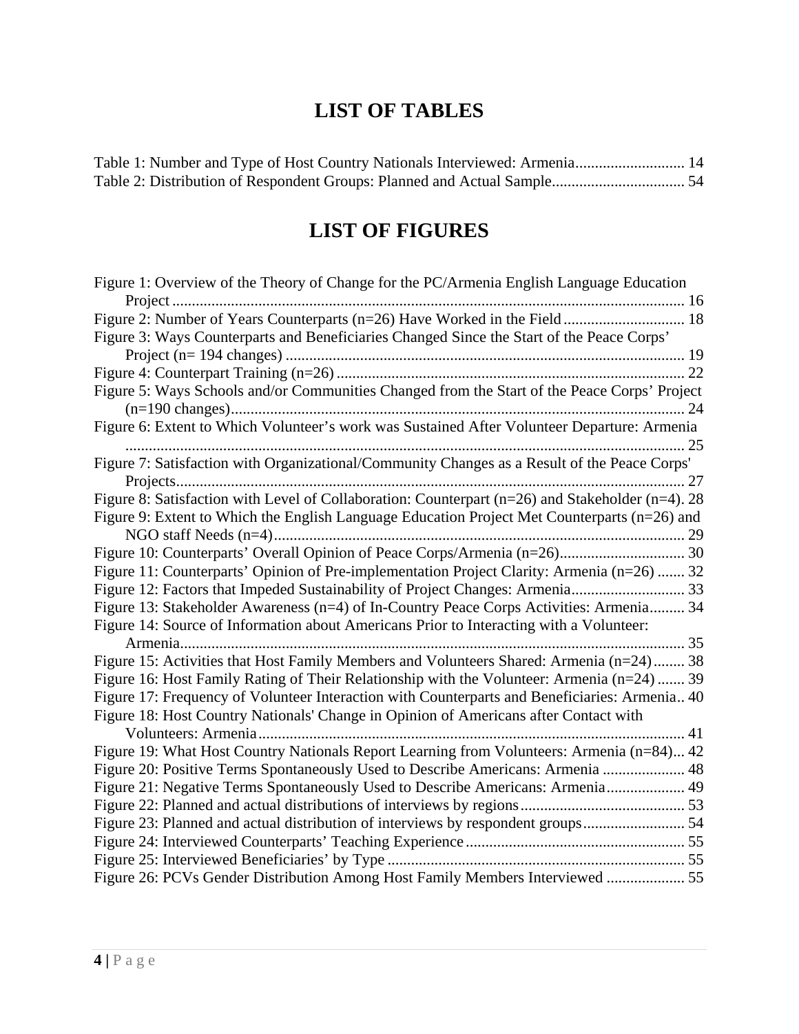# LIST OF TABLES

Table 1: Number and Type of Host Country Nationals Interviewed: Armenia ............................ 14
Table 2: Distribution of Respondent Groups: Planned and Actual Sample .................................. 54

# LIST OF FIGURES

Figure 1: Overview of the Theory of Change for the PC/Armenia English Language Education Project ..................................................................................................................... 16
Figure 2: Number of Years Counterparts (n=26) Have Worked in the Field ............................... 18
Figure 3: Ways Counterparts and Beneficiaries Changed Since the Start of the Peace Corps' Project (n= 194 changes) ..................................................................................................... 19
Figure 4: Counterpart Training (n=26) ........................................................................................ 22
Figure 5: Ways Schools and/or Communities Changed from the Start of the Peace Corps' Project (n=190 changes) .................................................................................................................. 24
Figure 6: Extent to Which Volunteer's work was Sustained After Volunteer Departure: Armenia ..................................................................................................................................... 25
Figure 7: Satisfaction with Organizational/Community Changes as a Result of the Peace Corps' Projects ................................................................................................................................ 27
Figure 8: Satisfaction with Level of Collaboration: Counterpart (n=26) and Stakeholder (n=4). 28
Figure 9: Extent to Which the English Language Education Project Met Counterparts (n=26) and NGO staff Needs (n=4) ........................................................................................................ 29
Figure 10: Counterparts' Overall Opinion of Peace Corps/Armenia (n=26)................................ 30
Figure 11: Counterparts' Opinion of Pre-implementation Project Clarity: Armenia (n=26) ....... 32
Figure 12: Factors that Impeded Sustainability of Project Changes: Armenia ............................ 33
Figure 13: Stakeholder Awareness (n=4) of In-Country Peace Corps Activities: Armenia ......... 34
Figure 14: Source of Information about Americans Prior to Interacting with a Volunteer: Armenia ................................................................................................................................ 35
Figure 15: Activities that Host Family Members and Volunteers Shared: Armenia (n=24) ........ 38
Figure 16: Host Family Rating of Their Relationship with the Volunteer: Armenia (n=24) ....... 39
Figure 17: Frequency of Volunteer Interaction with Counterparts and Beneficiaries: Armenia.. 40
Figure 18: Host Country Nationals' Change in Opinion of Americans after Contact with Volunteers: Armenia ............................................................................................................ 41
Figure 19: What Host Country Nationals Report Learning from Volunteers: Armenia (n=84)... 42
Figure 20: Positive Terms Spontaneously Used to Describe Americans: Armenia ..................... 48
Figure 21: Negative Terms Spontaneously Used to Describe Americans: Armenia .................... 49
Figure 22: Planned and actual distributions of interviews by regions .......................................... 53
Figure 23: Planned and actual distribution of interviews by respondent groups .......................... 54
Figure 24: Interviewed Counterparts' Teaching Experience ........................................................ 55
Figure 25: Interviewed Beneficiaries' by Type ........................................................................... 55
Figure 26: PCVs Gender Distribution Among Host Family Members Interviewed .................... 55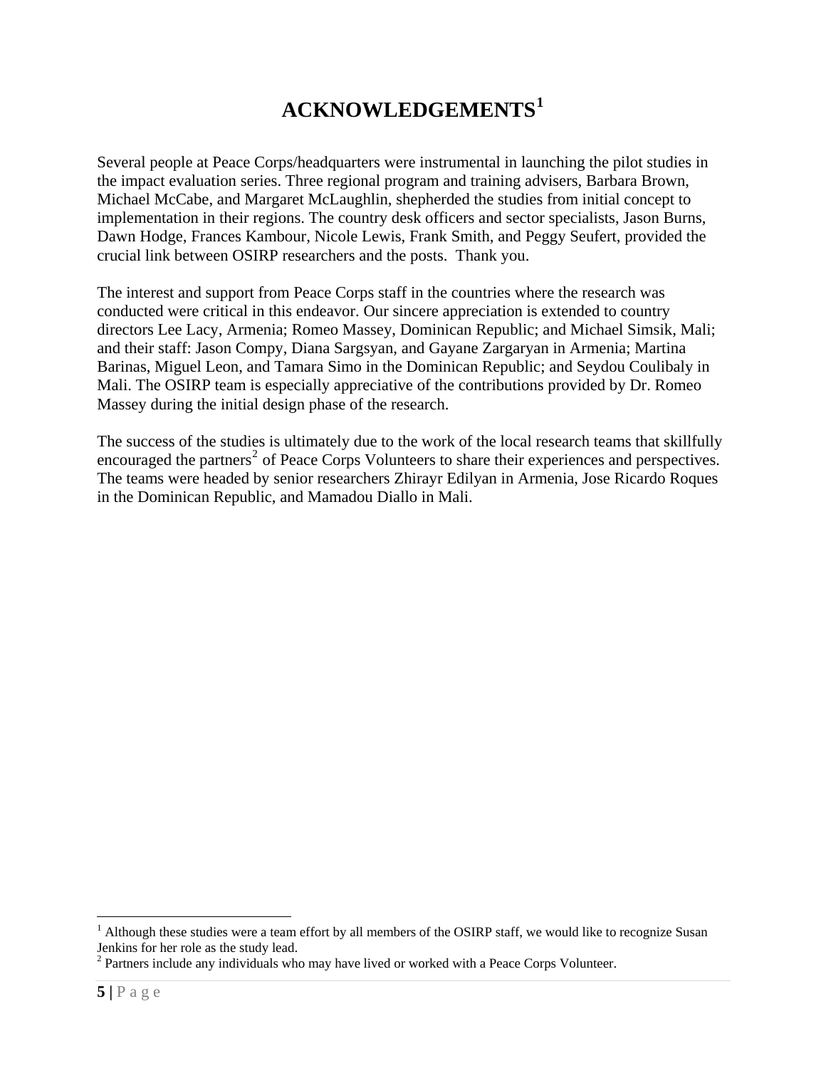# ACKNOWLEDGEMENTS[1]

Several people at Peace Corps/headquarters were instrumental in launching the pilot studies in the impact evaluation series. Three regional program and training advisers, Barbara Brown, Michael McCabe, and Margaret McLaughlin, shepherded the studies from initial concept to implementation in their regions. The country desk officers and sector specialists, Jason Burns, Dawn Hodge, Frances Kambour, Nicole Lewis, Frank Smith, and Peggy Seufert, provided the crucial link between OSIRP researchers and the posts.  Thank you.

The interest and support from Peace Corps staff in the countries where the research was conducted were critical in this endeavor. Our sincere appreciation is extended to country directors Lee Lacy, Armenia; Romeo Massey, Dominican Republic; and Michael Simsik, Mali; and their staff: Jason Compy, Diana Sargsyan, and Gayane Zargaryan in Armenia; Martina Barinas, Miguel Leon, and Tamara Simo in the Dominican Republic; and Seydou Coulibaly in Mali. The OSIRP team is especially appreciative of the contributions provided by Dr. Romeo Massey during the initial design phase of the research.

The success of the studies is ultimately due to the work of the local research teams that skillfully encouraged the partners[2] of Peace Corps Volunteers to share their experiences and perspectives. The teams were headed by senior researchers Zhirayr Edilyan in Armenia, Jose Ricardo Roques in the Dominican Republic, and Mamadou Diallo in Mali.

---

[1] Although these studies were a team effort by all members of the OSIRP staff, we would like to recognize Susan Jenkins for her role as the study lead.

[2] Partners include any individuals who may have lived or worked with a Peace Corps Volunteer.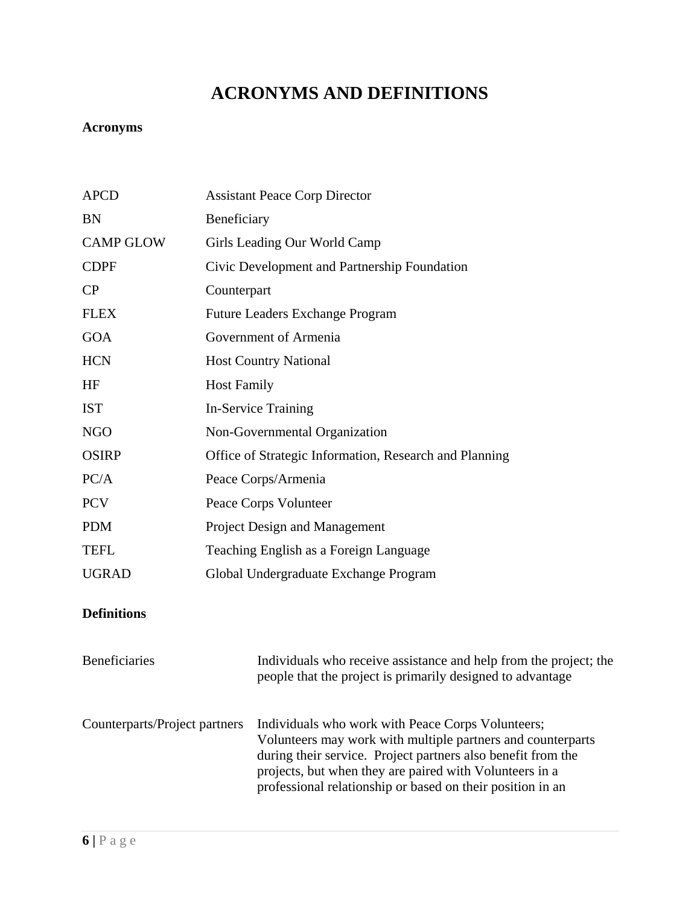# ACRONYMS AND DEFINITIONS

**Acronyms**

| | |
|---|---|
| APCD | Assistant Peace Corp Director |
| BN | Beneficiary |
| CAMP GLOW | Girls Leading Our World Camp |
| CDPF | Civic Development and Partnership Foundation |
| CP | Counterpart |
| FLEX | Future Leaders Exchange Program |
| GOA | Government of Armenia |
| HCN | Host Country National |
| HF | Host Family |
| IST | In-Service Training |
| NGO | Non-Governmental Organization |
| OSIRP | Office of Strategic Information, Research and Planning |
| PC/A | Peace Corps/Armenia |
| PCV | Peace Corps Volunteer |
| PDM | Project Design and Management |
| TEFL | Teaching English as a Foreign Language |
| UGRAD | Global Undergraduate Exchange Program |

**Definitions**

| | |
|---|---|
| Beneficiaries | Individuals who receive assistance and help from the project; the people that the project is primarily designed to advantage |
| Counterparts/Project partners | Individuals who work with Peace Corps Volunteers; Volunteers may work with multiple partners and counterparts during their service. Project partners also benefit from the projects, but when they are paired with Volunteers in a professional relationship or based on their position in an |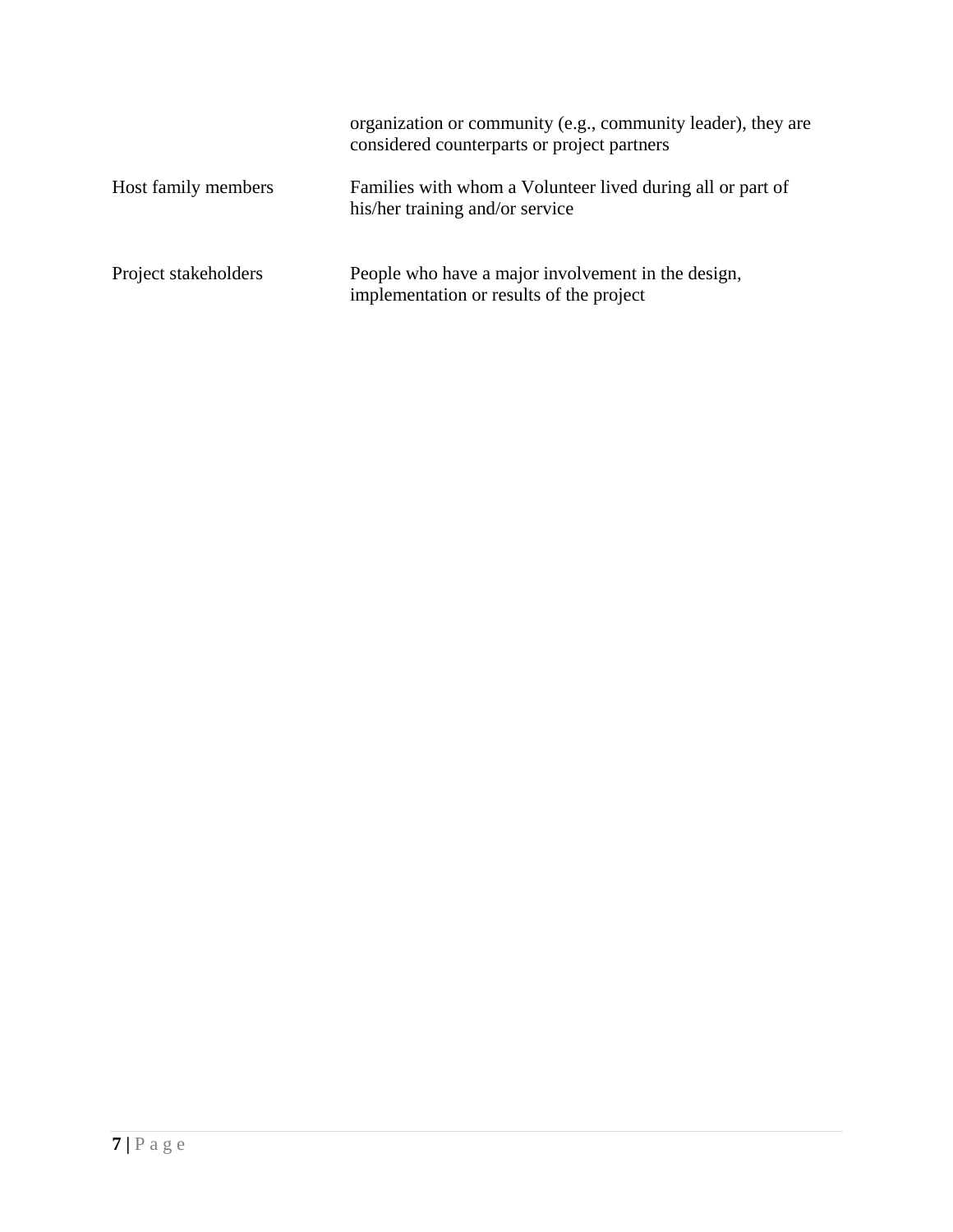| | |
|---|---|
| | organization or community (e.g., community leader), they are considered counterparts or project partners |
| Host family members | Families with whom a Volunteer lived during all or part of his/her training and/or service |
| Project stakeholders | People who have a major involvement in the design, implementation or results of the project |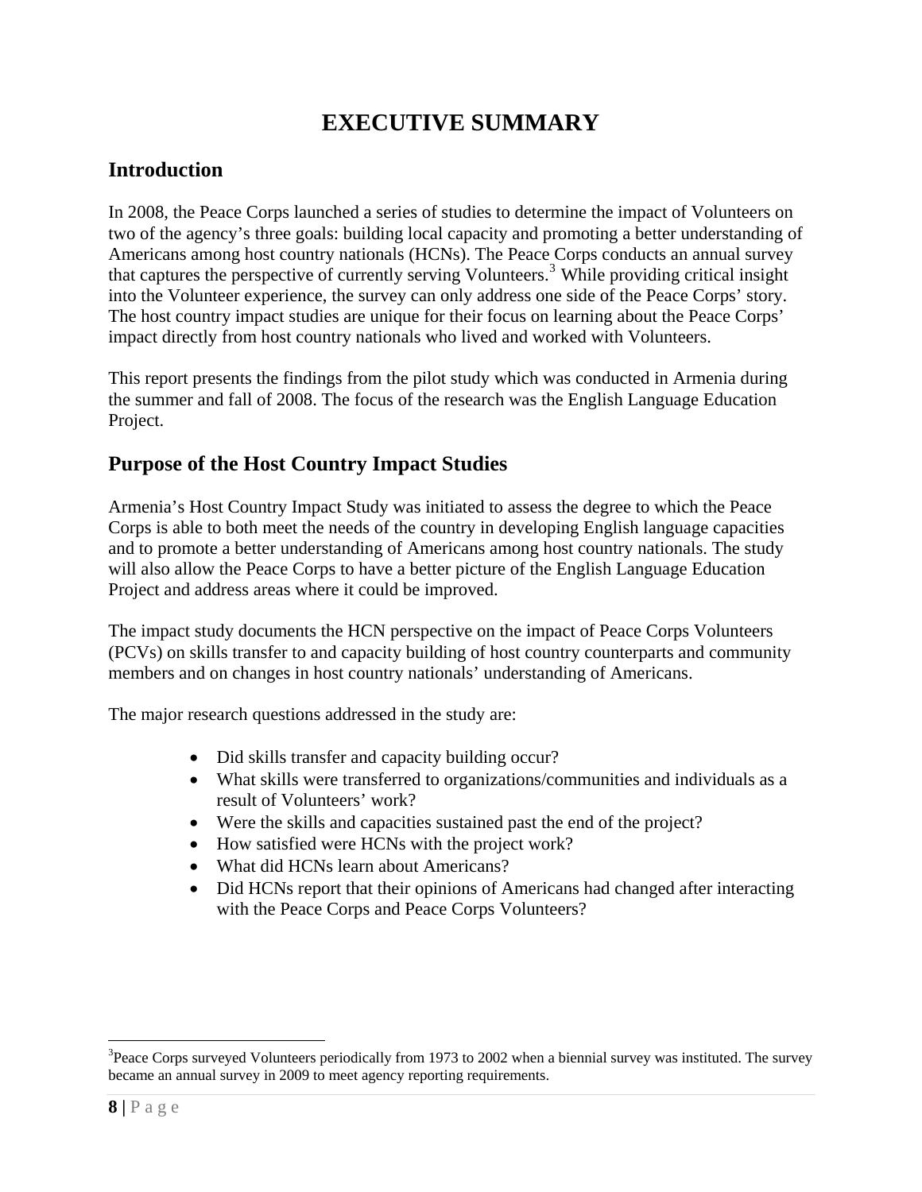# EXECUTIVE SUMMARY

## Introduction

In 2008, the Peace Corps launched a series of studies to determine the impact of Volunteers on two of the agency's three goals: building local capacity and promoting a better understanding of Americans among host country nationals (HCNs). The Peace Corps conducts an annual survey that captures the perspective of currently serving Volunteers.[3] While providing critical insight into the Volunteer experience, the survey can only address one side of the Peace Corps' story. The host country impact studies are unique for their focus on learning about the Peace Corps' impact directly from host country nationals who lived and worked with Volunteers.

This report presents the findings from the pilot study which was conducted in Armenia during the summer and fall of 2008. The focus of the research was the English Language Education Project.

## Purpose of the Host Country Impact Studies

Armenia's Host Country Impact Study was initiated to assess the degree to which the Peace Corps is able to both meet the needs of the country in developing English language capacities and to promote a better understanding of Americans among host country nationals. The study will also allow the Peace Corps to have a better picture of the English Language Education Project and address areas where it could be improved.

The impact study documents the HCN perspective on the impact of Peace Corps Volunteers (PCVs) on skills transfer to and capacity building of host country counterparts and community members and on changes in host country nationals' understanding of Americans.

The major research questions addressed in the study are:

- Did skills transfer and capacity building occur?
- What skills were transferred to organizations/communities and individuals as a result of Volunteers' work?
- Were the skills and capacities sustained past the end of the project?
- How satisfied were HCNs with the project work?
- What did HCNs learn about Americans?
- Did HCNs report that their opinions of Americans had changed after interacting with the Peace Corps and Peace Corps Volunteers?

---

[3] Peace Corps surveyed Volunteers periodically from 1973 to 2002 when a biennial survey was instituted. The survey became an annual survey in 2009 to meet agency reporting requirements.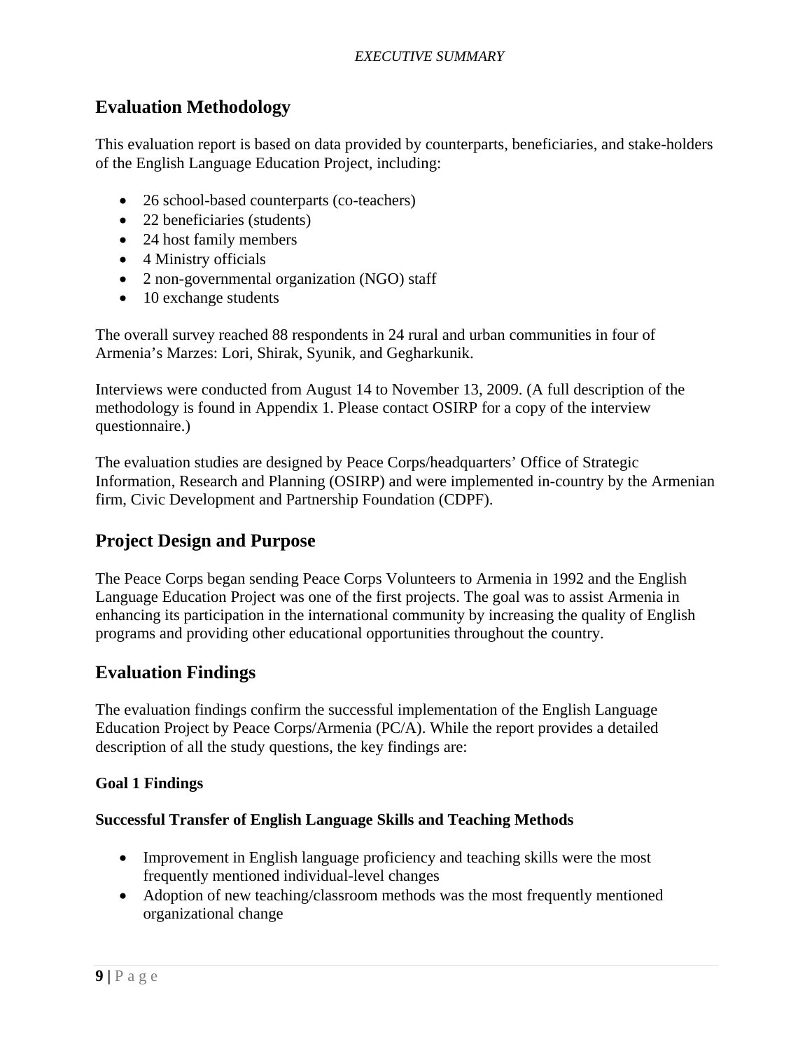*EXECUTIVE SUMMARY*

## Evaluation Methodology

This evaluation report is based on data provided by counterparts, beneficiaries, and stake-holders of the English Language Education Project, including:

- 26 school-based counterparts (co-teachers)
- 22 beneficiaries (students)
- 24 host family members
- 4 Ministry officials
- 2 non-governmental organization (NGO) staff
- 10 exchange students

The overall survey reached 88 respondents in 24 rural and urban communities in four of Armenia's Marzes: Lori, Shirak, Syunik, and Gegharkunik.

Interviews were conducted from August 14 to November 13, 2009. (A full description of the methodology is found in Appendix 1. Please contact OSIRP for a copy of the interview questionnaire.)

The evaluation studies are designed by Peace Corps/headquarters' Office of Strategic Information, Research and Planning (OSIRP) and were implemented in-country by the Armenian firm, Civic Development and Partnership Foundation (CDPF).

## Project Design and Purpose

The Peace Corps began sending Peace Corps Volunteers to Armenia in 1992 and the English Language Education Project was one of the first projects. The goal was to assist Armenia in enhancing its participation in the international community by increasing the quality of English programs and providing other educational opportunities throughout the country.

## Evaluation Findings

The evaluation findings confirm the successful implementation of the English Language Education Project by Peace Corps/Armenia (PC/A). While the report provides a detailed description of all the study questions, the key findings are:

**Goal 1 Findings**

**Successful Transfer of English Language Skills and Teaching Methods**

- Improvement in English language proficiency and teaching skills were the most frequently mentioned individual-level changes
- Adoption of new teaching/classroom methods was the most frequently mentioned organizational change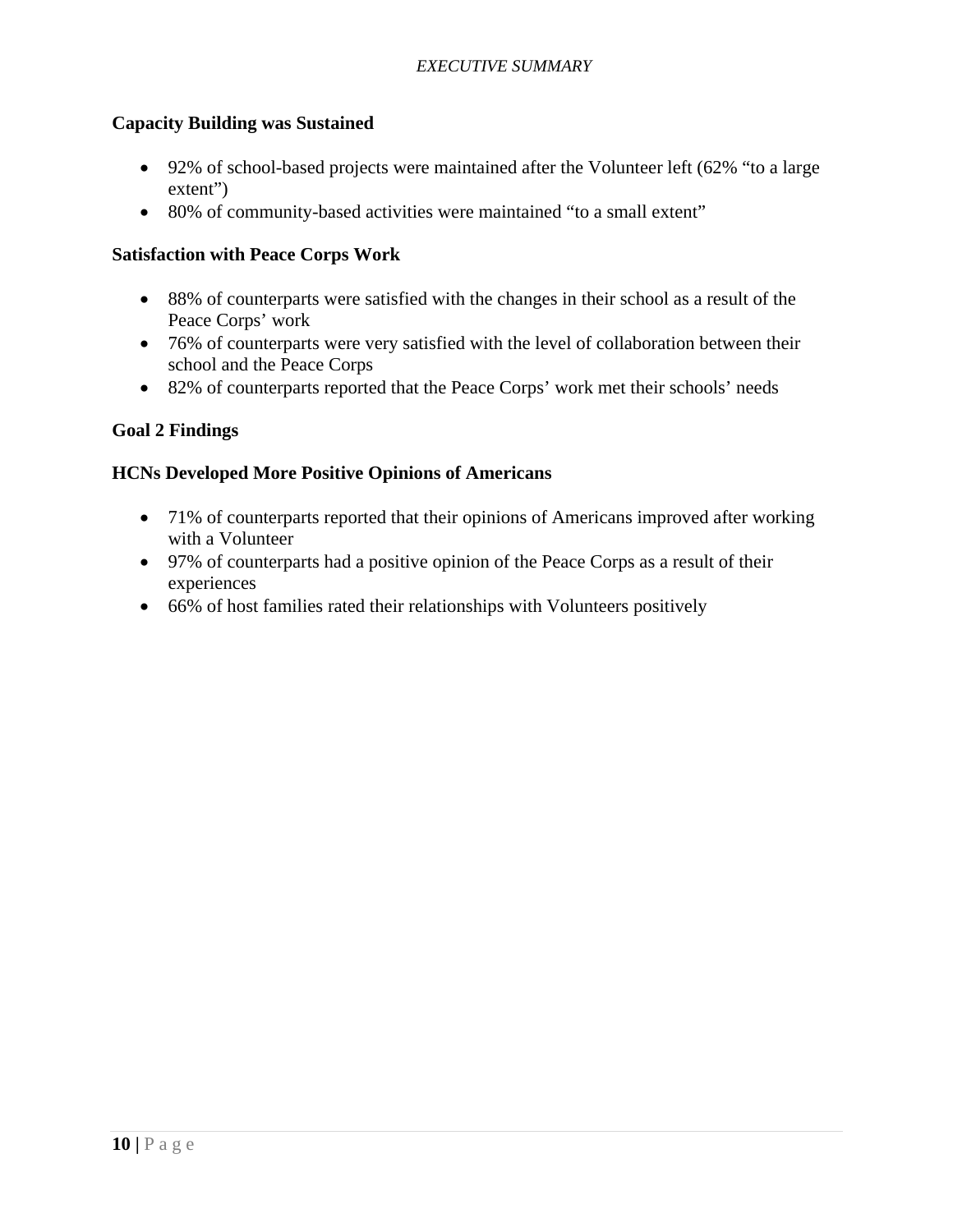**Capacity Building was Sustained**

- 92% of school-based projects were maintained after the Volunteer left (62% "to a large extent")
- 80% of community-based activities were maintained "to a small extent"

**Satisfaction with Peace Corps Work**

- 88% of counterparts were satisfied with the changes in their school as a result of the Peace Corps' work
- 76% of counterparts were very satisfied with the level of collaboration between their school and the Peace Corps
- 82% of counterparts reported that the Peace Corps' work met their schools' needs

**Goal 2 Findings**

**HCNs Developed More Positive Opinions of Americans**

- 71% of counterparts reported that their opinions of Americans improved after working with a Volunteer
- 97% of counterparts had a positive opinion of the Peace Corps as a result of their experiences
- 66% of host families rated their relationships with Volunteers positively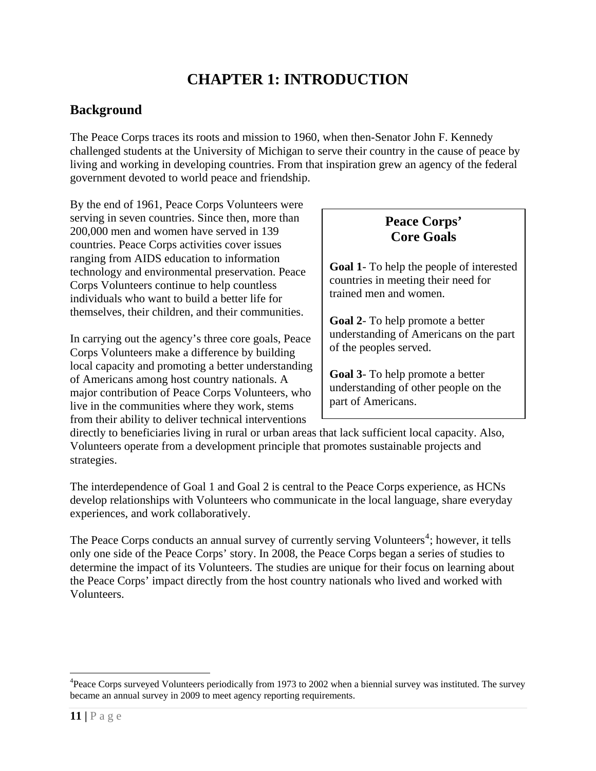# CHAPTER 1: INTRODUCTION

## Background

The Peace Corps traces its roots and mission to 1960, when then-Senator John F. Kennedy challenged students at the University of Michigan to serve their country in the cause of peace by living and working in developing countries. From that inspiration grew an agency of the federal government devoted to world peace and friendship.

By the end of 1961, Peace Corps Volunteers were serving in seven countries. Since then, more than 200,000 men and women have served in 139 countries. Peace Corps activities cover issues ranging from AIDS education to information technology and environmental preservation. Peace Corps Volunteers continue to help countless individuals who want to build a better life for themselves, their children, and their communities.

> **Peace Corps' Core Goals**
>
> **Goal 1**- To help the people of interested countries in meeting their need for trained men and women.
>
> **Goal 2**- To help promote a better understanding of Americans on the part of the peoples served.
>
> **Goal 3**- To help promote a better understanding of other people on the part of Americans.

In carrying out the agency's three core goals, Peace Corps Volunteers make a difference by building local capacity and promoting a better understanding of Americans among host country nationals. A major contribution of Peace Corps Volunteers, who live in the communities where they work, stems from their ability to deliver technical interventions directly to beneficiaries living in rural or urban areas that lack sufficient local capacity. Also, Volunteers operate from a development principle that promotes sustainable projects and strategies.

The interdependence of Goal 1 and Goal 2 is central to the Peace Corps experience, as HCNs develop relationships with Volunteers who communicate in the local language, share everyday experiences, and work collaboratively.

The Peace Corps conducts an annual survey of currently serving Volunteers[4]; however, it tells only one side of the Peace Corps' story. In 2008, the Peace Corps began a series of studies to determine the impact of its Volunteers. The studies are unique for their focus on learning about the Peace Corps' impact directly from the host country nationals who lived and worked with Volunteers.

---

[4]Peace Corps surveyed Volunteers periodically from 1973 to 2002 when a biennial survey was instituted. The survey became an annual survey in 2009 to meet agency reporting requirements.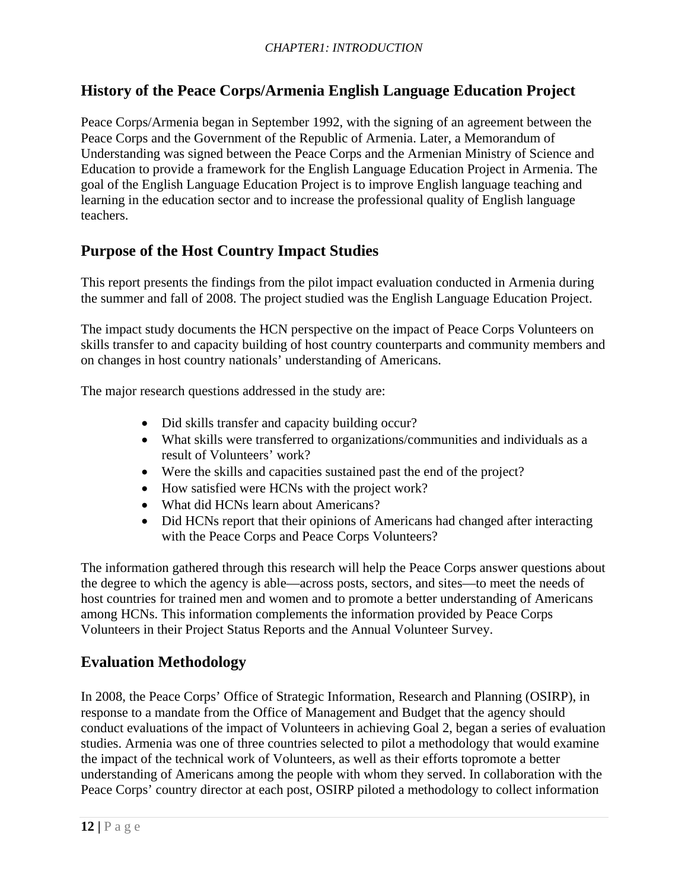## History of the Peace Corps/Armenia English Language Education Project

Peace Corps/Armenia began in September 1992, with the signing of an agreement between the Peace Corps and the Government of the Republic of Armenia. Later, a Memorandum of Understanding was signed between the Peace Corps and the Armenian Ministry of Science and Education to provide a framework for the English Language Education Project in Armenia. The goal of the English Language Education Project is to improve English language teaching and learning in the education sector and to increase the professional quality of English language teachers.

## Purpose of the Host Country Impact Studies

This report presents the findings from the pilot impact evaluation conducted in Armenia during the summer and fall of 2008. The project studied was the English Language Education Project.

The impact study documents the HCN perspective on the impact of Peace Corps Volunteers on skills transfer to and capacity building of host country counterparts and community members and on changes in host country nationals' understanding of Americans.

The major research questions addressed in the study are:

- Did skills transfer and capacity building occur?
- What skills were transferred to organizations/communities and individuals as a result of Volunteers' work?
- Were the skills and capacities sustained past the end of the project?
- How satisfied were HCNs with the project work?
- What did HCNs learn about Americans?
- Did HCNs report that their opinions of Americans had changed after interacting with the Peace Corps and Peace Corps Volunteers?

The information gathered through this research will help the Peace Corps answer questions about the degree to which the agency is able—across posts, sectors, and sites—to meet the needs of host countries for trained men and women and to promote a better understanding of Americans among HCNs. This information complements the information provided by Peace Corps Volunteers in their Project Status Reports and the Annual Volunteer Survey.

## Evaluation Methodology

In 2008, the Peace Corps' Office of Strategic Information, Research and Planning (OSIRP), in response to a mandate from the Office of Management and Budget that the agency should conduct evaluations of the impact of Volunteers in achieving Goal 2, began a series of evaluation studies. Armenia was one of three countries selected to pilot a methodology that would examine the impact of the technical work of Volunteers, as well as their efforts topromote a better understanding of Americans among the people with whom they served. In collaboration with the Peace Corps' country director at each post, OSIRP piloted a methodology to collect information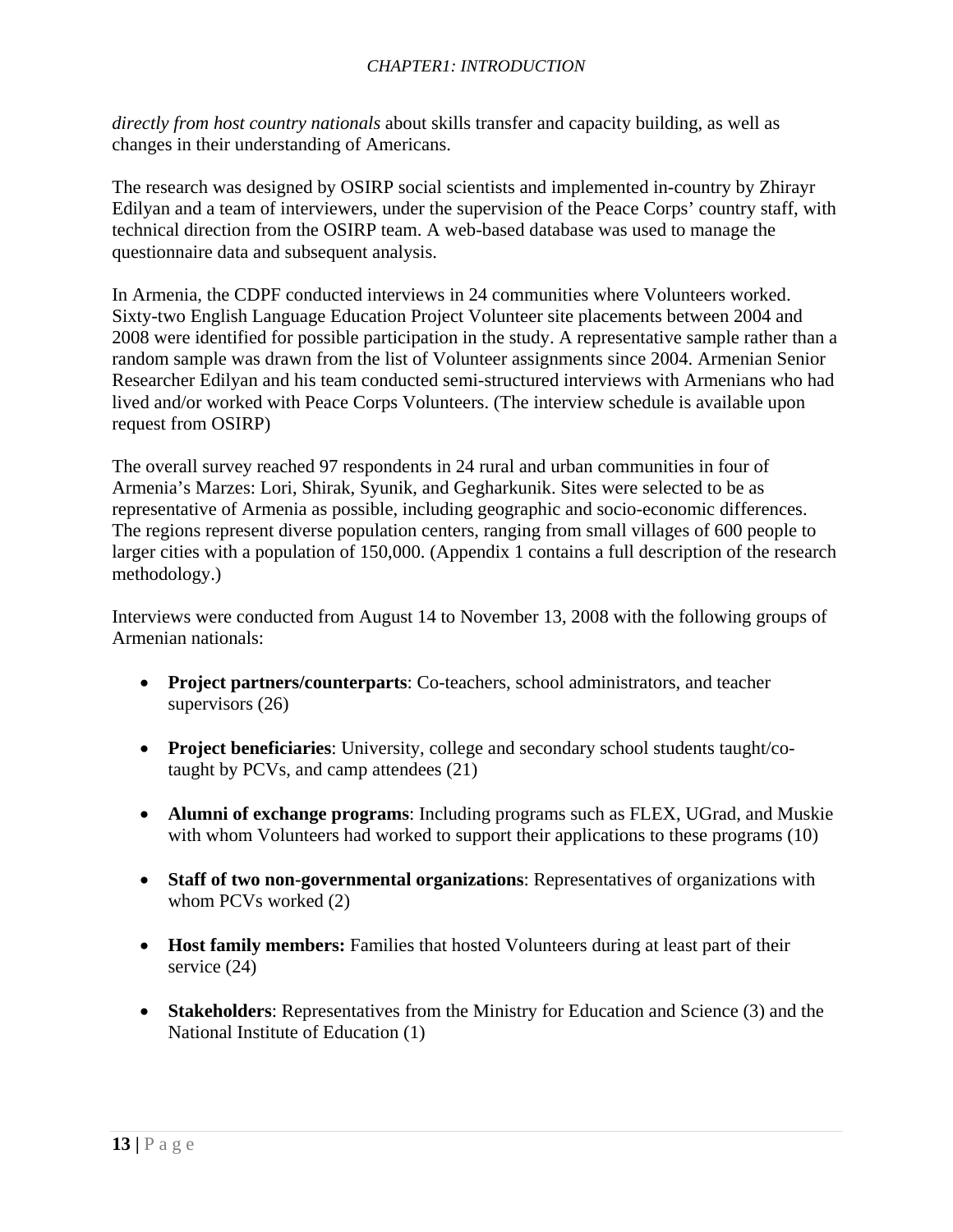*directly from host country nationals* about skills transfer and capacity building, as well as changes in their understanding of Americans.

The research was designed by OSIRP social scientists and implemented in-country by Zhirayr Edilyan and a team of interviewers, under the supervision of the Peace Corps' country staff, with technical direction from the OSIRP team. A web-based database was used to manage the questionnaire data and subsequent analysis.

In Armenia, the CDPF conducted interviews in 24 communities where Volunteers worked. Sixty-two English Language Education Project Volunteer site placements between 2004 and 2008 were identified for possible participation in the study. A representative sample rather than a random sample was drawn from the list of Volunteer assignments since 2004. Armenian Senior Researcher Edilyan and his team conducted semi-structured interviews with Armenians who had lived and/or worked with Peace Corps Volunteers. (The interview schedule is available upon request from OSIRP)

The overall survey reached 97 respondents in 24 rural and urban communities in four of Armenia's Marzes: Lori, Shirak, Syunik, and Gegharkunik. Sites were selected to be as representative of Armenia as possible, including geographic and socio-economic differences. The regions represent diverse population centers, ranging from small villages of 600 people to larger cities with a population of 150,000. (Appendix 1 contains a full description of the research methodology.)

Interviews were conducted from August 14 to November 13, 2008 with the following groups of Armenian nationals:

- **Project partners/counterparts**: Co-teachers, school administrators, and teacher supervisors (26)
- **Project beneficiaries**: University, college and secondary school students taught/co-taught by PCVs, and camp attendees (21)
- **Alumni of exchange programs**: Including programs such as FLEX, UGrad, and Muskie with whom Volunteers had worked to support their applications to these programs (10)
- **Staff of two non-governmental organizations**: Representatives of organizations with whom PCVs worked (2)
- **Host family members:** Families that hosted Volunteers during at least part of their service (24)
- **Stakeholders**: Representatives from the Ministry for Education and Science (3) and the National Institute of Education (1)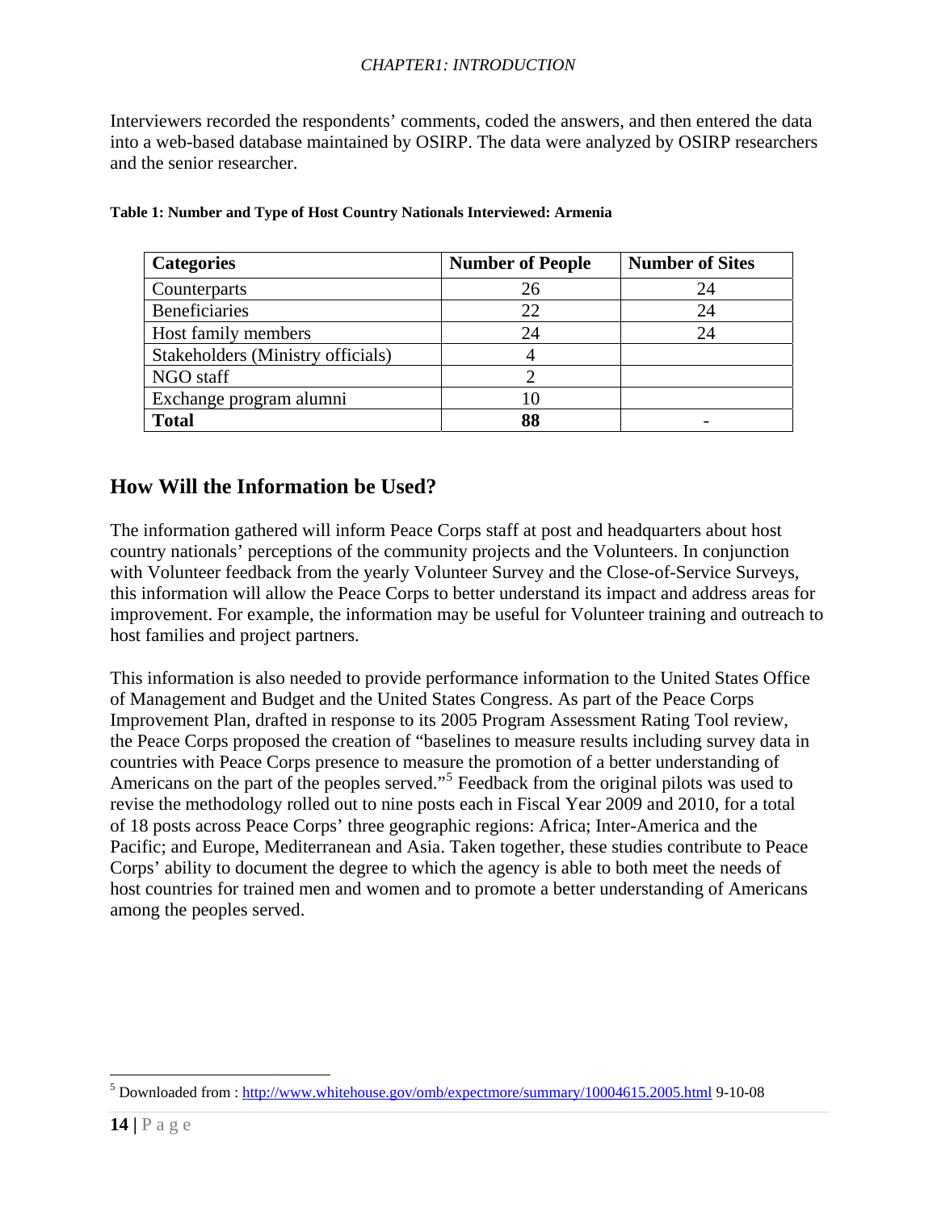Interviewers recorded the respondents' comments, coded the answers, and then entered the data into a web-based database maintained by OSIRP. The data were analyzed by OSIRP researchers and the senior researcher.

**Table 1: Number and Type of Host Country Nationals Interviewed: Armenia**

| Categories | Number of People | Number of Sites |
|---|---|---|
| Counterparts | 26 | 24 |
| Beneficiaries | 22 | 24 |
| Host family members | 24 | 24 |
| Stakeholders (Ministry officials) | 4 | |
| NGO staff | 2 | |
| Exchange program alumni | 10 | |
| **Total** | **88** | - |

## How Will the Information be Used?

The information gathered will inform Peace Corps staff at post and headquarters about host country nationals' perceptions of the community projects and the Volunteers. In conjunction with Volunteer feedback from the yearly Volunteer Survey and the Close-of-Service Surveys, this information will allow the Peace Corps to better understand its impact and address areas for improvement. For example, the information may be useful for Volunteer training and outreach to host families and project partners.

This information is also needed to provide performance information to the United States Office of Management and Budget and the United States Congress. As part of the Peace Corps Improvement Plan, drafted in response to its 2005 Program Assessment Rating Tool review, the Peace Corps proposed the creation of "baselines to measure results including survey data in countries with Peace Corps presence to measure the promotion of a better understanding of Americans on the part of the peoples served."[5] Feedback from the original pilots was used to revise the methodology rolled out to nine posts each in Fiscal Year 2009 and 2010, for a total of 18 posts across Peace Corps' three geographic regions: Africa; Inter-America and the Pacific; and Europe, Mediterranean and Asia. Taken together, these studies contribute to Peace Corps' ability to document the degree to which the agency is able to both meet the needs of host countries for trained men and women and to promote a better understanding of Americans among the peoples served.

[5] Downloaded from : http://www.whitehouse.gov/omb/expectmore/summary/10004615.2005.html 9-10-08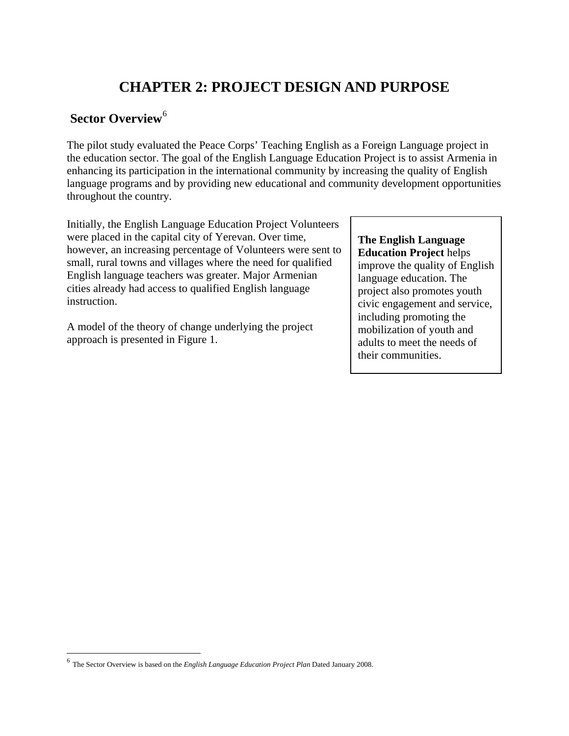# CHAPTER 2: PROJECT DESIGN AND PURPOSE

## Sector Overview[6]

The pilot study evaluated the Peace Corps' Teaching English as a Foreign Language project in the education sector. The goal of the English Language Education Project is to assist Armenia in enhancing its participation in the international community by increasing the quality of English language programs and by providing new educational and community development opportunities throughout the country.

Initially, the English Language Education Project Volunteers were placed in the capital city of Yerevan. Over time, however, an increasing percentage of Volunteers were sent to small, rural towns and villages where the need for qualified English language teachers was greater. Major Armenian cities already had access to qualified English language instruction.

A model of the theory of change underlying the project approach is presented in Figure 1.

> **The English Language Education Project** helps improve the quality of English language education. The project also promotes youth civic engagement and service, including promoting the mobilization of youth and adults to meet the needs of their communities.

[6] The Sector Overview is based on the *English Language Education Project Plan* Dated January 2008.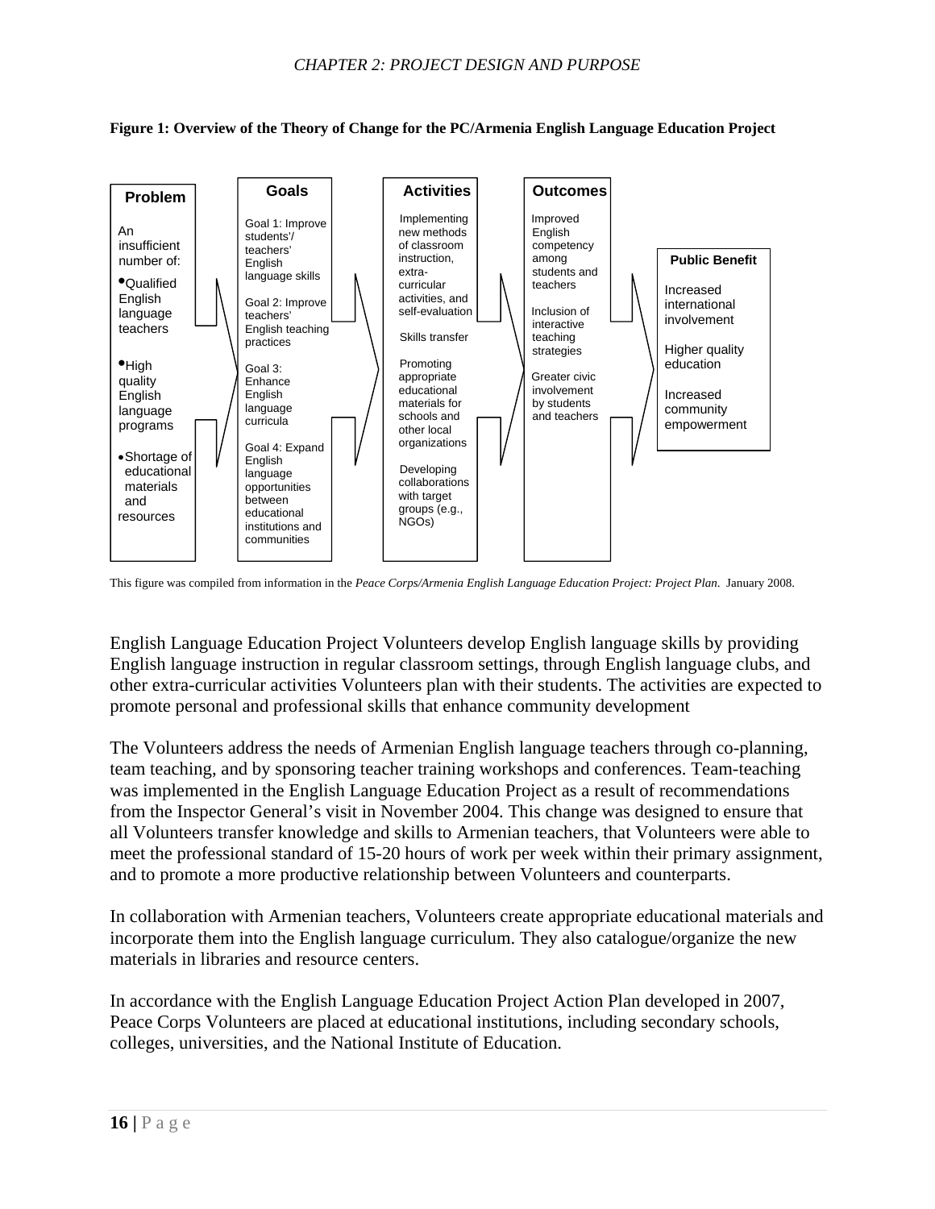**Figure 1: Overview of the Theory of Change for the PC/Armenia English Language Education Project**

| Problem | Goals | Activities | Outcomes | Public Benefit |
|---|---|---|---|---|
| An insufficient number of:<br>• Qualified English language teachers<br>• High quality English language programs<br>• Shortage of educational materials and resources | Goal 1: Improve students'/ teachers' English language skills<br>Goal 2: Improve teachers' English teaching practices<br>Goal 3: Enhance English language curricula<br>Goal 4: Expand English language opportunities between educational institutions and communities | Implementing new methods of classroom instruction, extra-curricular activities, and self-evaluation<br>Skills transfer<br>Promoting appropriate educational materials for schools and other local organizations<br>Developing collaborations with target groups (e.g., NGOs) | Improved English competency among students and teachers<br>Inclusion of interactive teaching strategies<br>Greater civic involvement by students and teachers | Increased international involvement<br>Higher quality education<br>Increased community empowerment |

This figure was compiled from information in the *Peace Corps/Armenia English Language Education Project: Project Plan*. January 2008.

English Language Education Project Volunteers develop English language skills by providing English language instruction in regular classroom settings, through English language clubs, and other extra-curricular activities Volunteers plan with their students. The activities are expected to promote personal and professional skills that enhance community development

The Volunteers address the needs of Armenian English language teachers through co-planning, team teaching, and by sponsoring teacher training workshops and conferences. Team-teaching was implemented in the English Language Education Project as a result of recommendations from the Inspector General's visit in November 2004. This change was designed to ensure that all Volunteers transfer knowledge and skills to Armenian teachers, that Volunteers were able to meet the professional standard of 15-20 hours of work per week within their primary assignment, and to promote a more productive relationship between Volunteers and counterparts.

In collaboration with Armenian teachers, Volunteers create appropriate educational materials and incorporate them into the English language curriculum. They also catalogue/organize the new materials in libraries and resource centers.

In accordance with the English Language Education Project Action Plan developed in 2007, Peace Corps Volunteers are placed at educational institutions, including secondary schools, colleges, universities, and the National Institute of Education.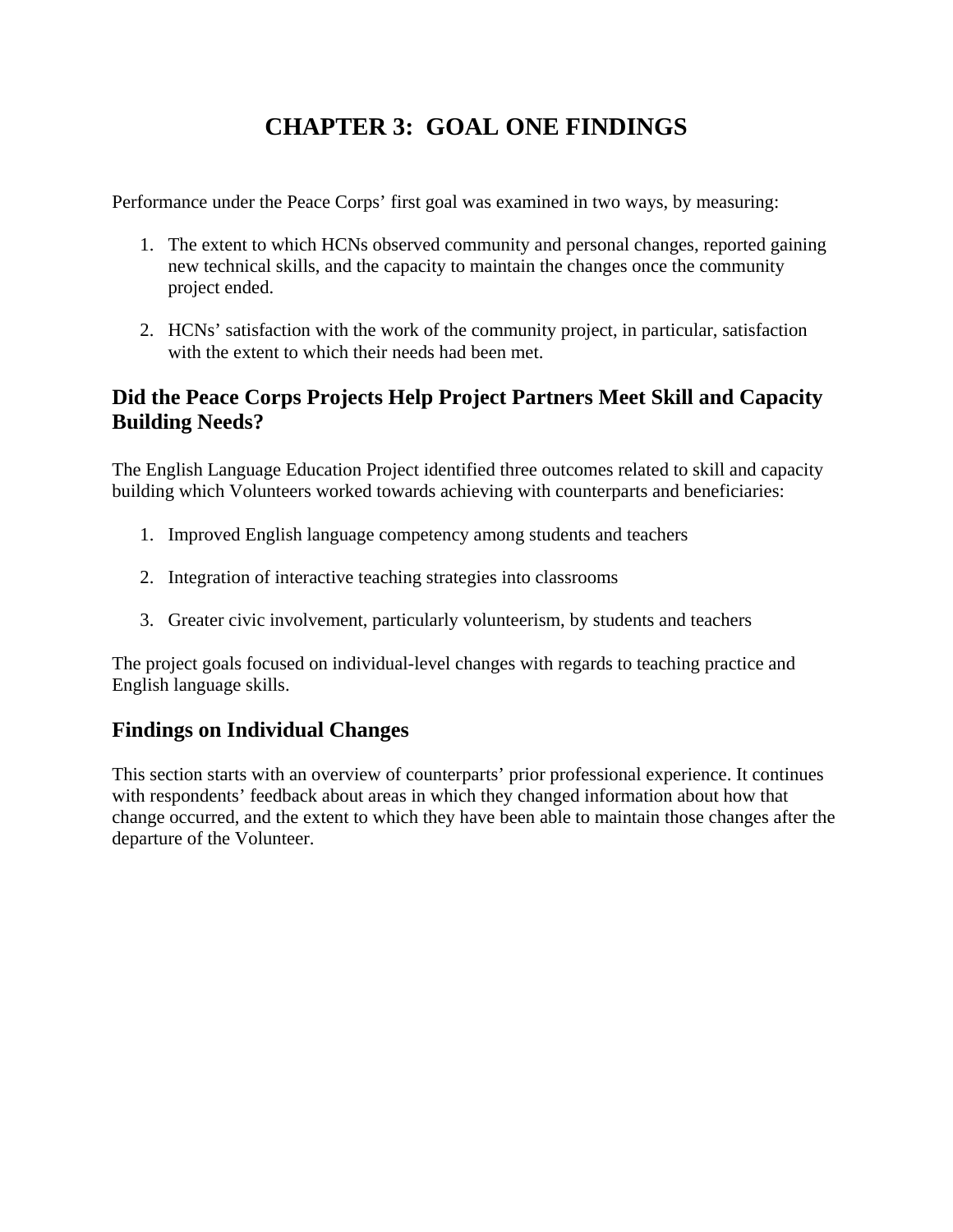# CHAPTER 3: GOAL ONE FINDINGS

Performance under the Peace Corps' first goal was examined in two ways, by measuring:

1. The extent to which HCNs observed community and personal changes, reported gaining new technical skills, and the capacity to maintain the changes once the community project ended.

2. HCNs' satisfaction with the work of the community project, in particular, satisfaction with the extent to which their needs had been met.

## Did the Peace Corps Projects Help Project Partners Meet Skill and Capacity Building Needs?

The English Language Education Project identified three outcomes related to skill and capacity building which Volunteers worked towards achieving with counterparts and beneficiaries:

1. Improved English language competency among students and teachers

2. Integration of interactive teaching strategies into classrooms

3. Greater civic involvement, particularly volunteerism, by students and teachers

The project goals focused on individual-level changes with regards to teaching practice and English language skills.

## Findings on Individual Changes

This section starts with an overview of counterparts' prior professional experience. It continues with respondents' feedback about areas in which they changed information about how that change occurred, and the extent to which they have been able to maintain those changes after the departure of the Volunteer.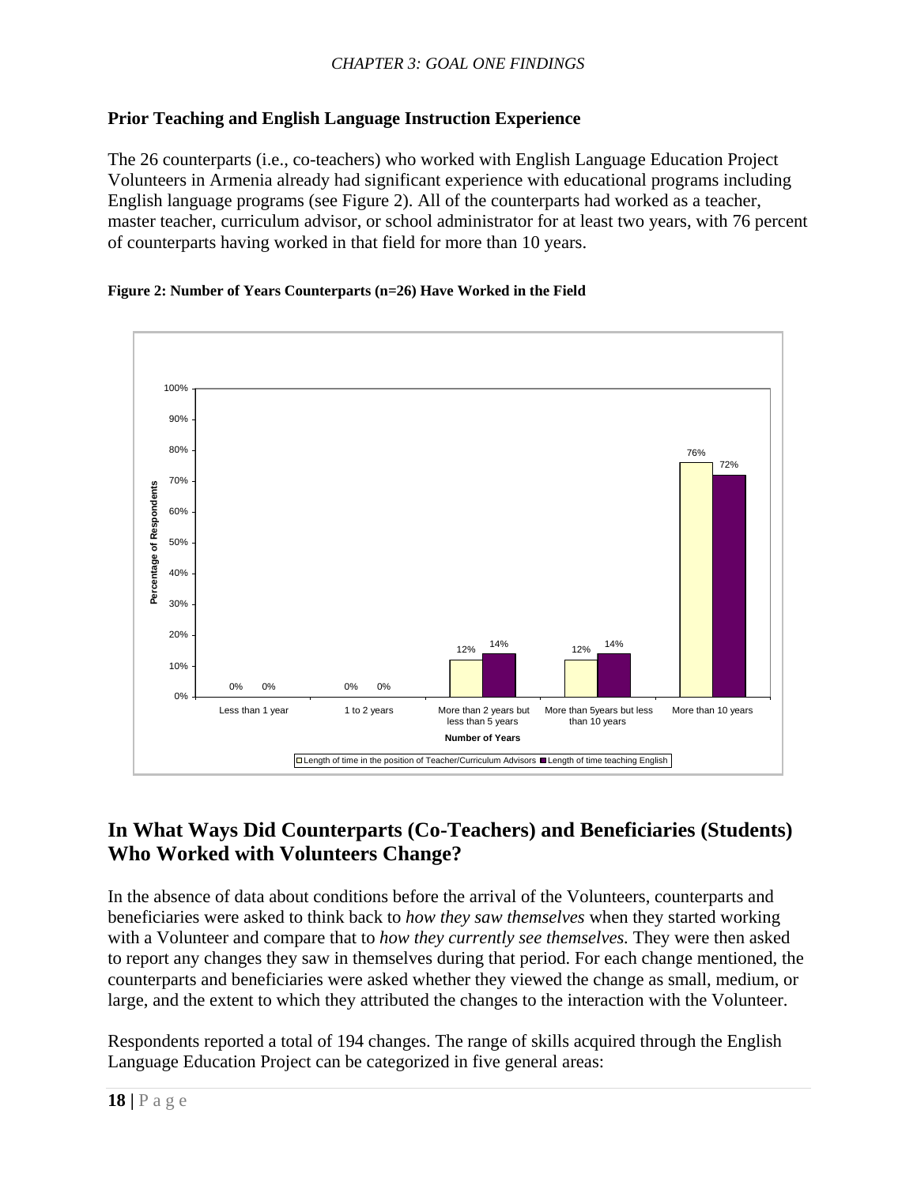### Prior Teaching and English Language Instruction Experience

The 26 counterparts (i.e., co-teachers) who worked with English Language Education Project Volunteers in Armenia already had significant experience with educational programs including English language programs (see Figure 2). All of the counterparts had worked as a teacher, master teacher, curriculum advisor, or school administrator for at least two years, with 76 percent of counterparts having worked in that field for more than 10 years.

**Figure 2: Number of Years Counterparts (n=26) Have Worked in the Field**

| Number of Years | Length of time in the position of Teacher/Curriculum Advisors | Length of time teaching English |
|---|---|---|
| Less than 1 year | 0% | 0% |
| 1 to 2 years | 0% | 0% |
| More than 2 years but less than 5 years | 12% | 14% |
| More than 5years but less than 10 years | 12% | 14% |
| More than 10 years | 76% | 72% |

## In What Ways Did Counterparts (Co-Teachers) and Beneficiaries (Students) Who Worked with Volunteers Change?

In the absence of data about conditions before the arrival of the Volunteers, counterparts and beneficiaries were asked to think back to *how they saw themselves* when they started working with a Volunteer and compare that to *how they currently see themselves.* They were then asked to report any changes they saw in themselves during that period. For each change mentioned, the counterparts and beneficiaries were asked whether they viewed the change as small, medium, or large, and the extent to which they attributed the changes to the interaction with the Volunteer.

Respondents reported a total of 194 changes. The range of skills acquired through the English Language Education Project can be categorized in five general areas: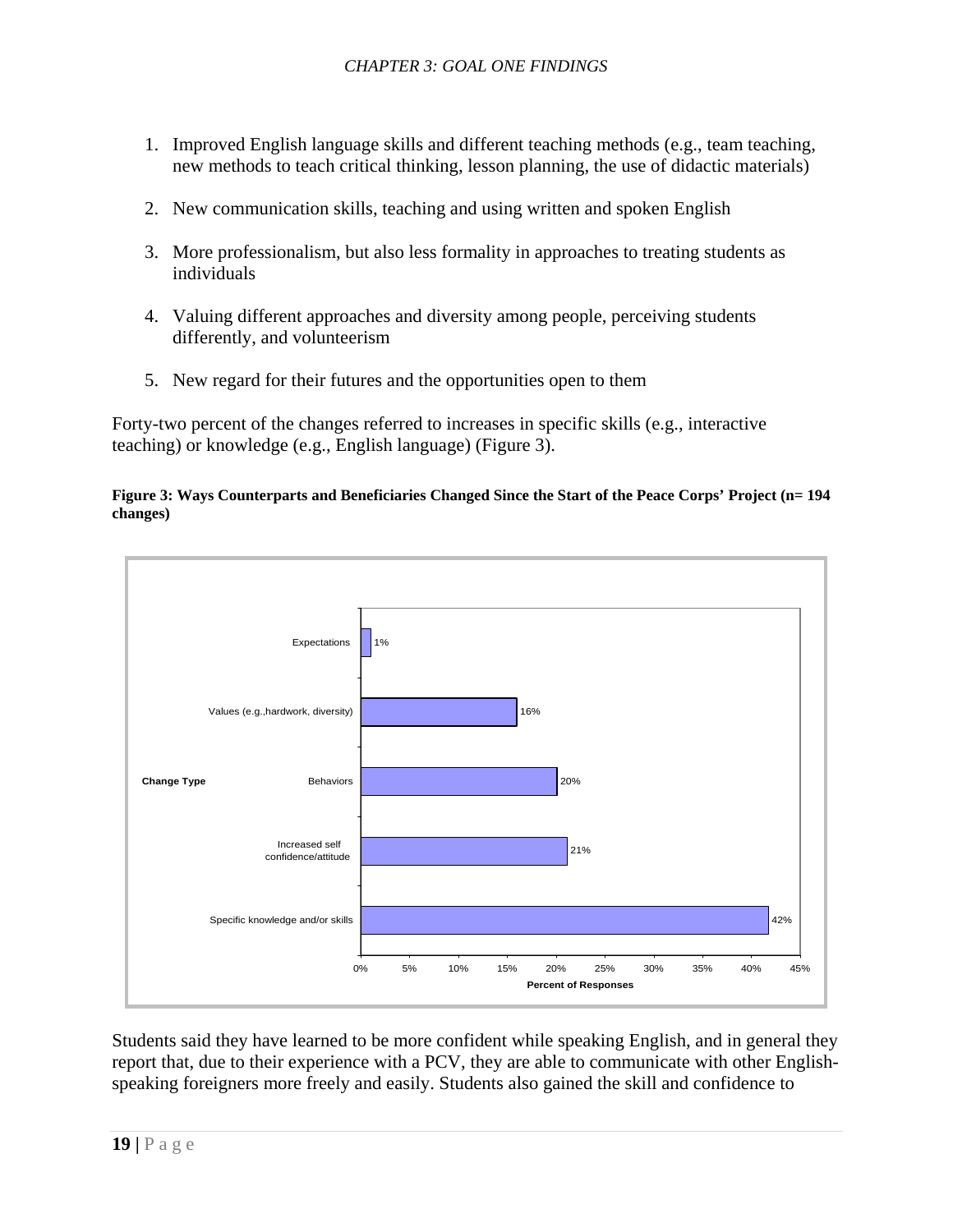1. Improved English language skills and different teaching methods (e.g., team teaching, new methods to teach critical thinking, lesson planning, the use of didactic materials)

2. New communication skills, teaching and using written and spoken English

3. More professionalism, but also less formality in approaches to treating students as individuals

4. Valuing different approaches and diversity among people, perceiving students differently, and volunteerism

5. New regard for their futures and the opportunities open to them

Forty-two percent of the changes referred to increases in specific skills (e.g., interactive teaching) or knowledge (e.g., English language) (Figure 3).

**Figure 3: Ways Counterparts and Beneficiaries Changed Since the Start of the Peace Corps' Project (n= 194 changes)**

| Change Type | Percent of Responses |
| --- | --- |
| Expectations | 1% |
| Values (e.g.,hardwork, diversity) | 16% |
| Behaviors | 20% |
| Increased self confidence/attitude | 21% |
| Specific knowledge and/or skills | 42% |

Students said they have learned to be more confident while speaking English, and in general they report that, due to their experience with a PCV, they are able to communicate with other English-speaking foreigners more freely and easily. Students also gained the skill and confidence to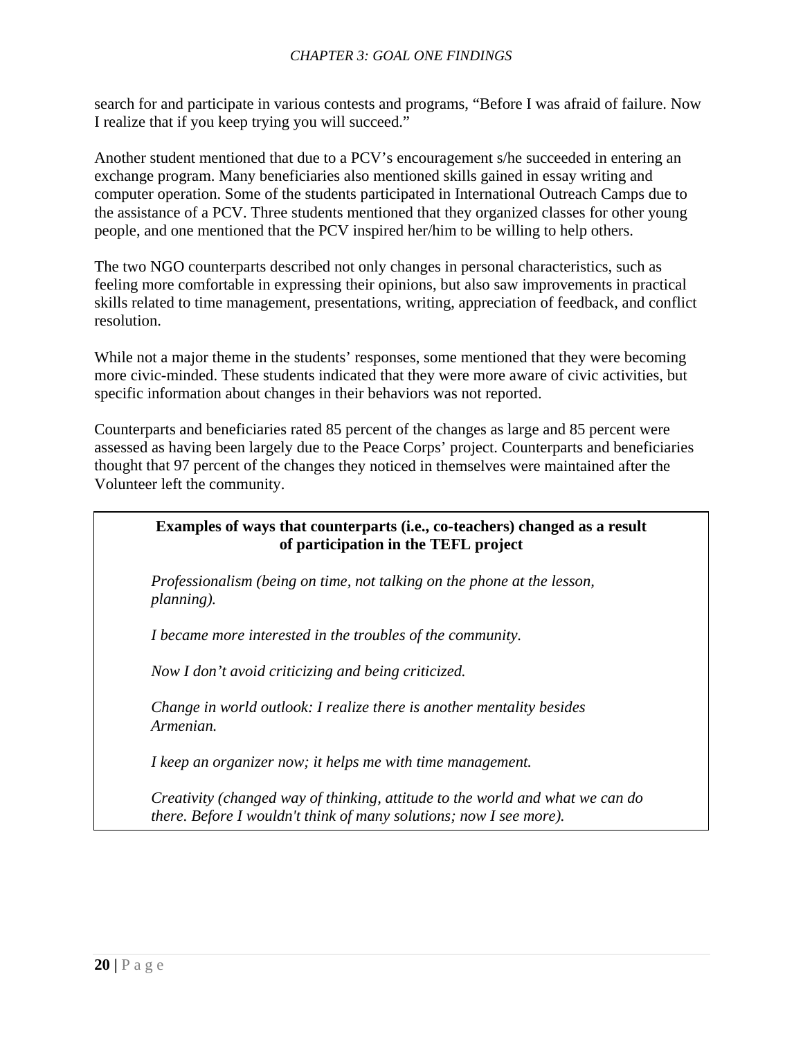search for and participate in various contests and programs, "Before I was afraid of failure. Now I realize that if you keep trying you will succeed."

Another student mentioned that due to a PCV's encouragement s/he succeeded in entering an exchange program. Many beneficiaries also mentioned skills gained in essay writing and computer operation. Some of the students participated in International Outreach Camps due to the assistance of a PCV. Three students mentioned that they organized classes for other young people, and one mentioned that the PCV inspired her/him to be willing to help others.

The two NGO counterparts described not only changes in personal characteristics, such as feeling more comfortable in expressing their opinions, but also saw improvements in practical skills related to time management, presentations, writing, appreciation of feedback, and conflict resolution.

While not a major theme in the students' responses, some mentioned that they were becoming more civic-minded. These students indicated that they were more aware of civic activities, but specific information about changes in their behaviors was not reported.

Counterparts and beneficiaries rated 85 percent of the changes as large and 85 percent were assessed as having been largely due to the Peace Corps' project. Counterparts and beneficiaries thought that 97 percent of the changes they noticed in themselves were maintained after the Volunteer left the community.

**Examples of ways that counterparts (i.e., co-teachers) changed as a result of participation in the TEFL project**

*Professionalism (being on time, not talking on the phone at the lesson, planning).*

*I became more interested in the troubles of the community.*

*Now I don't avoid criticizing and being criticized.*

*Change in world outlook: I realize there is another mentality besides Armenian.*

*I keep an organizer now; it helps me with time management.*

*Creativity (changed way of thinking, attitude to the world and what we can do there. Before I wouldn't think of many solutions; now I see more).*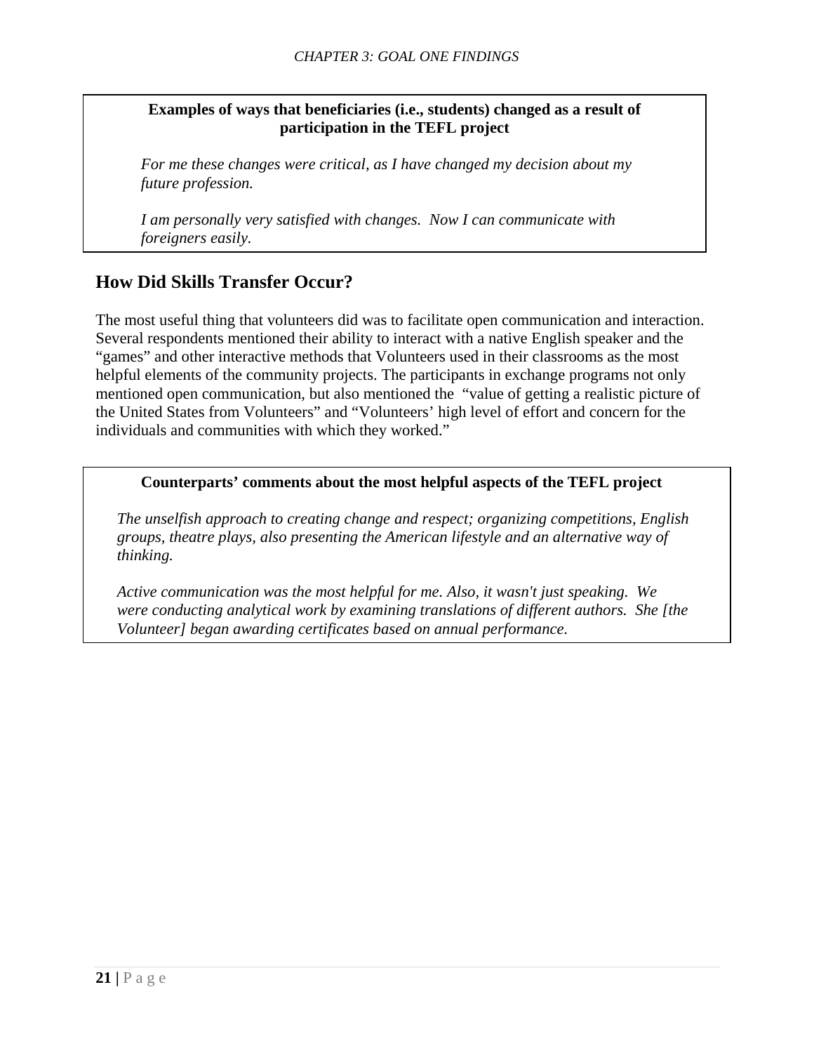**Examples of ways that beneficiaries (i.e., students) changed as a result of participation in the TEFL project**

*For me these changes were critical, as I have changed my decision about my future profession.*

*I am personally very satisfied with changes. Now I can communicate with foreigners easily.*

## How Did Skills Transfer Occur?

The most useful thing that volunteers did was to facilitate open communication and interaction. Several respondents mentioned their ability to interact with a native English speaker and the "games" and other interactive methods that Volunteers used in their classrooms as the most helpful elements of the community projects. The participants in exchange programs not only mentioned open communication, but also mentioned the "value of getting a realistic picture of the United States from Volunteers" and "Volunteers' high level of effort and concern for the individuals and communities with which they worked."

**Counterparts' comments about the most helpful aspects of the TEFL project**

*The unselfish approach to creating change and respect; organizing competitions, English groups, theatre plays, also presenting the American lifestyle and an alternative way of thinking.*

*Active communication was the most helpful for me. Also, it wasn't just speaking. We were conducting analytical work by examining translations of different authors. She [the Volunteer] began awarding certificates based on annual performance.*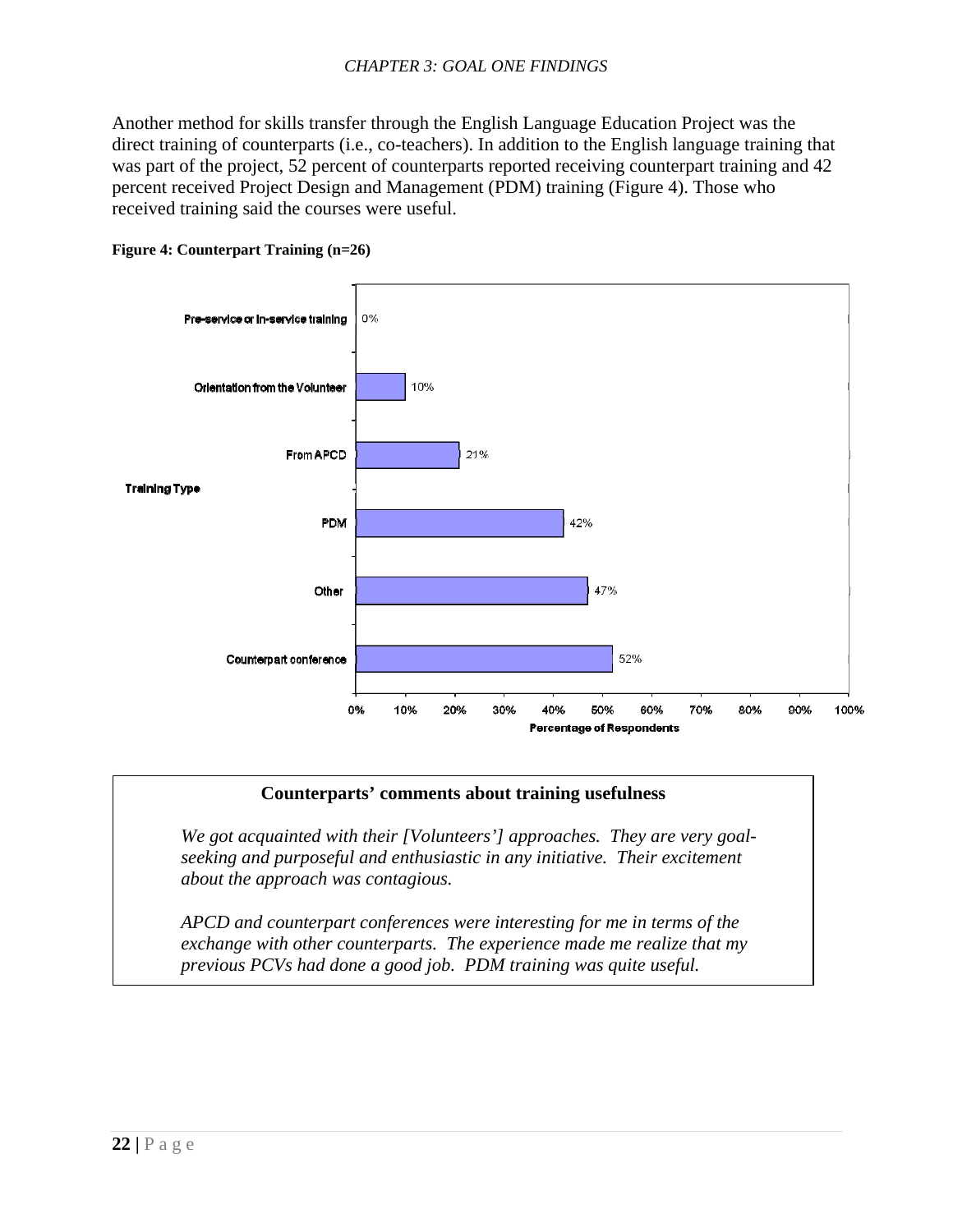Another method for skills transfer through the English Language Education Project was the direct training of counterparts (i.e., co-teachers). In addition to the English language training that was part of the project, 52 percent of counterparts reported receiving counterpart training and 42 percent received Project Design and Management (PDM) training (Figure 4). Those who received training said the courses were useful.

**Figure 4: Counterpart Training (n=26)**

| Training Type | Percentage of Respondents |
|---|---|
| Pre-service or In-service training | 0% |
| Orientation from the Volunteer | 10% |
| From APCD | 21% |
| PDM | 42% |
| Other | 47% |
| Counterpart conference | 52% |

**Counterparts' comments about training usefulness**

*We got acquainted with their [Volunteers'] approaches. They are very goal-seeking and purposeful and enthusiastic in any initiative. Their excitement about the approach was contagious.*

*APCD and counterpart conferences were interesting for me in terms of the exchange with other counterparts. The experience made me realize that my previous PCVs had done a good job. PDM training was quite useful.*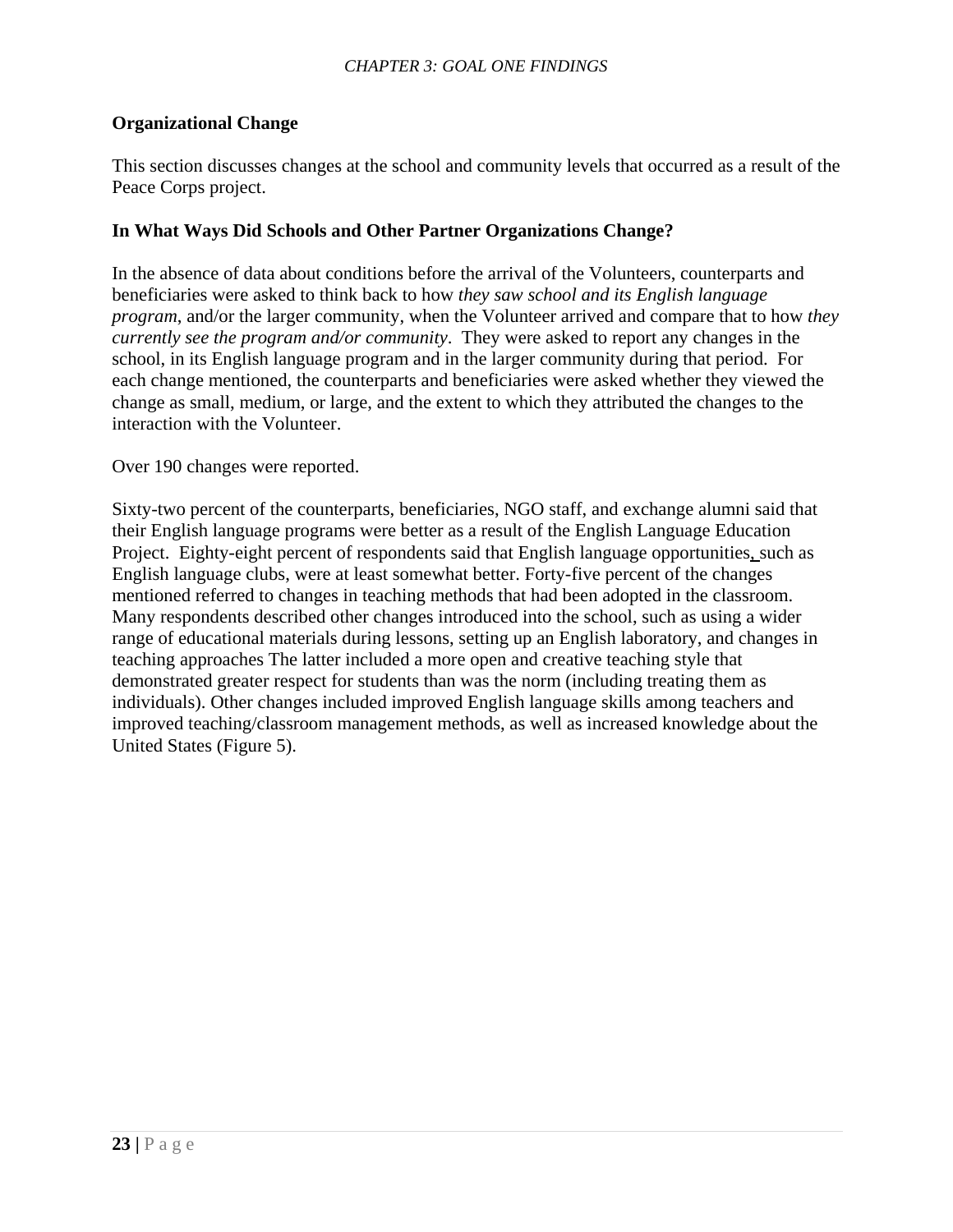## Organizational Change

This section discusses changes at the school and community levels that occurred as a result of the Peace Corps project.

### In What Ways Did Schools and Other Partner Organizations Change?

In the absence of data about conditions before the arrival of the Volunteers, counterparts and beneficiaries were asked to think back to how *they saw school and its English language program,* and/or the larger community, when the Volunteer arrived and compare that to how *they currently see the program and/or community*. They were asked to report any changes in the school, in its English language program and in the larger community during that period. For each change mentioned, the counterparts and beneficiaries were asked whether they viewed the change as small, medium, or large, and the extent to which they attributed the changes to the interaction with the Volunteer.

Over 190 changes were reported.

Sixty-two percent of the counterparts, beneficiaries, NGO staff, and exchange alumni said that their English language programs were better as a result of the English Language Education Project. Eighty-eight percent of respondents said that English language opportunities, such as English language clubs, were at least somewhat better. Forty-five percent of the changes mentioned referred to changes in teaching methods that had been adopted in the classroom. Many respondents described other changes introduced into the school, such as using a wider range of educational materials during lessons, setting up an English laboratory, and changes in teaching approaches The latter included a more open and creative teaching style that demonstrated greater respect for students than was the norm (including treating them as individuals). Other changes included improved English language skills among teachers and improved teaching/classroom management methods, as well as increased knowledge about the United States (Figure 5).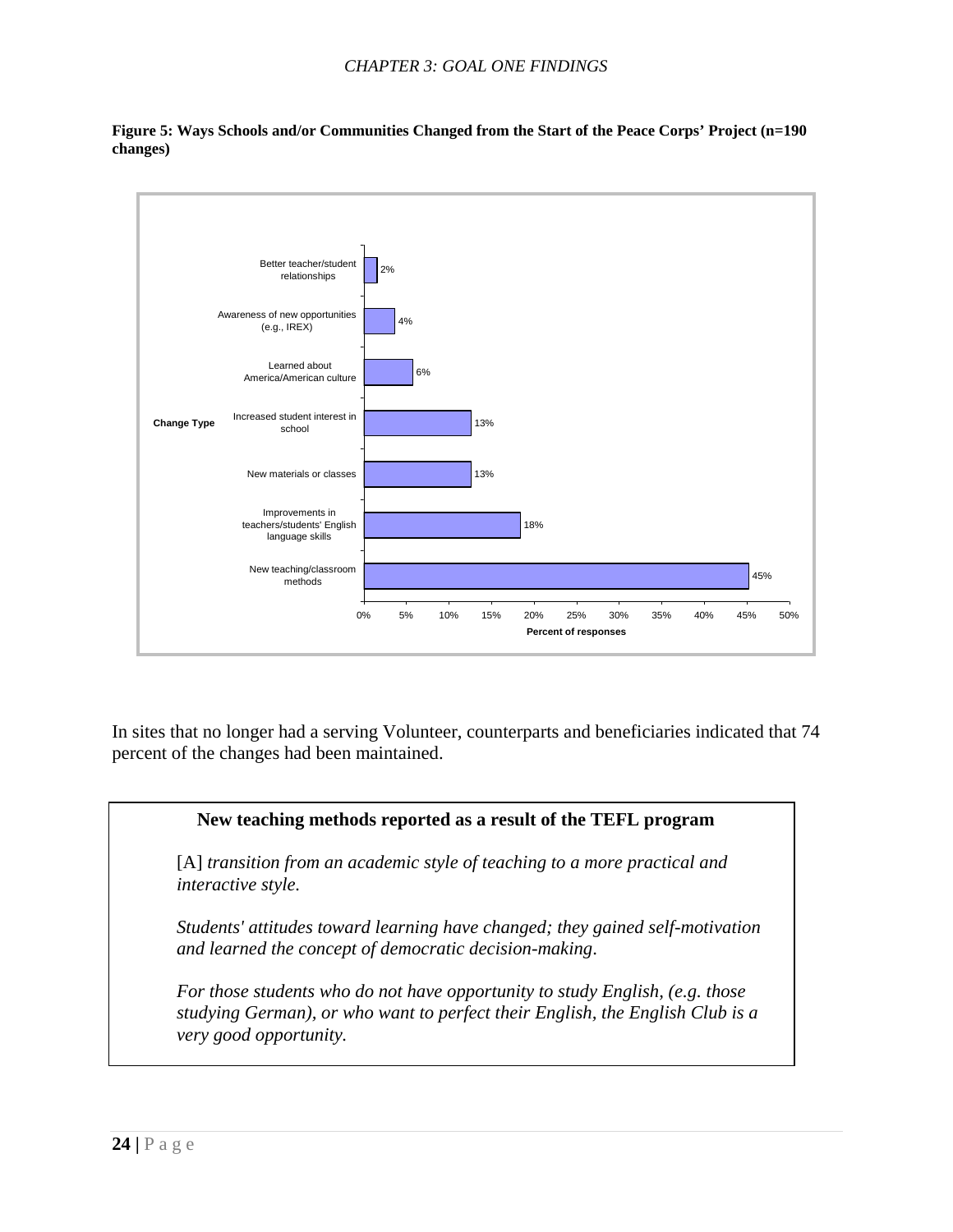**Figure 5: Ways Schools and/or Communities Changed from the Start of the Peace Corps' Project (n=190 changes)**

| Change Type | Percent of responses |
|---|---|
| Better teacher/student relationships | 2% |
| Awareness of new opportunities (e.g., IREX) | 4% |
| Learned about America/American culture | 6% |
| Increased student interest in school | 13% |
| New materials or classes | 13% |
| Improvements in teachers/students' English language skills | 18% |
| New teaching/classroom methods | 45% |

In sites that no longer had a serving Volunteer, counterparts and beneficiaries indicated that 74 percent of the changes had been maintained.

> **New teaching methods reported as a result of the TEFL program**
>
> [A] *transition from an academic style of teaching to a more practical and interactive style.*
>
> *Students' attitudes toward learning have changed; they gained self-motivation and learned the concept of democratic decision-making*.
>
> *For those students who do not have opportunity to study English, (e.g. those studying German), or who want to perfect their English, the English Club is a very good opportunity.*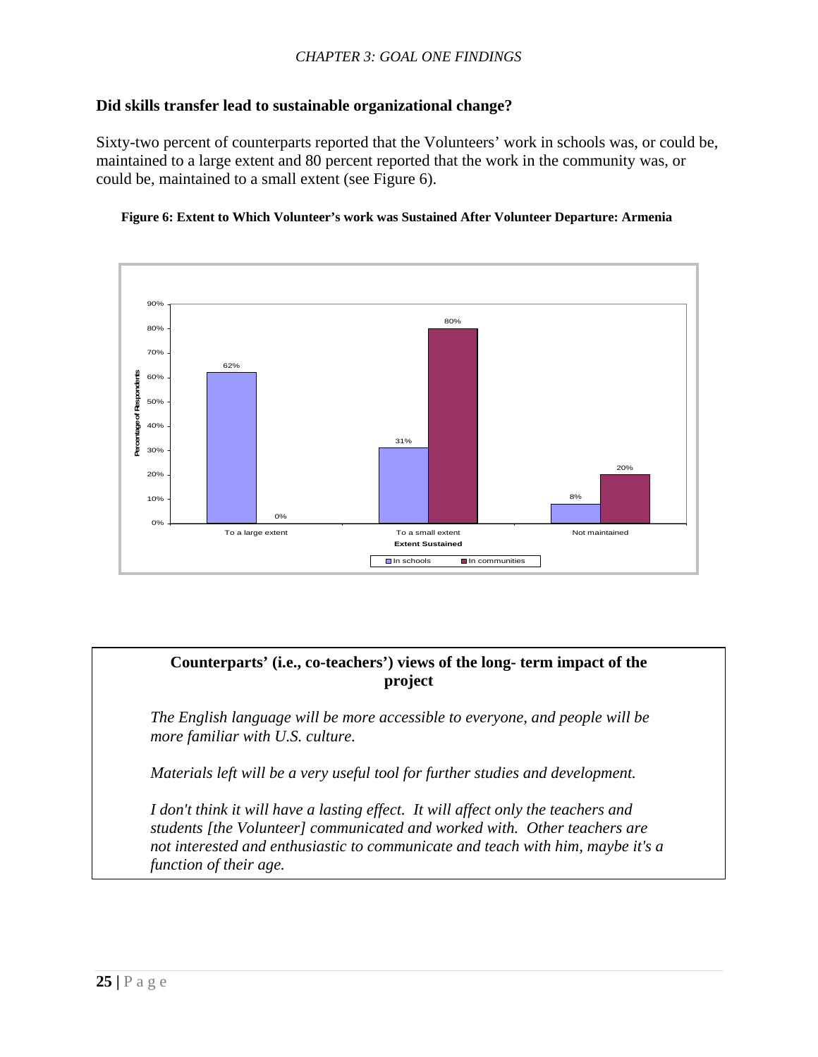### Did skills transfer lead to sustainable organizational change?

Sixty-two percent of counterparts reported that the Volunteers' work in schools was, or could be, maintained to a large extent and 80 percent reported that the work in the community was, or could be, maintained to a small extent (see Figure 6).

**Figure 6: Extent to Which Volunteer's work was Sustained After Volunteer Departure: Armenia**

| Extent Sustained | In schools | In communities |
|---|---|---|
| To a large extent | 62% | 0% |
| To a small extent | 31% | 80% |
| Not maintained | 8% | 20% |

**Counterparts' (i.e., co-teachers') views of the long- term impact of the project**

*The English language will be more accessible to everyone, and people will be more familiar with U.S. culture.*

*Materials left will be a very useful tool for further studies and development.*

*I don't think it will have a lasting effect. It will affect only the teachers and students [the Volunteer] communicated and worked with. Other teachers are not interested and enthusiastic to communicate and teach with him, maybe it's a function of their age.*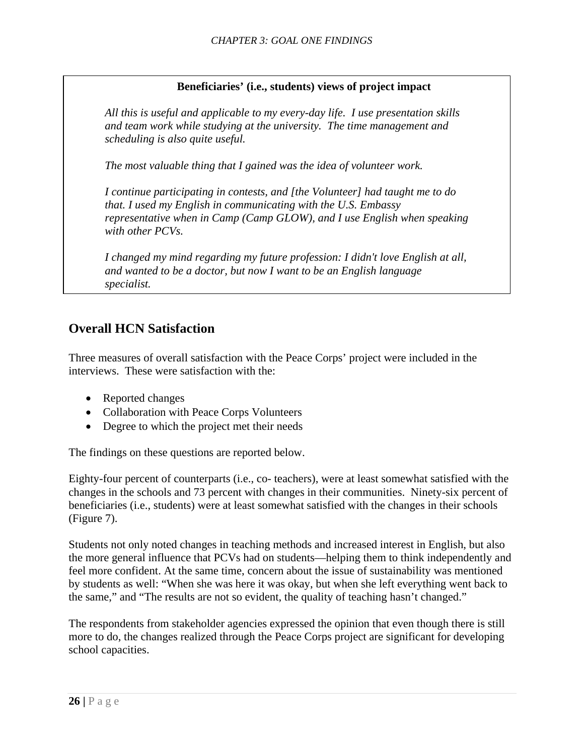**Beneficiaries' (i.e., students) views of project impact**

*All this is useful and applicable to my every-day life. I use presentation skills and team work while studying at the university. The time management and scheduling is also quite useful.*

*The most valuable thing that I gained was the idea of volunteer work.*

*I continue participating in contests, and [the Volunteer] had taught me to do that. I used my English in communicating with the U.S. Embassy representative when in Camp (Camp GLOW), and I use English when speaking with other PCVs.*

*I changed my mind regarding my future profession: I didn't love English at all, and wanted to be a doctor, but now I want to be an English language specialist.*

## Overall HCN Satisfaction

Three measures of overall satisfaction with the Peace Corps' project were included in the interviews. These were satisfaction with the:

- Reported changes
- Collaboration with Peace Corps Volunteers
- Degree to which the project met their needs

The findings on these questions are reported below.

Eighty-four percent of counterparts (i.e., co- teachers), were at least somewhat satisfied with the changes in the schools and 73 percent with changes in their communities. Ninety-six percent of beneficiaries (i.e., students) were at least somewhat satisfied with the changes in their schools (Figure 7).

Students not only noted changes in teaching methods and increased interest in English, but also the more general influence that PCVs had on students—helping them to think independently and feel more confident. At the same time, concern about the issue of sustainability was mentioned by students as well: "When she was here it was okay, but when she left everything went back to the same," and "The results are not so evident, the quality of teaching hasn't changed."

The respondents from stakeholder agencies expressed the opinion that even though there is still more to do, the changes realized through the Peace Corps project are significant for developing school capacities.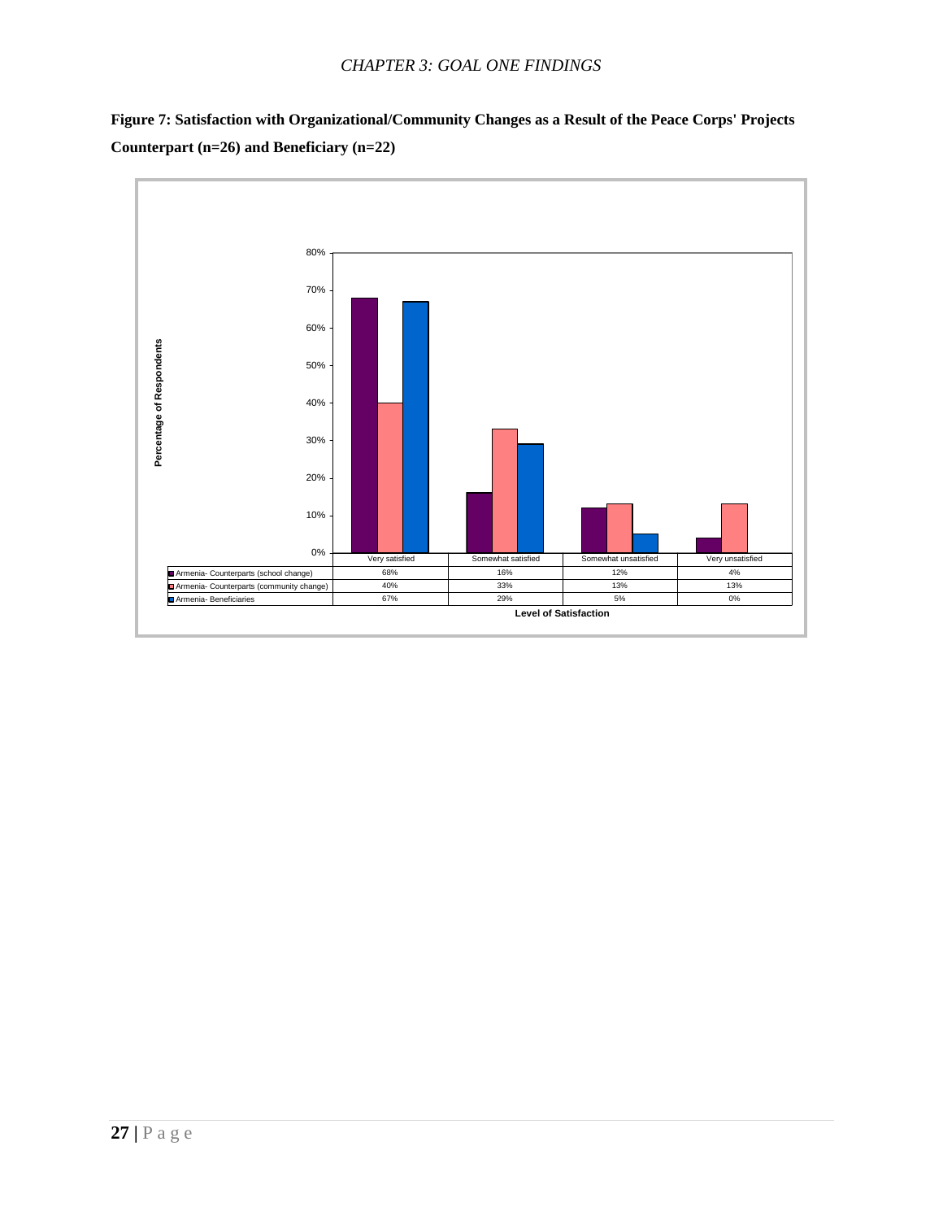**Figure 7: Satisfaction with Organizational/Community Changes as a Result of the Peace Corps' Projects Counterpart (n=26) and Beneficiary (n=22)**

| | Very satisfied | Somewhat satisfied | Somewhat unsatisfied | Very unsatisfied |
|---|---|---|---|---|
| Armenia- Counterparts (school change) | 68% | 16% | 12% | 4% |
| Armenia- Counterparts (community change) | 40% | 33% | 13% | 13% |
| Armenia- Beneficiaries | 67% | 29% | 5% | 0% |

Level of Satisfaction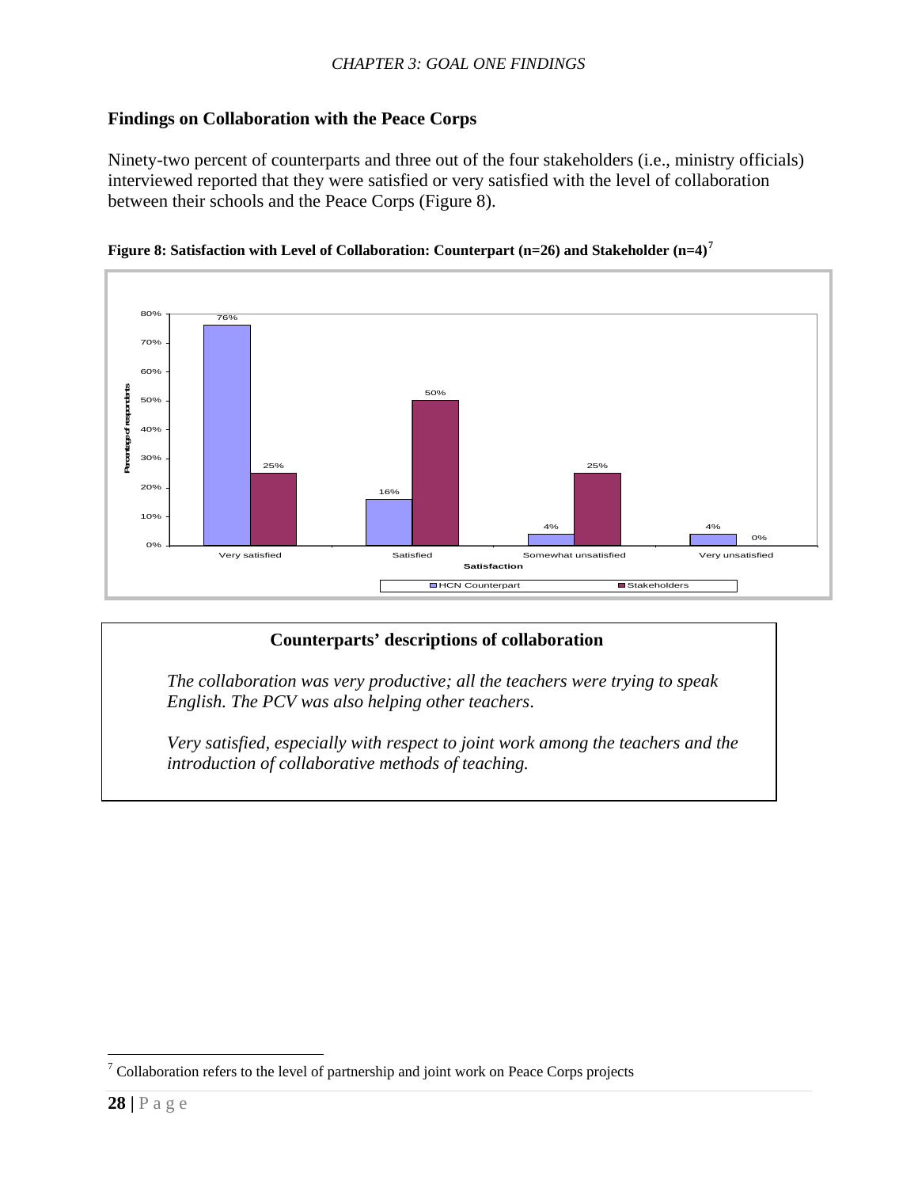## Findings on Collaboration with the Peace Corps

Ninety-two percent of counterparts and three out of the four stakeholders (i.e., ministry officials) interviewed reported that they were satisfied or very satisfied with the level of collaboration between their schools and the Peace Corps (Figure 8).

**Figure 8: Satisfaction with Level of Collaboration: Counterpart (n=26) and Stakeholder (n=4)**[7]

| Satisfaction | HCN Counterpart | Stakeholders |
|---|---|---|
| Very satisfied | 76% | 25% |
| Satisfied | 16% | 50% |
| Somewhat unsatisfied | 4% | 25% |
| Very unsatisfied | 4% | 0% |

> **Counterparts' descriptions of collaboration**
>
> *The collaboration was very productive; all the teachers were trying to speak English. The PCV was also helping other teachers.*
>
> *Very satisfied, especially with respect to joint work among the teachers and the introduction of collaborative methods of teaching.*

[7] Collaboration refers to the level of partnership and joint work on Peace Corps projects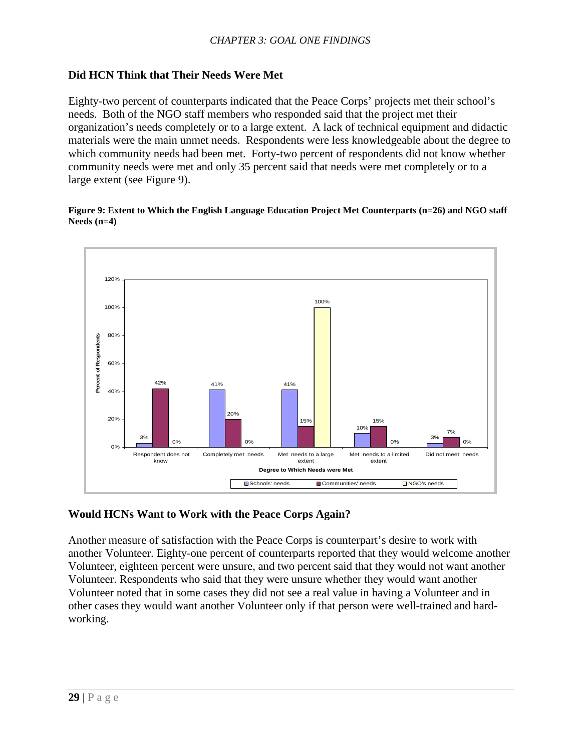## Did HCN Think that Their Needs Were Met

Eighty-two percent of counterparts indicated that the Peace Corps' projects met their school's needs. Both of the NGO staff members who responded said that the project met their organization's needs completely or to a large extent. A lack of technical equipment and didactic materials were the main unmet needs. Respondents were less knowledgeable about the degree to which community needs had been met. Forty-two percent of respondents did not know whether community needs were met and only 35 percent said that needs were met completely or to a large extent (see Figure 9).

**Figure 9: Extent to Which the English Language Education Project Met Counterparts (n=26) and NGO staff Needs (n=4)**

| Degree to Which Needs were Met | Schools' needs | Communities' needs | NGO's needs |
|---|---|---|---|
| Respondent does not know | 3% | 42% | 0% |
| Completely met needs | 41% | 20% | 0% |
| Met needs to a large extent | 41% | 15% | 100% |
| Met needs to a limited extent | 10% | 15% | 0% |
| Did not meet needs | 3% | 7% | 0% |

## Would HCNs Want to Work with the Peace Corps Again?

Another measure of satisfaction with the Peace Corps is counterpart's desire to work with another Volunteer. Eighty-one percent of counterparts reported that they would welcome another Volunteer, eighteen percent were unsure, and two percent said that they would not want another Volunteer. Respondents who said that they were unsure whether they would want another Volunteer noted that in some cases they did not see a real value in having a Volunteer and in other cases they would want another Volunteer only if that person were well-trained and hard-working.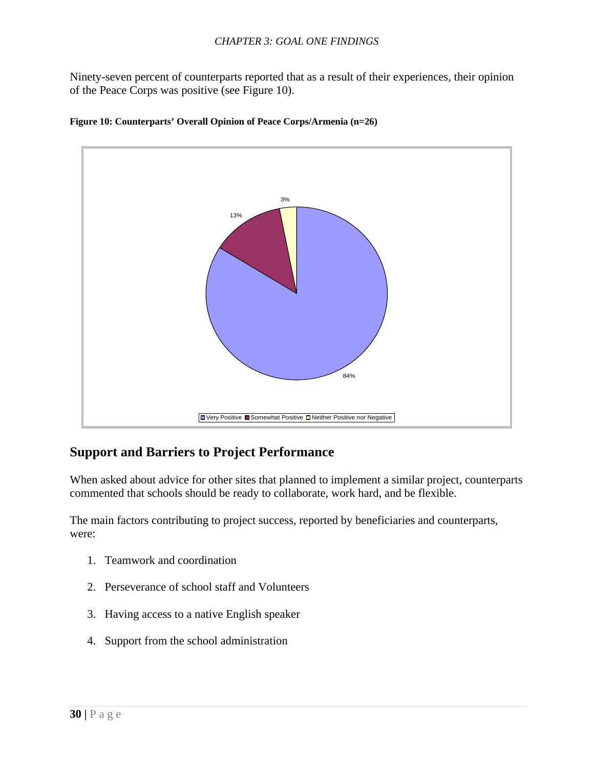Ninety-seven percent of counterparts reported that as a result of their experiences, their opinion of the Peace Corps was positive (see Figure 10).

**Figure 10: Counterparts' Overall Opinion of Peace Corps/Armenia (n=26)**

| Opinion | Percent |
|---|---|
| Very Positive | 84% |
| Somewhat Positive | 13% |
| Neither Positive nor Negative | 3% |

## Support and Barriers to Project Performance

When asked about advice for other sites that planned to implement a similar project, counterparts commented that schools should be ready to collaborate, work hard, and be flexible.

The main factors contributing to project success, reported by beneficiaries and counterparts, were:

1. Teamwork and coordination
2. Perseverance of school staff and Volunteers
3. Having access to a native English speaker
4. Support from the school administration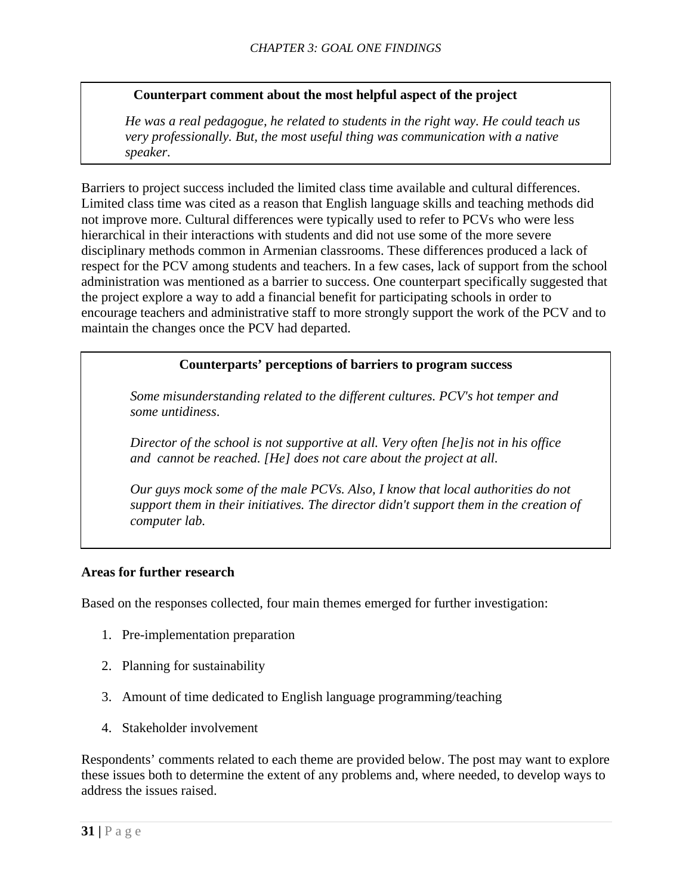**Counterpart comment about the most helpful aspect of the project**

*He was a real pedagogue, he related to students in the right way. He could teach us very professionally. But, the most useful thing was communication with a native speaker.*

Barriers to project success included the limited class time available and cultural differences. Limited class time was cited as a reason that English language skills and teaching methods did not improve more. Cultural differences were typically used to refer to PCVs who were less hierarchical in their interactions with students and did not use some of the more severe disciplinary methods common in Armenian classrooms. These differences produced a lack of respect for the PCV among students and teachers. In a few cases, lack of support from the school administration was mentioned as a barrier to success. One counterpart specifically suggested that the project explore a way to add a financial benefit for participating schools in order to encourage teachers and administrative staff to more strongly support the work of the PCV and to maintain the changes once the PCV had departed.

**Counterparts' perceptions of barriers to program success**

*Some misunderstanding related to the different cultures. PCV's hot temper and some untidiness.*

*Director of the school is not supportive at all. Very often [he]is not in his office and cannot be reached. [He] does not care about the project at all.*

*Our guys mock some of the male PCVs. Also, I know that local authorities do not support them in their initiatives. The director didn't support them in the creation of computer lab.*

**Areas for further research**

Based on the responses collected, four main themes emerged for further investigation:

1. Pre-implementation preparation
2. Planning for sustainability
3. Amount of time dedicated to English language programming/teaching
4. Stakeholder involvement

Respondents' comments related to each theme are provided below. The post may want to explore these issues both to determine the extent of any problems and, where needed, to develop ways to address the issues raised.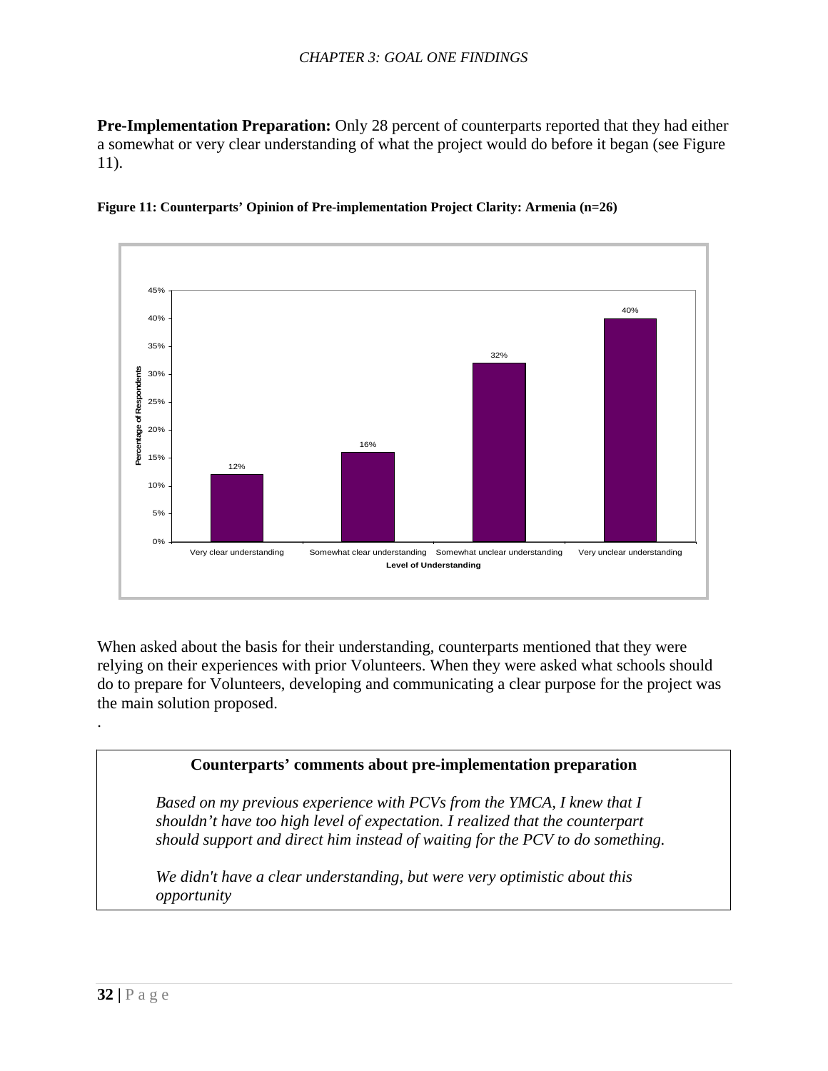**Pre-Implementation Preparation:** Only 28 percent of counterparts reported that they had either a somewhat or very clear understanding of what the project would do before it began (see Figure 11).

**Figure 11: Counterparts' Opinion of Pre-implementation Project Clarity: Armenia (n=26)**

| Level of Understanding | Percentage of Respondents |
|---|---|
| Very clear understanding | 12% |
| Somewhat clear understanding | 16% |
| Somewhat unclear understanding | 32% |
| Very unclear understanding | 40% |

When asked about the basis for their understanding, counterparts mentioned that they were relying on their experiences with prior Volunteers. When they were asked what schools should do to prepare for Volunteers, developing and communicating a clear purpose for the project was the main solution proposed.

.

**Counterparts' comments about pre-implementation preparation**

*Based on my previous experience with PCVs from the YMCA, I knew that I shouldn't have too high level of expectation. I realized that the counterpart should support and direct him instead of waiting for the PCV to do something.*

*We didn't have a clear understanding, but were very optimistic about this opportunity*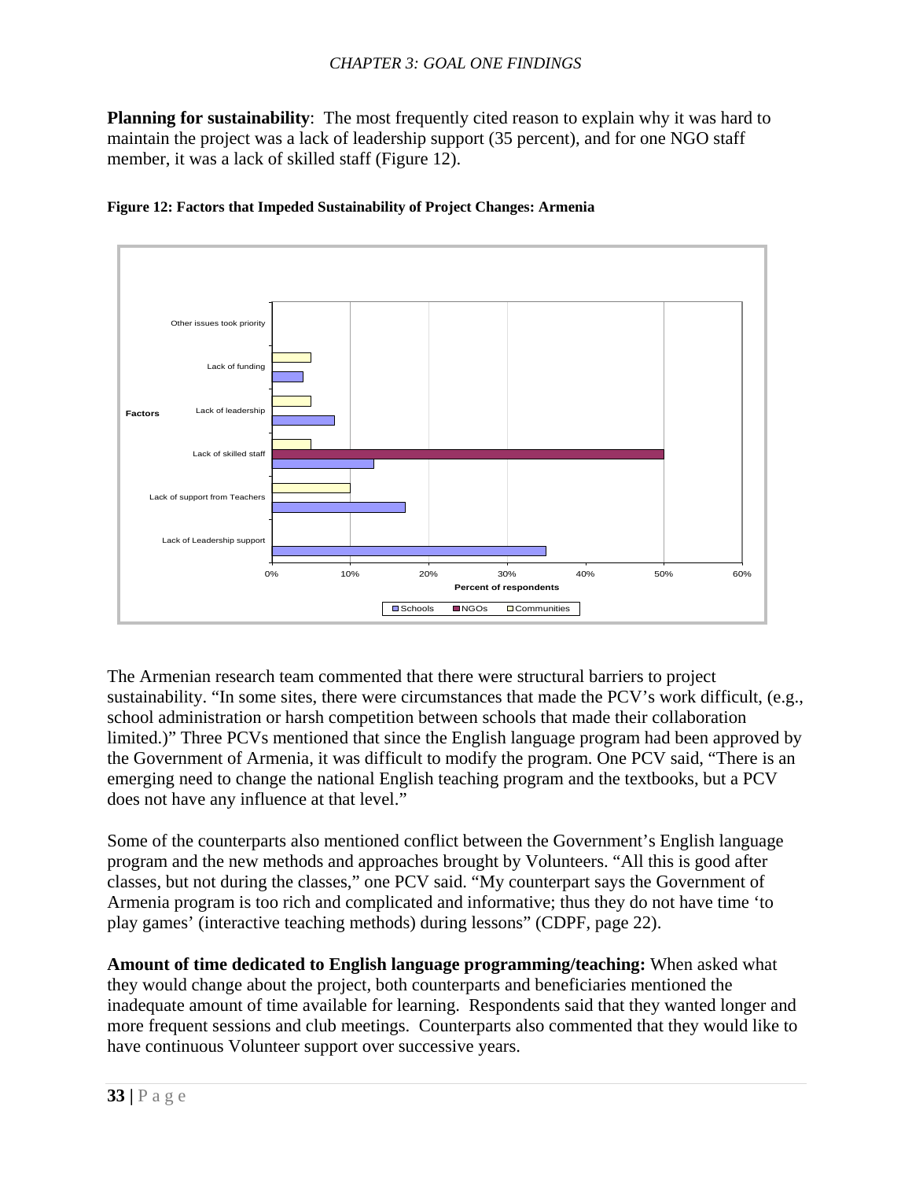*CHAPTER 3: GOAL ONE FINDINGS*

**Planning for sustainability**: The most frequently cited reason to explain why it was hard to maintain the project was a lack of leadership support (35 percent), and for one NGO staff member, it was a lack of skilled staff (Figure 12).

**Figure 12: Factors that Impeded Sustainability of Project Changes: Armenia**

The Armenian research team commented that there were structural barriers to project sustainability. "In some sites, there were circumstances that made the PCV's work difficult, (e.g., school administration or harsh competition between schools that made their collaboration limited.)" Three PCVs mentioned that since the English language program had been approved by the Government of Armenia, it was difficult to modify the program. One PCV said, "There is an emerging need to change the national English teaching program and the textbooks, but a PCV does not have any influence at that level."

Some of the counterparts also mentioned conflict between the Government's English language program and the new methods and approaches brought by Volunteers. "All this is good after classes, but not during the classes," one PCV said. "My counterpart says the Government of Armenia program is too rich and complicated and informative; thus they do not have time 'to play games' (interactive teaching methods) during lessons" (CDPF, page 22).

**Amount of time dedicated to English language programming/teaching:** When asked what they would change about the project, both counterparts and beneficiaries mentioned the inadequate amount of time available for learning. Respondents said that they wanted longer and more frequent sessions and club meetings. Counterparts also commented that they would like to have continuous Volunteer support over successive years.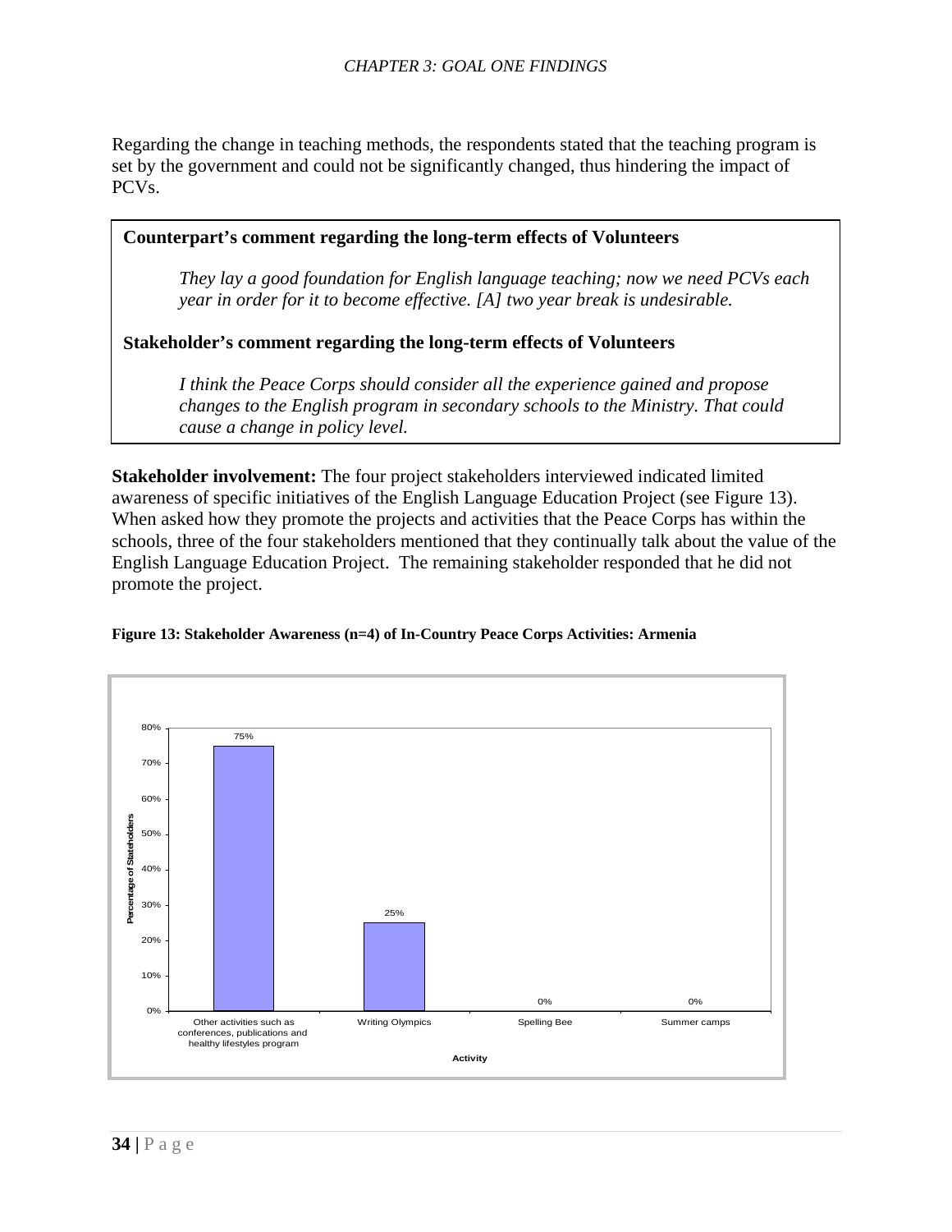Regarding the change in teaching methods, the respondents stated that the teaching program is set by the government and could not be significantly changed, thus hindering the impact of PCVs.

> **Counterpart's comment regarding the long-term effects of Volunteers**
>
> *They lay a good foundation for English language teaching; now we need PCVs each year in order for it to become effective. [A] two year break is undesirable.*
>
> **Stakeholder's comment regarding the long-term effects of Volunteers**
>
> *I think the Peace Corps should consider all the experience gained and propose changes to the English program in secondary schools to the Ministry. That could cause a change in policy level.*

**Stakeholder involvement:** The four project stakeholders interviewed indicated limited awareness of specific initiatives of the English Language Education Project (see Figure 13). When asked how they promote the projects and activities that the Peace Corps has within the schools, three of the four stakeholders mentioned that they continually talk about the value of the English Language Education Project. The remaining stakeholder responded that he did not promote the project.

**Figure 13: Stakeholder Awareness (n=4) of In-Country Peace Corps Activities: Armenia**

| Activity | Percentage of Stakeholders |
| --- | --- |
| Other activities such as conferences, publications and healthy lifestyles program | 75% |
| Writing Olympics | 25% |
| Spelling Bee | 0% |
| Summer camps | 0% |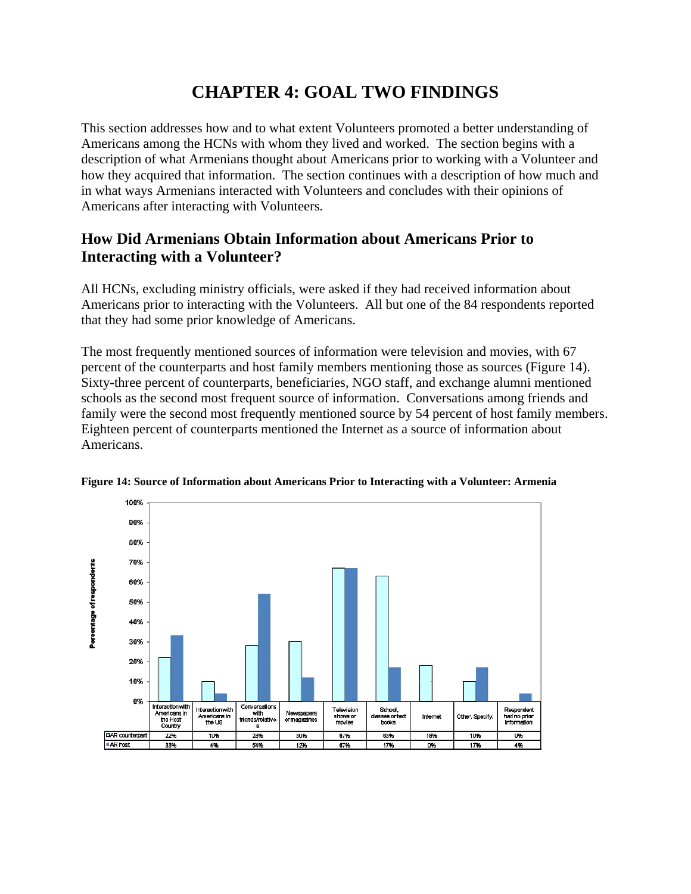# CHAPTER 4: GOAL TWO FINDINGS

This section addresses how and to what extent Volunteers promoted a better understanding of Americans among the HCNs with whom they lived and worked. The section begins with a description of what Armenians thought about Americans prior to working with a Volunteer and how they acquired that information. The section continues with a description of how much and in what ways Armenians interacted with Volunteers and concludes with their opinions of Americans after interacting with Volunteers.

## How Did Armenians Obtain Information about Americans Prior to Interacting with a Volunteer?

All HCNs, excluding ministry officials, were asked if they had received information about Americans prior to interacting with the Volunteers. All but one of the 84 respondents reported that they had some prior knowledge of Americans.

The most frequently mentioned sources of information were television and movies, with 67 percent of the counterparts and host family members mentioning those as sources (Figure 14). Sixty-three percent of counterparts, beneficiaries, NGO staff, and exchange alumni mentioned schools as the second most frequent source of information. Conversations among friends and family were the second most frequently mentioned source by 54 percent of host family members. Eighteen percent of counterparts mentioned the Internet as a source of information about Americans.

**Figure 14: Source of Information about Americans Prior to Interacting with a Volunteer: Armenia**

| | Interaction with Americans in the Host Country | Interaction with Americans in the US | Conversations with friends/relatives | Newspapers or magazines | Television shows or movies | School, classes or text books | Internet | Other: Specify: | Respondent had no prior information |
|---|---|---|---|---|---|---|---|---|---|
| AR counterpart | 22% | 10% | 28% | 30% | 67% | 63% | 18% | 10% | 0% |
| AR host | 33% | 4% | 54% | 12% | 67% | 17% | 0% | 17% | 4% |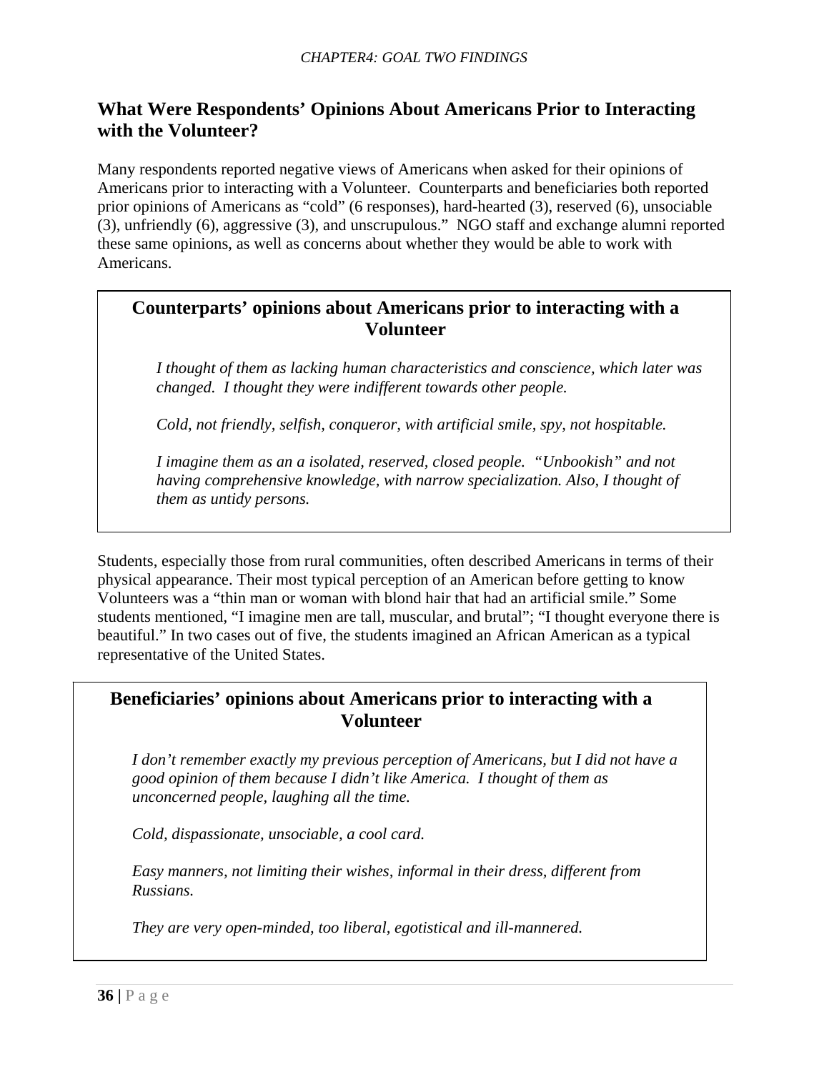## What Were Respondents' Opinions About Americans Prior to Interacting with the Volunteer?

Many respondents reported negative views of Americans when asked for their opinions of Americans prior to interacting with a Volunteer. Counterparts and beneficiaries both reported prior opinions of Americans as "cold" (6 responses), hard-hearted (3), reserved (6), unsociable (3), unfriendly (6), aggressive (3), and unscrupulous." NGO staff and exchange alumni reported these same opinions, as well as concerns about whether they would be able to work with Americans.

> **Counterparts' opinions about Americans prior to interacting with a Volunteer**
>
> *I thought of them as lacking human characteristics and conscience, which later was changed. I thought they were indifferent towards other people.*
>
> *Cold, not friendly, selfish, conqueror, with artificial smile, spy, not hospitable.*
>
> *I imagine them as an a isolated, reserved, closed people. "Unbookish" and not having comprehensive knowledge, with narrow specialization. Also, I thought of them as untidy persons.*

Students, especially those from rural communities, often described Americans in terms of their physical appearance. Their most typical perception of an American before getting to know Volunteers was a "thin man or woman with blond hair that had an artificial smile." Some students mentioned, "I imagine men are tall, muscular, and brutal"; "I thought everyone there is beautiful." In two cases out of five, the students imagined an African American as a typical representative of the United States.

> **Beneficiaries' opinions about Americans prior to interacting with a Volunteer**
>
> *I don't remember exactly my previous perception of Americans, but I did not have a good opinion of them because I didn't like America. I thought of them as unconcerned people, laughing all the time.*
>
> *Cold, dispassionate, unsociable, a cool card.*
>
> *Easy manners, not limiting their wishes, informal in their dress, different from Russians.*
>
> *They are very open-minded, too liberal, egotistical and ill-mannered.*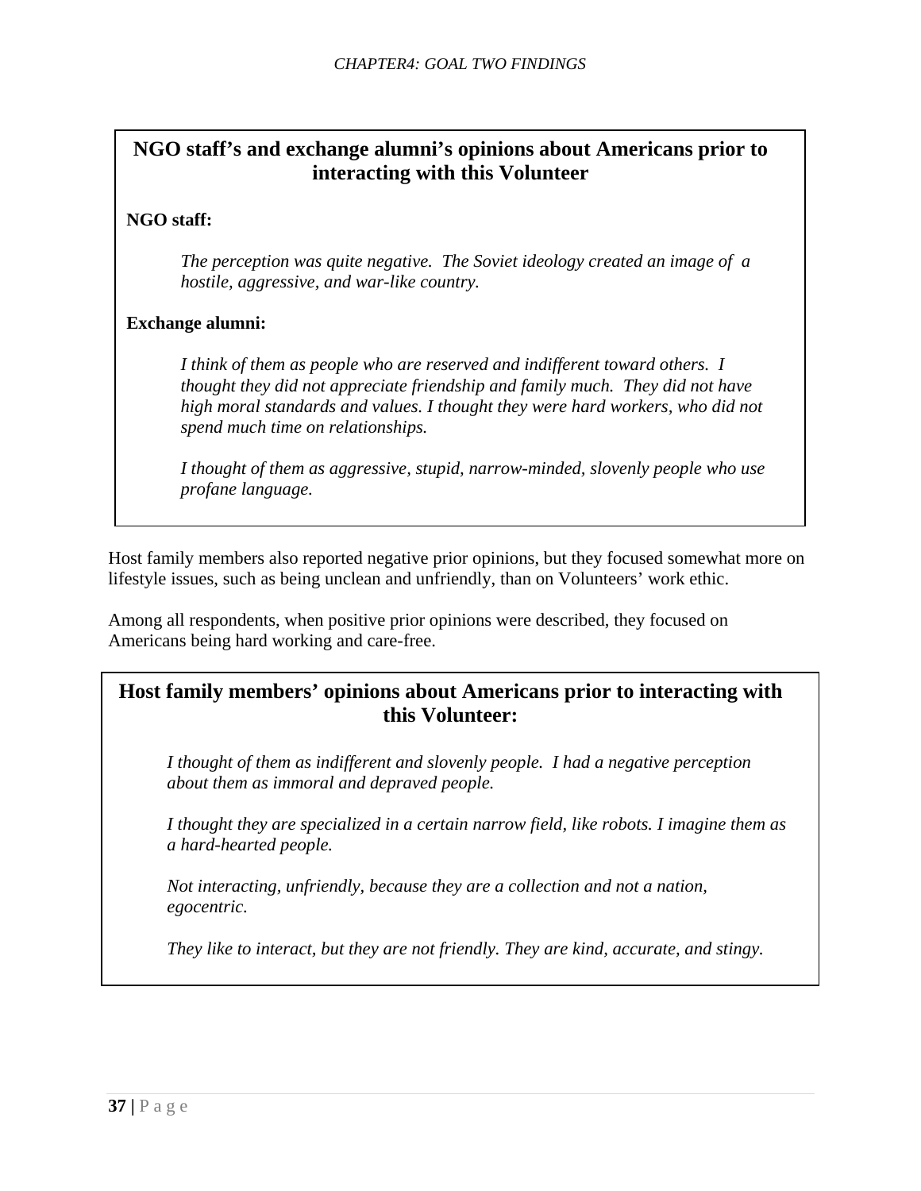**NGO staff's and exchange alumni's opinions about Americans prior to interacting with this Volunteer**

**NGO staff:**

> *The perception was quite negative. The Soviet ideology created an image of a hostile, aggressive, and war-like country.*

**Exchange alumni:**

> *I think of them as people who are reserved and indifferent toward others. I thought they did not appreciate friendship and family much. They did not have high moral standards and values. I thought they were hard workers, who did not spend much time on relationships.*
>
> *I thought of them as aggressive, stupid, narrow-minded, slovenly people who use profane language.*

Host family members also reported negative prior opinions, but they focused somewhat more on lifestyle issues, such as being unclean and unfriendly, than on Volunteers' work ethic.

Among all respondents, when positive prior opinions were described, they focused on Americans being hard working and care-free.

**Host family members' opinions about Americans prior to interacting with this Volunteer:**

> *I thought of them as indifferent and slovenly people. I had a negative perception about them as immoral and depraved people.*
>
> *I thought they are specialized in a certain narrow field, like robots. I imagine them as a hard-hearted people.*
>
> *Not interacting, unfriendly, because they are a collection and not a nation, egocentric.*
>
> *They like to interact, but they are not friendly. They are kind, accurate, and stingy.*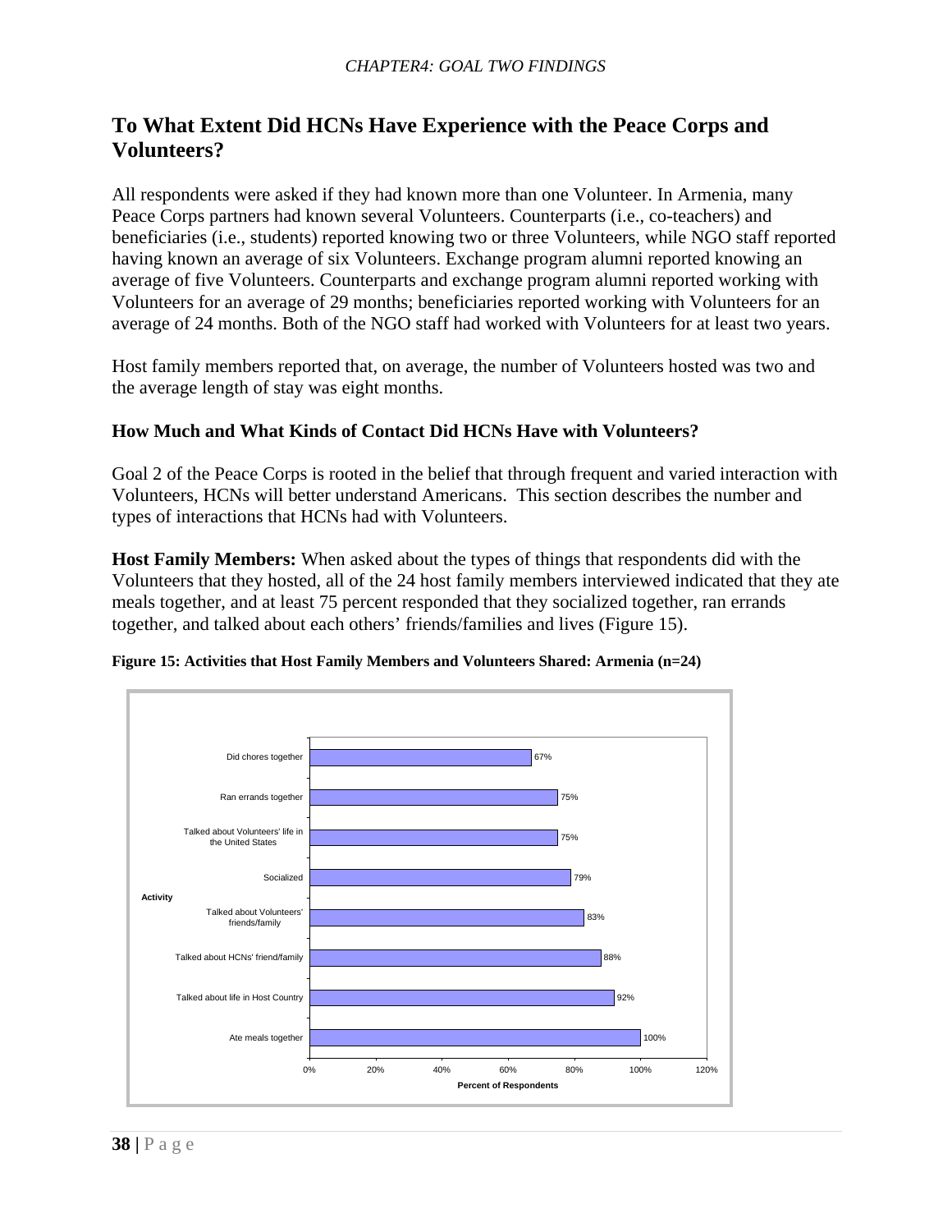## To What Extent Did HCNs Have Experience with the Peace Corps and Volunteers?

All respondents were asked if they had known more than one Volunteer. In Armenia, many Peace Corps partners had known several Volunteers. Counterparts (i.e., co-teachers) and beneficiaries (i.e., students) reported knowing two or three Volunteers, while NGO staff reported having known an average of six Volunteers. Exchange program alumni reported knowing an average of five Volunteers. Counterparts and exchange program alumni reported working with Volunteers for an average of 29 months; beneficiaries reported working with Volunteers for an average of 24 months. Both of the NGO staff had worked with Volunteers for at least two years.

Host family members reported that, on average, the number of Volunteers hosted was two and the average length of stay was eight months.

### How Much and What Kinds of Contact Did HCNs Have with Volunteers?

Goal 2 of the Peace Corps is rooted in the belief that through frequent and varied interaction with Volunteers, HCNs will better understand Americans. This section describes the number and types of interactions that HCNs had with Volunteers.

**Host Family Members:** When asked about the types of things that respondents did with the Volunteers that they hosted, all of the 24 host family members interviewed indicated that they ate meals together, and at least 75 percent responded that they socialized together, ran errands together, and talked about each others' friends/families and lives (Figure 15).

**Figure 15: Activities that Host Family Members and Volunteers Shared: Armenia (n=24)**

| Activity | Percent of Respondents |
| --- | --- |
| Did chores together | 67% |
| Ran errands together | 75% |
| Talked about Volunteers' life in the United States | 75% |
| Socialized | 79% |
| Talked about Volunteers' friends/family | 83% |
| Talked about HCNs' friend/family | 88% |
| Talked about life in Host Country | 92% |
| Ate meals together | 100% |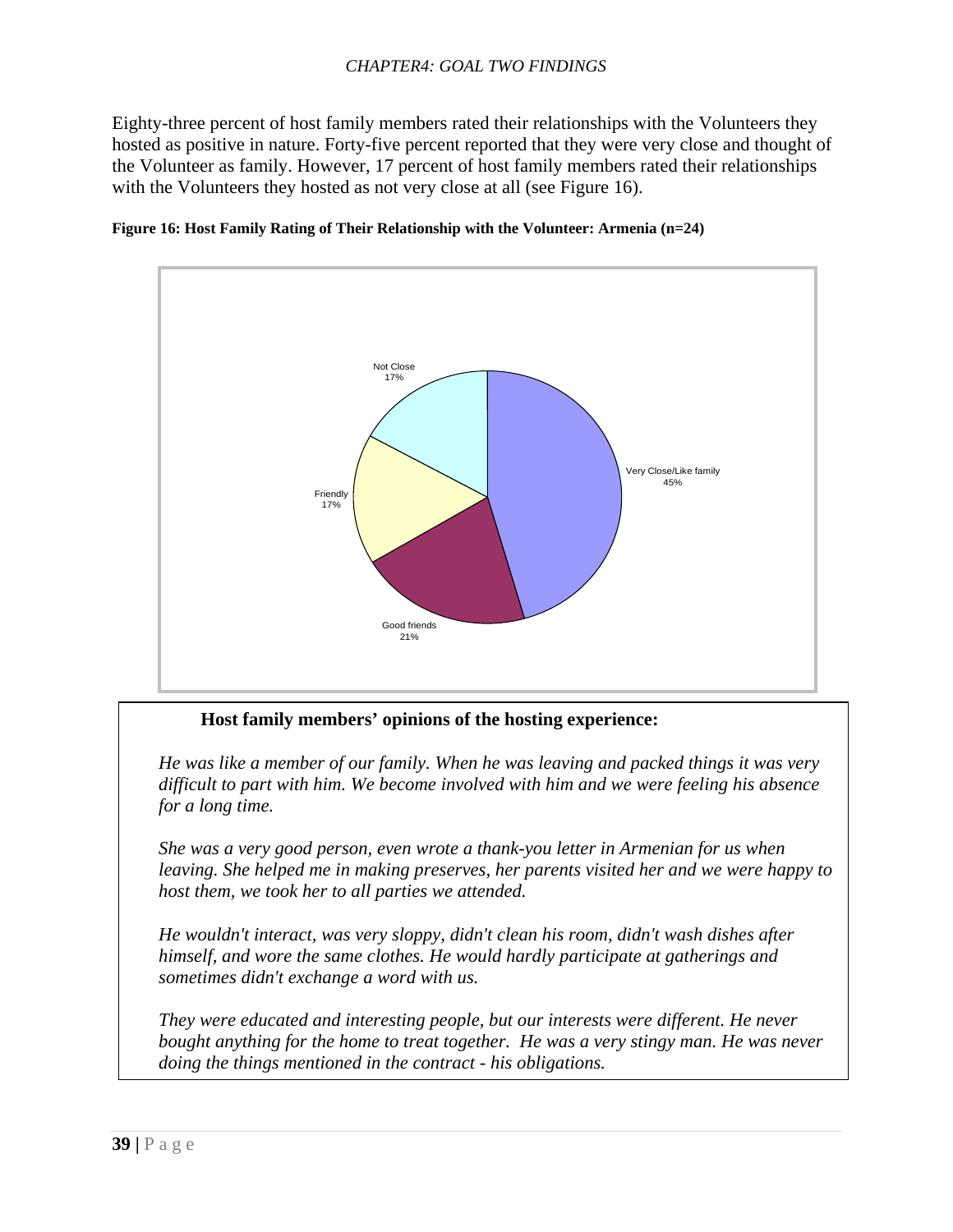Eighty-three percent of host family members rated their relationships with the Volunteers they hosted as positive in nature. Forty-five percent reported that they were very close and thought of the Volunteer as family. However, 17 percent of host family members rated their relationships with the Volunteers they hosted as not very close at all (see Figure 16).

**Figure 16: Host Family Rating of Their Relationship with the Volunteer: Armenia (n=24)**

| Rating | Percent |
| --- | --- |
| Very Close/Like family | 45% |
| Good friends | 21% |
| Friendly | 17% |
| Not Close | 17% |

**Host family members' opinions of the hosting experience:**

*He was like a member of our family. When he was leaving and packed things it was very difficult to part with him. We become involved with him and we were feeling his absence for a long time.*

*She was a very good person, even wrote a thank-you letter in Armenian for us when leaving. She helped me in making preserves, her parents visited her and we were happy to host them, we took her to all parties we attended.*

*He wouldn't interact, was very sloppy, didn't clean his room, didn't wash dishes after himself, and wore the same clothes. He would hardly participate at gatherings and sometimes didn't exchange a word with us.*

*They were educated and interesting people, but our interests were different. He never bought anything for the home to treat together. He was a very stingy man. He was never doing the things mentioned in the contract - his obligations.*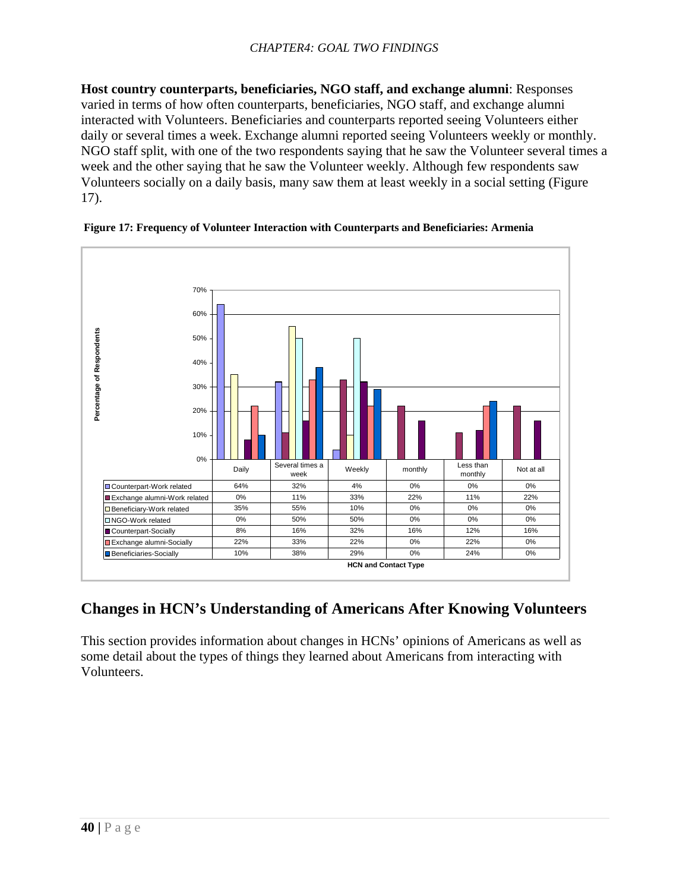**Host country counterparts, beneficiaries, NGO staff, and exchange alumni**: Responses varied in terms of how often counterparts, beneficiaries, NGO staff, and exchange alumni interacted with Volunteers. Beneficiaries and counterparts reported seeing Volunteers either daily or several times a week. Exchange alumni reported seeing Volunteers weekly or monthly. NGO staff split, with one of the two respondents saying that he saw the Volunteer several times a week and the other saying that he saw the Volunteer weekly. Although few respondents saw Volunteers socially on a daily basis, many saw them at least weekly in a social setting (Figure 17).

**Figure 17: Frequency of Volunteer Interaction with Counterparts and Beneficiaries: Armenia**

| HCN and Contact Type | Daily | Several times a week | Weekly | monthly | Less than monthly | Not at all |
|---|---|---|---|---|---|---|
| Counterpart-Work related | 64% | 32% | 4% | 0% | 0% | 0% |
| Exchange alumni-Work related | 0% | 11% | 33% | 22% | 11% | 22% |
| Beneficiary-Work related | 35% | 55% | 10% | 0% | 0% | 0% |
| NGO-Work related | 0% | 50% | 50% | 0% | 0% | 0% |
| Counterpart-Socially | 8% | 16% | 32% | 16% | 12% | 16% |
| Exchange alumni-Socially | 22% | 33% | 22% | 0% | 22% | 0% |
| Beneficiaries-Socially | 10% | 38% | 29% | 0% | 24% | 0% |

## Changes in HCN's Understanding of Americans After Knowing Volunteers

This section provides information about changes in HCNs' opinions of Americans as well as some detail about the types of things they learned about Americans from interacting with Volunteers.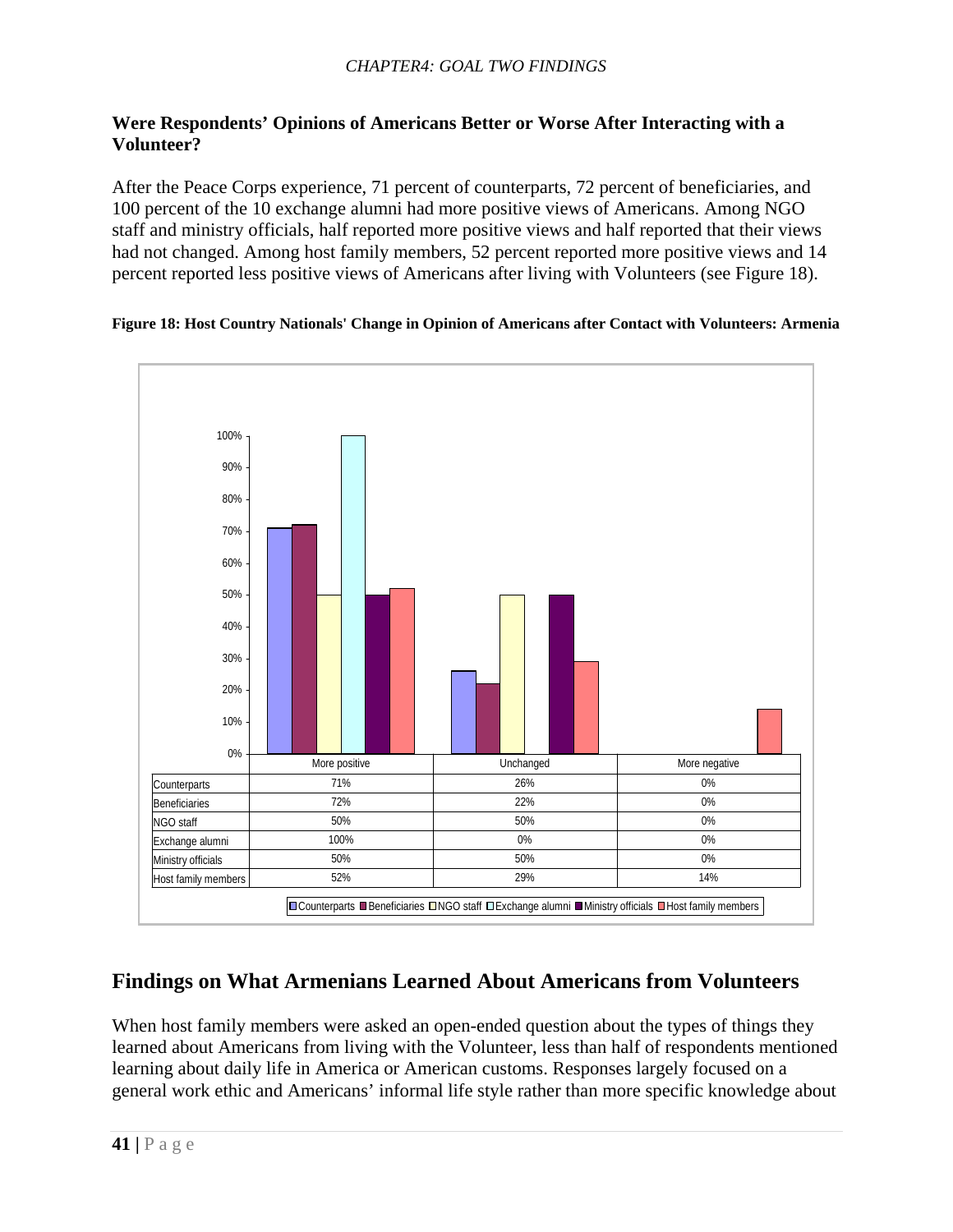### Were Respondents' Opinions of Americans Better or Worse After Interacting with a Volunteer?

After the Peace Corps experience, 71 percent of counterparts, 72 percent of beneficiaries, and 100 percent of the 10 exchange alumni had more positive views of Americans. Among NGO staff and ministry officials, half reported more positive views and half reported that their views had not changed. Among host family members, 52 percent reported more positive views and 14 percent reported less positive views of Americans after living with Volunteers (see Figure 18).

**Figure 18: Host Country Nationals' Change in Opinion of Americans after Contact with Volunteers: Armenia**

| | More positive | Unchanged | More negative |
|---|---|---|---|
| Counterparts | 71% | 26% | 0% |
| Beneficiaries | 72% | 22% | 0% |
| NGO staff | 50% | 50% | 0% |
| Exchange alumni | 100% | 0% | 0% |
| Ministry officials | 50% | 50% | 0% |
| Host family members | 52% | 29% | 14% |

## Findings on What Armenians Learned About Americans from Volunteers

When host family members were asked an open-ended question about the types of things they learned about Americans from living with the Volunteer, less than half of respondents mentioned learning about daily life in America or American customs. Responses largely focused on a general work ethic and Americans' informal life style rather than more specific knowledge about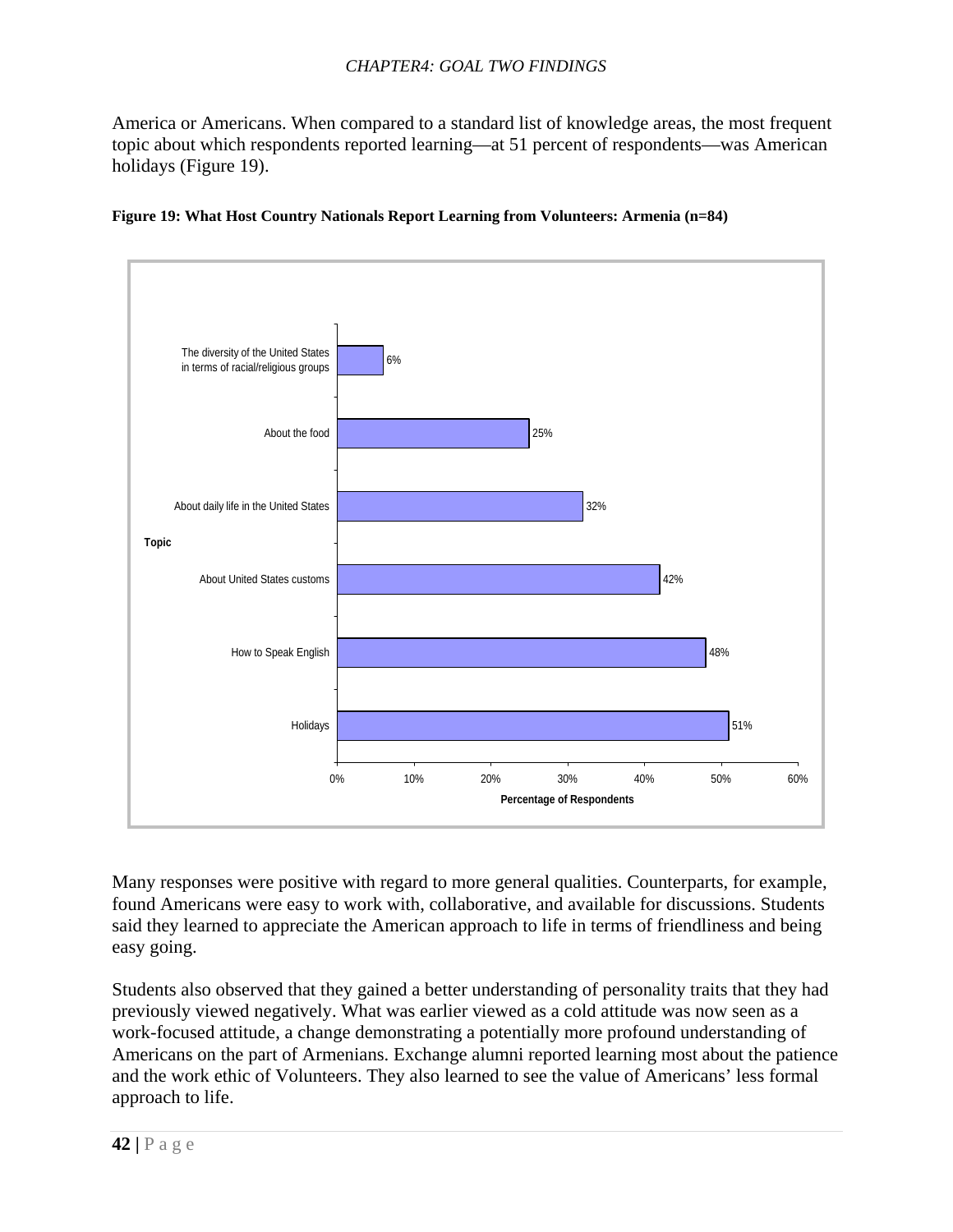America or Americans. When compared to a standard list of knowledge areas, the most frequent topic about which respondents reported learning—at 51 percent of respondents—was American holidays (Figure 19).

**Figure 19: What Host Country Nationals Report Learning from Volunteers: Armenia (n=84)**

| Topic | Percentage of Respondents |
|---|---|
| The diversity of the United States in terms of racial/religious groups | 6% |
| About the food | 25% |
| About daily life in the United States | 32% |
| About United States customs | 42% |
| How to Speak English | 48% |
| Holidays | 51% |

Many responses were positive with regard to more general qualities. Counterparts, for example, found Americans were easy to work with, collaborative, and available for discussions. Students said they learned to appreciate the American approach to life in terms of friendliness and being easy going.

Students also observed that they gained a better understanding of personality traits that they had previously viewed negatively. What was earlier viewed as a cold attitude was now seen as a work-focused attitude, a change demonstrating a potentially more profound understanding of Americans on the part of Armenians. Exchange alumni reported learning most about the patience and the work ethic of Volunteers. They also learned to see the value of Americans' less formal approach to life.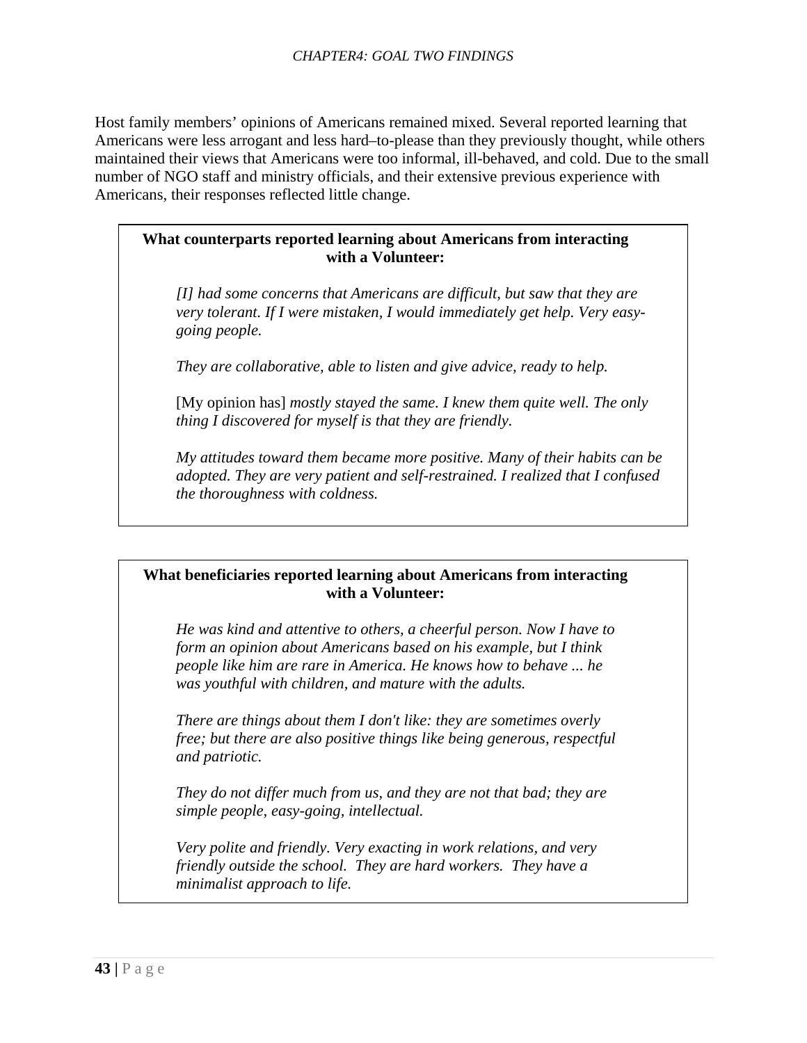Host family members' opinions of Americans remained mixed. Several reported learning that Americans were less arrogant and less hard–to-please than they previously thought, while others maintained their views that Americans were too informal, ill-behaved, and cold. Due to the small number of NGO staff and ministry officials, and their extensive previous experience with Americans, their responses reflected little change.

**What counterparts reported learning about Americans from interacting with a Volunteer:**

> *[I] had some concerns that Americans are difficult, but saw that they are very tolerant. If I were mistaken, I would immediately get help. Very easy-going people.*
>
> *They are collaborative, able to listen and give advice, ready to help.*
>
> [My opinion has] *mostly stayed the same. I knew them quite well. The only thing I discovered for myself is that they are friendly.*
>
> *My attitudes toward them became more positive. Many of their habits can be adopted. They are very patient and self-restrained. I realized that I confused the thoroughness with coldness.*

**What beneficiaries reported learning about Americans from interacting with a Volunteer:**

> *He was kind and attentive to others, a cheerful person. Now I have to form an opinion about Americans based on his example, but I think people like him are rare in America. He knows how to behave ... he was youthful with children, and mature with the adults.*
>
> *There are things about them I don't like: they are sometimes overly free; but there are also positive things like being generous, respectful and patriotic.*
>
> *They do not differ much from us, and they are not that bad; they are simple people, easy-going, intellectual.*
>
> *Very polite and friendly. Very exacting in work relations, and very friendly outside the school. They are hard workers. They have a minimalist approach to life.*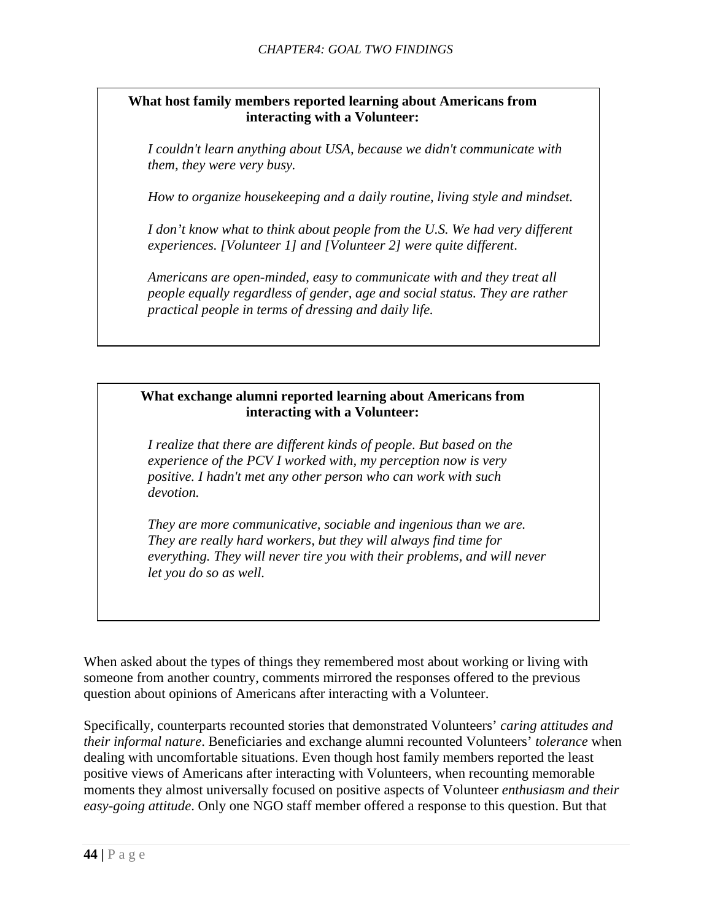**What host family members reported learning about Americans from interacting with a Volunteer:**

*I couldn't learn anything about USA, because we didn't communicate with them, they were very busy.*

*How to organize housekeeping and a daily routine, living style and mindset.*

*I don't know what to think about people from the U.S. We had very different experiences. [Volunteer 1] and [Volunteer 2] were quite different.*

*Americans are open-minded, easy to communicate with and they treat all people equally regardless of gender, age and social status. They are rather practical people in terms of dressing and daily life.*

**What exchange alumni reported learning about Americans from interacting with a Volunteer:**

*I realize that there are different kinds of people. But based on the experience of the PCV I worked with, my perception now is very positive. I hadn't met any other person who can work with such devotion.*

*They are more communicative, sociable and ingenious than we are. They are really hard workers, but they will always find time for everything. They will never tire you with their problems, and will never let you do so as well.*

When asked about the types of things they remembered most about working or living with someone from another country, comments mirrored the responses offered to the previous question about opinions of Americans after interacting with a Volunteer.

Specifically, counterparts recounted stories that demonstrated Volunteers' *caring attitudes and their informal nature*. Beneficiaries and exchange alumni recounted Volunteers' *tolerance* when dealing with uncomfortable situations. Even though host family members reported the least positive views of Americans after interacting with Volunteers, when recounting memorable moments they almost universally focused on positive aspects of Volunteer *enthusiasm and their easy-going attitude*. Only one NGO staff member offered a response to this question. But that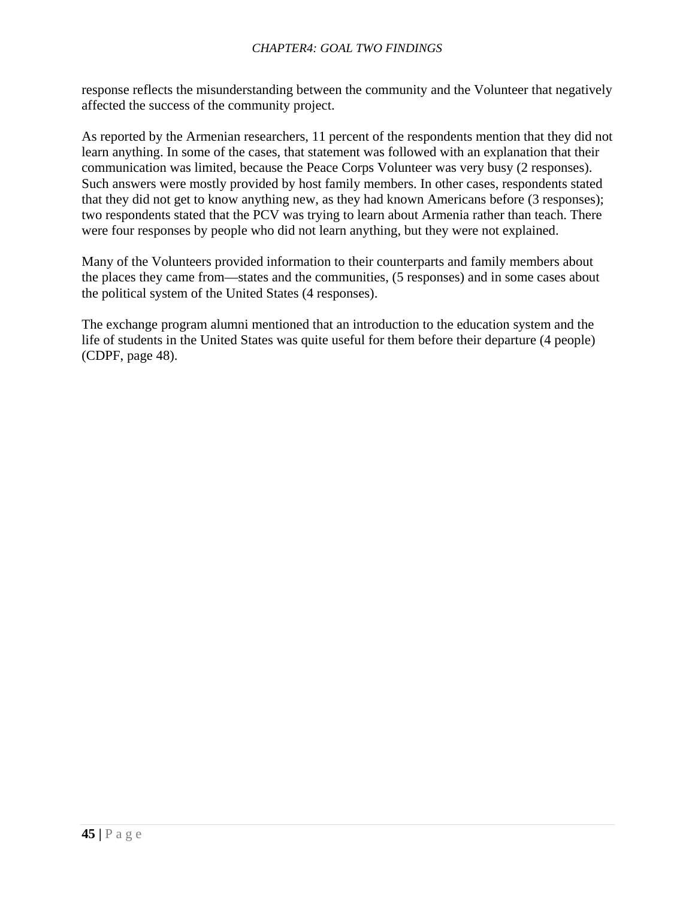response reflects the misunderstanding between the community and the Volunteer that negatively affected the success of the community project.

As reported by the Armenian researchers, 11 percent of the respondents mention that they did not learn anything. In some of the cases, that statement was followed with an explanation that their communication was limited, because the Peace Corps Volunteer was very busy (2 responses). Such answers were mostly provided by host family members. In other cases, respondents stated that they did not get to know anything new, as they had known Americans before (3 responses); two respondents stated that the PCV was trying to learn about Armenia rather than teach. There were four responses by people who did not learn anything, but they were not explained.

Many of the Volunteers provided information to their counterparts and family members about the places they came from—states and the communities, (5 responses) and in some cases about the political system of the United States (4 responses).

The exchange program alumni mentioned that an introduction to the education system and the life of students in the United States was quite useful for them before their departure (4 people) (CDPF, page 48).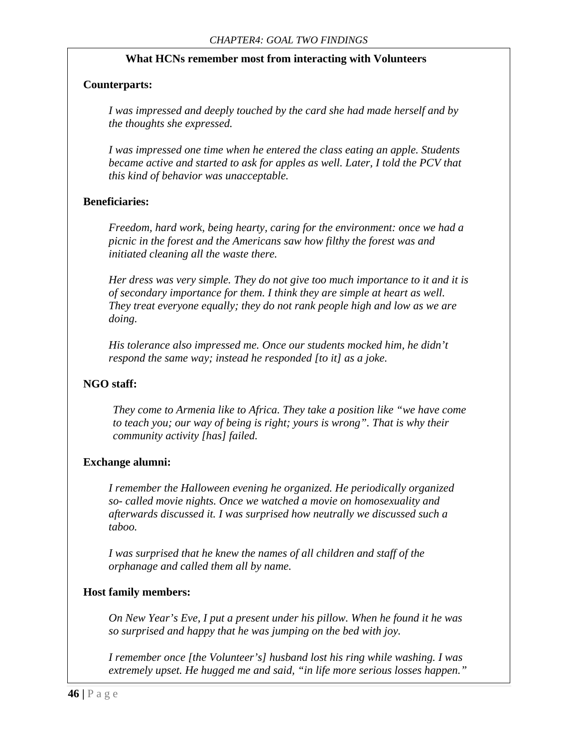### What HCNs remember most from interacting with Volunteers

**Counterparts:**

*I was impressed and deeply touched by the card she had made herself and by the thoughts she expressed.*

*I was impressed one time when he entered the class eating an apple. Students became active and started to ask for apples as well. Later, I told the PCV that this kind of behavior was unacceptable.*

**Beneficiaries:**

*Freedom, hard work, being hearty, caring for the environment: once we had a picnic in the forest and the Americans saw how filthy the forest was and initiated cleaning all the waste there.*

*Her dress was very simple. They do not give too much importance to it and it is of secondary importance for them. I think they are simple at heart as well. They treat everyone equally; they do not rank people high and low as we are doing.*

*His tolerance also impressed me. Once our students mocked him, he didn't respond the same way; instead he responded [to it] as a joke.*

**NGO staff:**

*They come to Armenia like to Africa. They take a position like "we have come to teach you; our way of being is right; yours is wrong". That is why their community activity [has] failed.*

**Exchange alumni:**

*I remember the Halloween evening he organized. He periodically organized so- called movie nights. Once we watched a movie on homosexuality and afterwards discussed it. I was surprised how neutrally we discussed such a taboo.*

*I was surprised that he knew the names of all children and staff of the orphanage and called them all by name.*

**Host family members:**

*On New Year's Eve, I put a present under his pillow. When he found it he was so surprised and happy that he was jumping on the bed with joy.*

*I remember once [the Volunteer's] husband lost his ring while washing. I was extremely upset. He hugged me and said, "in life more serious losses happen."*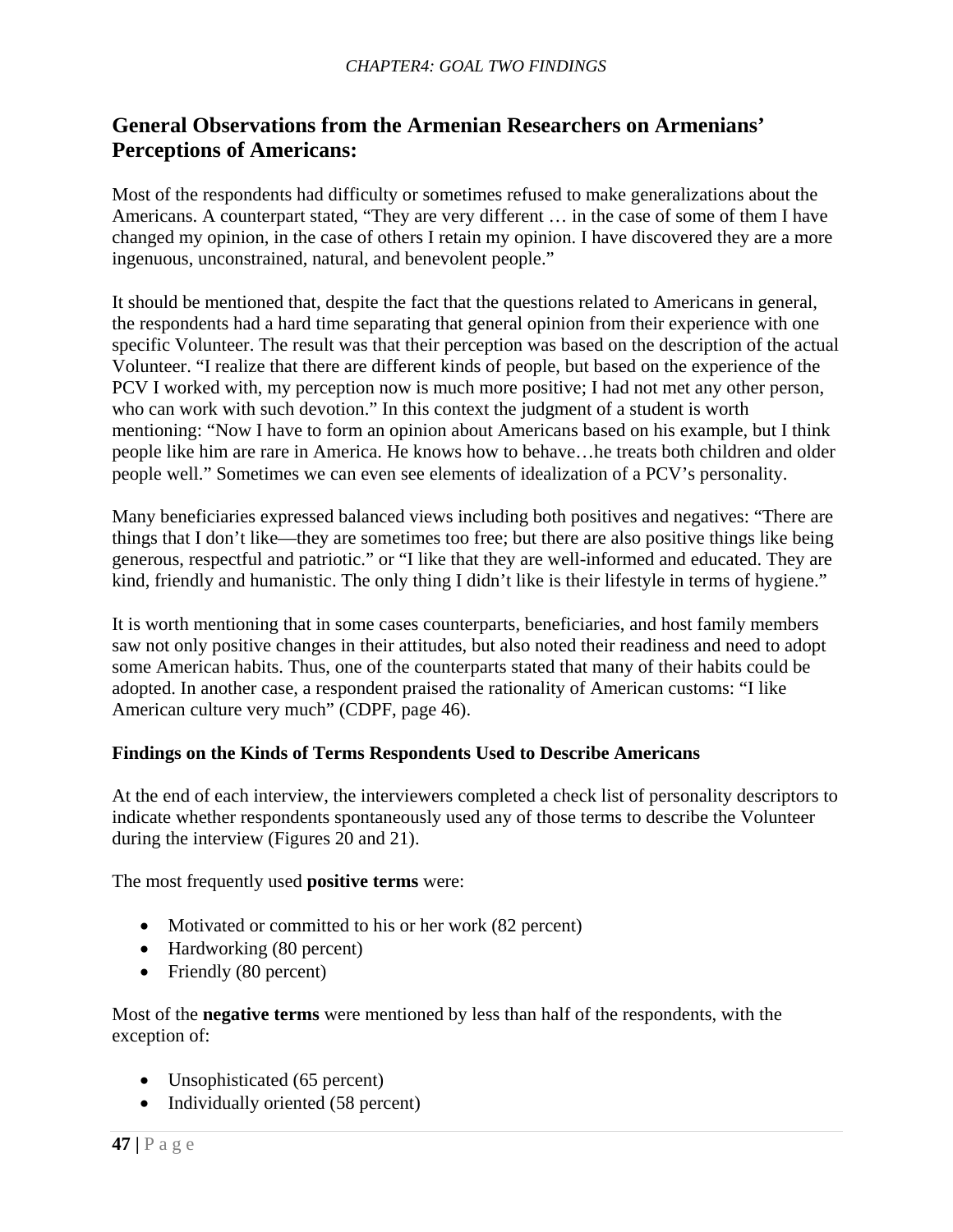## General Observations from the Armenian Researchers on Armenians' Perceptions of Americans:

Most of the respondents had difficulty or sometimes refused to make generalizations about the Americans. A counterpart stated, "They are very different … in the case of some of them I have changed my opinion, in the case of others I retain my opinion. I have discovered they are a more ingenuous, unconstrained, natural, and benevolent people."

It should be mentioned that, despite the fact that the questions related to Americans in general, the respondents had a hard time separating that general opinion from their experience with one specific Volunteer. The result was that their perception was based on the description of the actual Volunteer. "I realize that there are different kinds of people, but based on the experience of the PCV I worked with, my perception now is much more positive; I had not met any other person, who can work with such devotion." In this context the judgment of a student is worth mentioning: "Now I have to form an opinion about Americans based on his example, but I think people like him are rare in America. He knows how to behave…he treats both children and older people well." Sometimes we can even see elements of idealization of a PCV's personality.

Many beneficiaries expressed balanced views including both positives and negatives: "There are things that I don't like—they are sometimes too free; but there are also positive things like being generous, respectful and patriotic." or "I like that they are well-informed and educated. They are kind, friendly and humanistic. The only thing I didn't like is their lifestyle in terms of hygiene."

It is worth mentioning that in some cases counterparts, beneficiaries, and host family members saw not only positive changes in their attitudes, but also noted their readiness and need to adopt some American habits. Thus, one of the counterparts stated that many of their habits could be adopted. In another case, a respondent praised the rationality of American customs: "I like American culture very much" (CDPF, page 46).

### Findings on the Kinds of Terms Respondents Used to Describe Americans

At the end of each interview, the interviewers completed a check list of personality descriptors to indicate whether respondents spontaneously used any of those terms to describe the Volunteer during the interview (Figures 20 and 21).

The most frequently used **positive terms** were:

- Motivated or committed to his or her work (82 percent)
- Hardworking (80 percent)
- Friendly (80 percent)

Most of the **negative terms** were mentioned by less than half of the respondents, with the exception of:

- Unsophisticated (65 percent)
- Individually oriented (58 percent)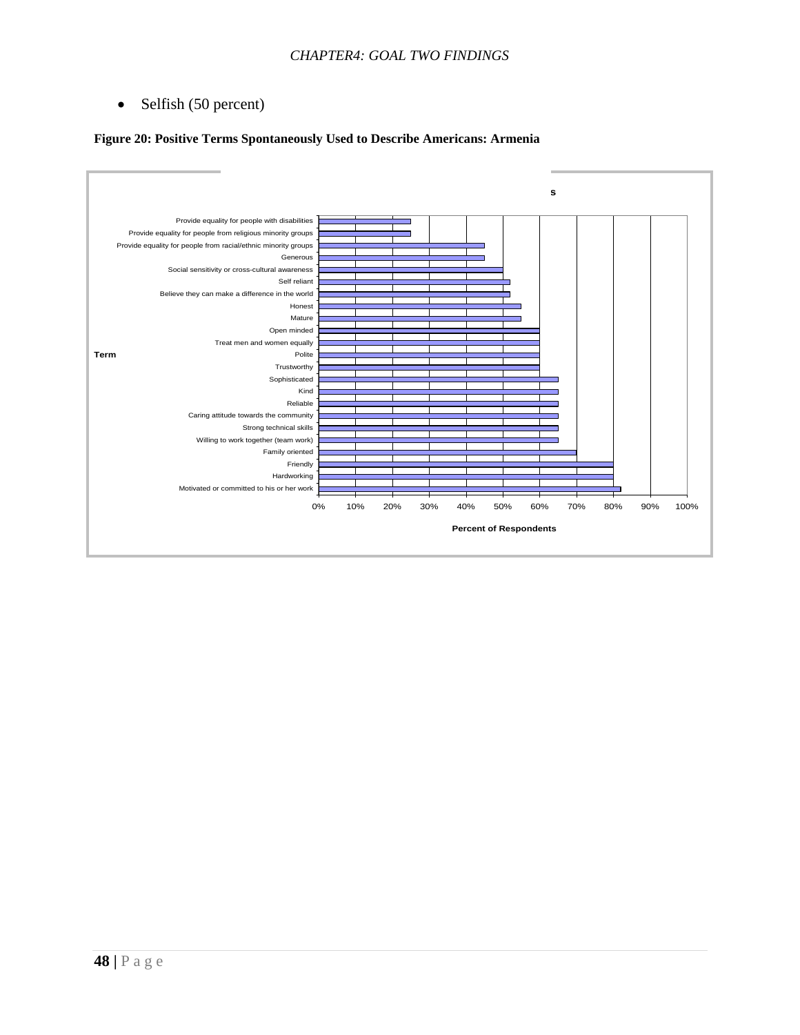- Selfish (50 percent)

**Figure 20: Positive Terms Spontaneously Used to Describe Americans: Armenia**

| Term | Percent of Respondents |
|---|---|
| Provide equality for people with disabilities | 25% |
| Provide equality for people from religious minority groups | 25% |
| Provide equality for people from racial/ethnic minority groups | 45% |
| Generous | 45% |
| Social sensitivity or cross-cultural awareness | 50% |
| Self reliant | 52% |
| Believe they can make a difference in the world | 52% |
| Honest | 55% |
| Mature | 55% |
| Open minded | 60% |
| Treat men and women equally | 60% |
| Polite | 60% |
| Trustworthy | 60% |
| Sophisticated | 65% |
| Kind | 65% |
| Reliable | 65% |
| Caring attitude towards the community | 65% |
| Strong technical skills | 65% |
| Willing to work together (team work) | 65% |
| Family oriented | 70% |
| Friendly | 80% |
| Hardworking | 80% |
| Motivated or committed to his or her work | 82% |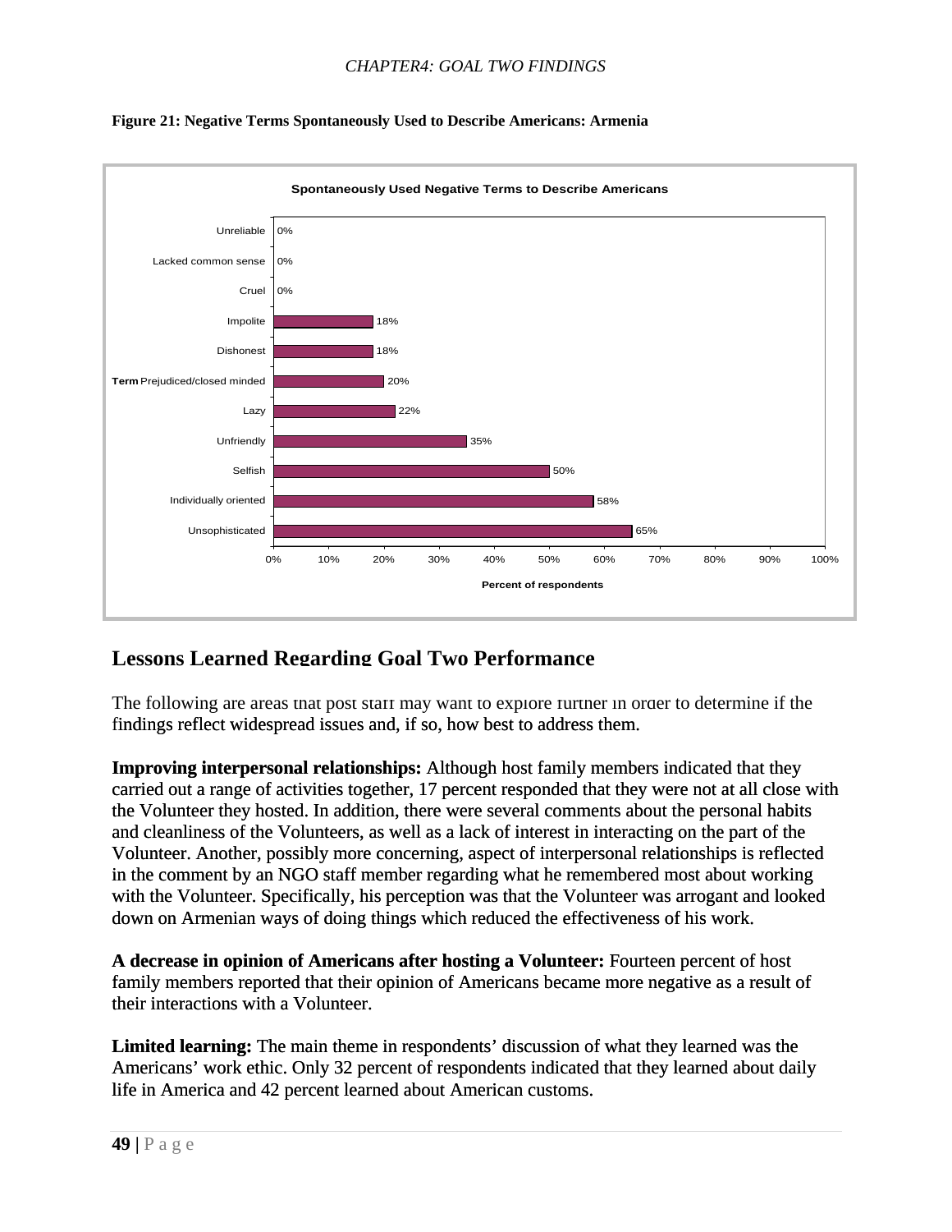**Figure 21: Negative Terms Spontaneously Used to Describe Americans: Armenia**

**Spontaneously Used Negative Terms to Describe Americans**

| Term | Percent of respondents |
|---|---|
| Unreliable | 0% |
| Lacked common sense | 0% |
| Cruel | 0% |
| Impolite | 18% |
| Dishonest | 18% |
| Prejudiced/closed minded | 20% |
| Lazy | 22% |
| Unfriendly | 35% |
| Selfish | 50% |
| Individually oriented | 58% |
| Unsophisticated | 65% |

## Lessons Learned Regarding Goal Two Performance

The following are areas that post staff may want to explore further in order to determine if the findings reflect widespread issues and, if so, how best to address them.

**Improving interpersonal relationships:** Although host family members indicated that they carried out a range of activities together, 17 percent responded that they were not at all close with the Volunteer they hosted. In addition, there were several comments about the personal habits and cleanliness of the Volunteers, as well as a lack of interest in interacting on the part of the Volunteer. Another, possibly more concerning, aspect of interpersonal relationships is reflected in the comment by an NGO staff member regarding what he remembered most about working with the Volunteer. Specifically, his perception was that the Volunteer was arrogant and looked down on Armenian ways of doing things which reduced the effectiveness of his work.

**A decrease in opinion of Americans after hosting a Volunteer:** Fourteen percent of host family members reported that their opinion of Americans became more negative as a result of their interactions with a Volunteer.

**Limited learning:** The main theme in respondents' discussion of what they learned was the Americans' work ethic. Only 32 percent of respondents indicated that they learned about daily life in America and 42 percent learned about American customs.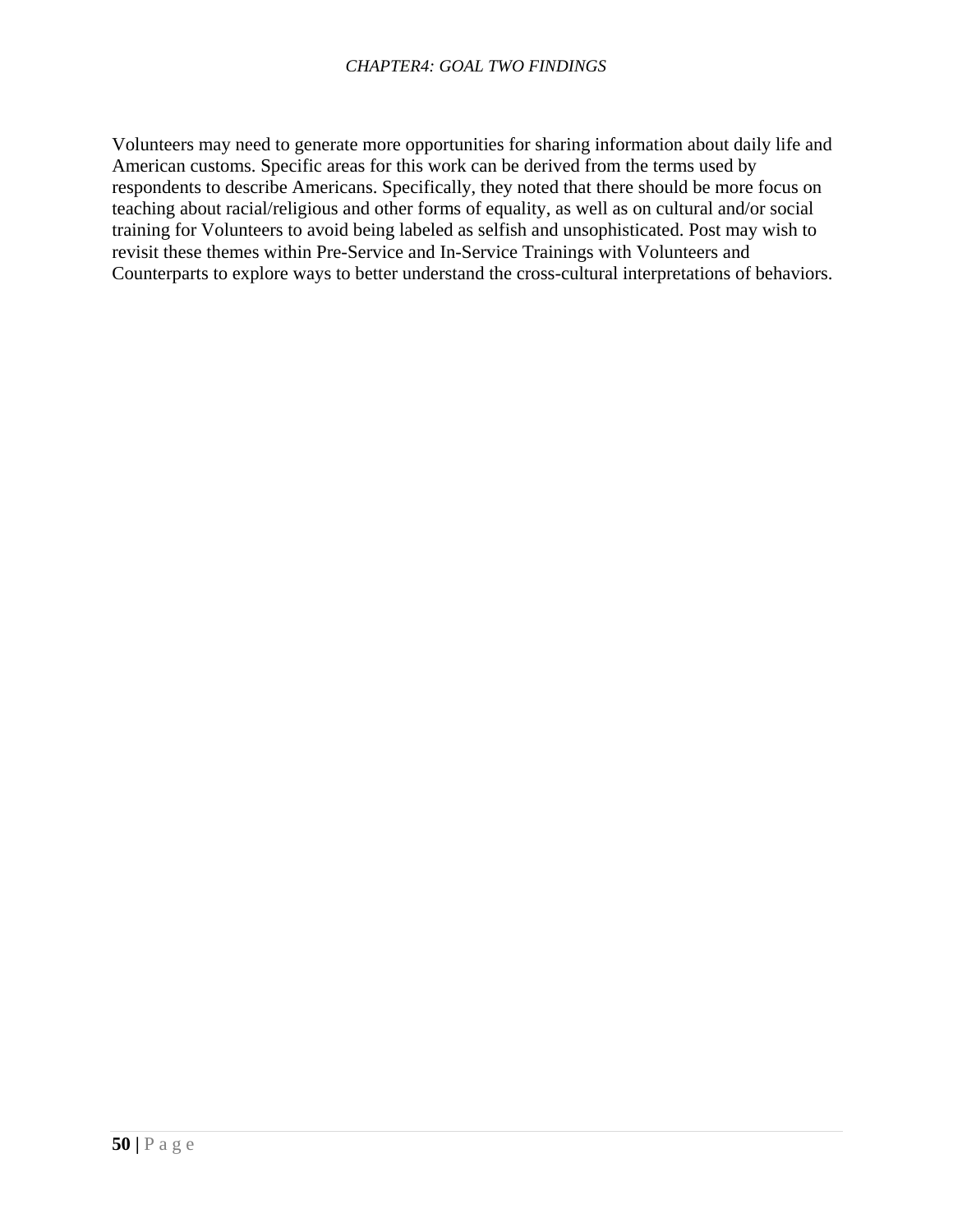Volunteers may need to generate more opportunities for sharing information about daily life and American customs. Specific areas for this work can be derived from the terms used by respondents to describe Americans. Specifically, they noted that there should be more focus on teaching about racial/religious and other forms of equality, as well as on cultural and/or social training for Volunteers to avoid being labeled as selfish and unsophisticated. Post may wish to revisit these themes within Pre-Service and In-Service Trainings with Volunteers and Counterparts to explore ways to better understand the cross-cultural interpretations of behaviors.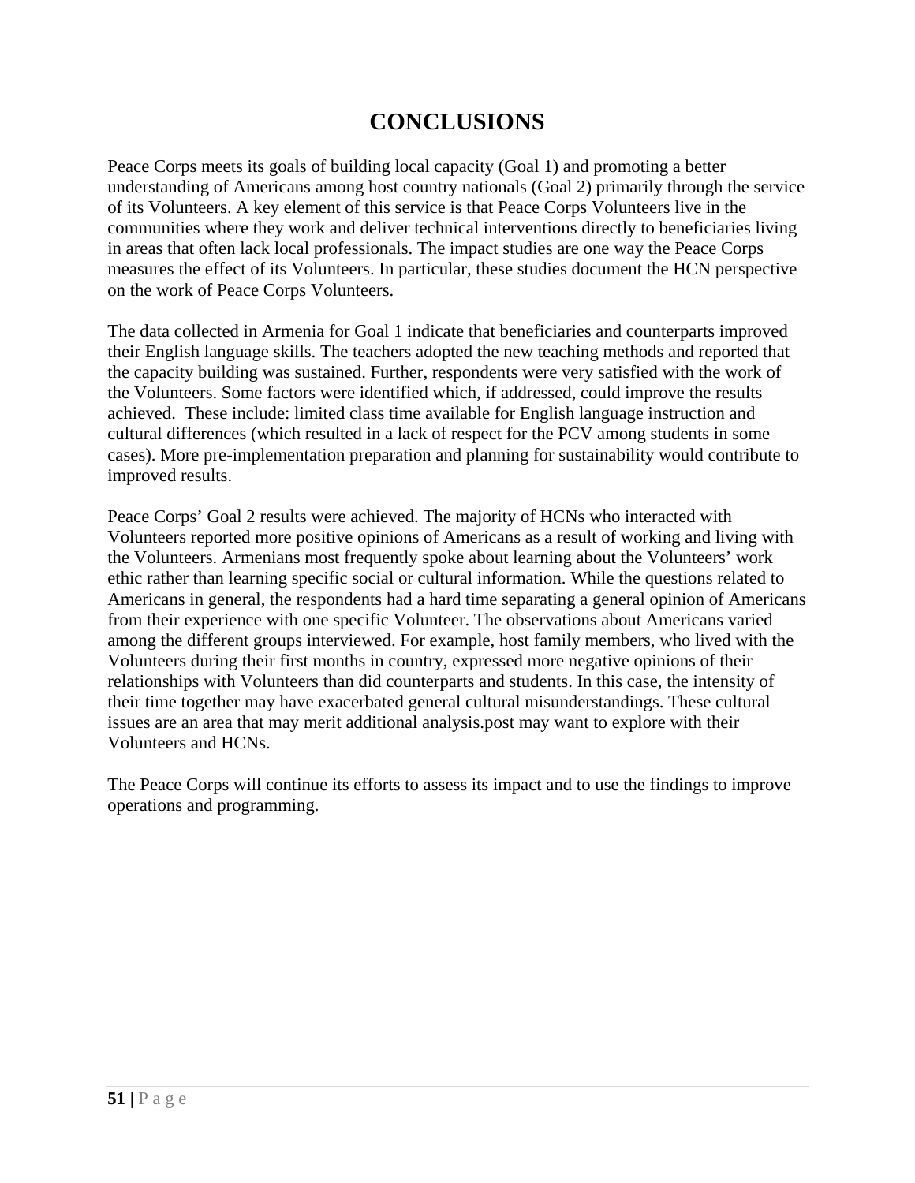# CONCLUSIONS

Peace Corps meets its goals of building local capacity (Goal 1) and promoting a better understanding of Americans among host country nationals (Goal 2) primarily through the service of its Volunteers. A key element of this service is that Peace Corps Volunteers live in the communities where they work and deliver technical interventions directly to beneficiaries living in areas that often lack local professionals. The impact studies are one way the Peace Corps measures the effect of its Volunteers. In particular, these studies document the HCN perspective on the work of Peace Corps Volunteers.

The data collected in Armenia for Goal 1 indicate that beneficiaries and counterparts improved their English language skills. The teachers adopted the new teaching methods and reported that the capacity building was sustained. Further, respondents were very satisfied with the work of the Volunteers. Some factors were identified which, if addressed, could improve the results achieved. These include: limited class time available for English language instruction and cultural differences (which resulted in a lack of respect for the PCV among students in some cases). More pre-implementation preparation and planning for sustainability would contribute to improved results.

Peace Corps' Goal 2 results were achieved. The majority of HCNs who interacted with Volunteers reported more positive opinions of Americans as a result of working and living with the Volunteers. Armenians most frequently spoke about learning about the Volunteers' work ethic rather than learning specific social or cultural information. While the questions related to Americans in general, the respondents had a hard time separating a general opinion of Americans from their experience with one specific Volunteer. The observations about Americans varied among the different groups interviewed. For example, host family members, who lived with the Volunteers during their first months in country, expressed more negative opinions of their relationships with Volunteers than did counterparts and students. In this case, the intensity of their time together may have exacerbated general cultural misunderstandings. These cultural issues are an area that may merit additional analysis.post may want to explore with their Volunteers and HCNs.

The Peace Corps will continue its efforts to assess its impact and to use the findings to improve operations and programming.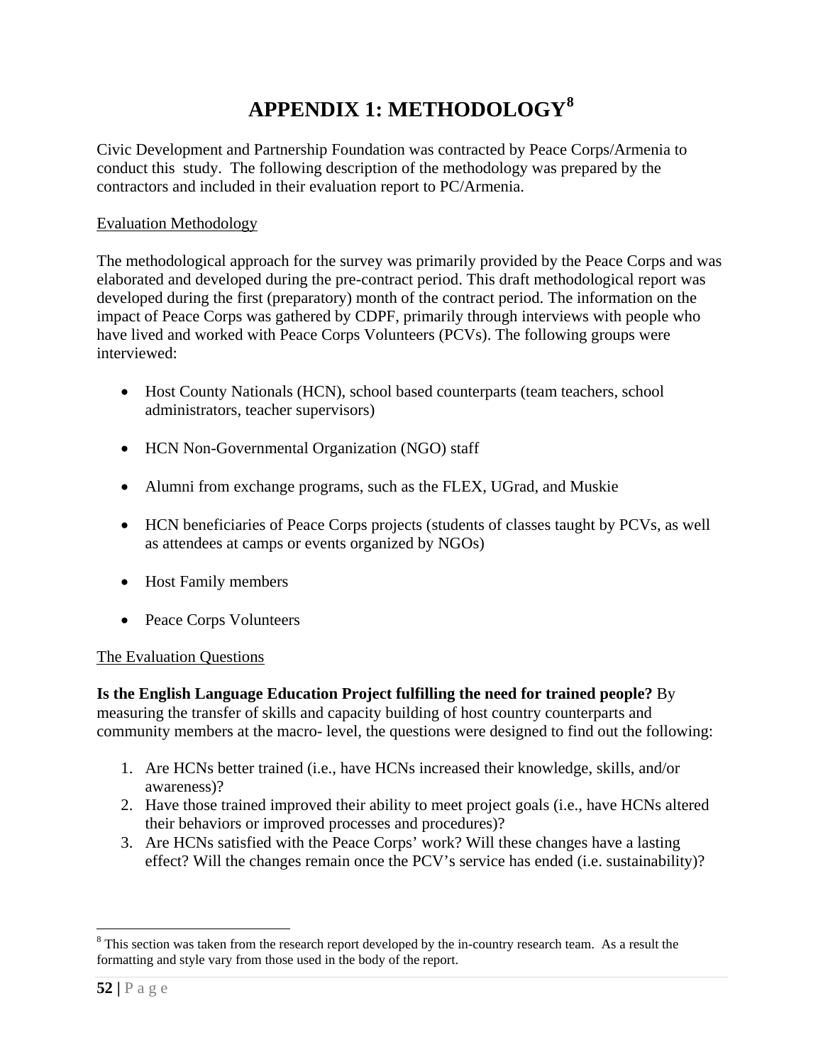# APPENDIX 1: METHODOLOGY[8]

Civic Development and Partnership Foundation was contracted by Peace Corps/Armenia to conduct this study. The following description of the methodology was prepared by the contractors and included in their evaluation report to PC/Armenia.

Evaluation Methodology

The methodological approach for the survey was primarily provided by the Peace Corps and was elaborated and developed during the pre-contract period. This draft methodological report was developed during the first (preparatory) month of the contract period. The information on the impact of Peace Corps was gathered by CDPF, primarily through interviews with people who have lived and worked with Peace Corps Volunteers (PCVs). The following groups were interviewed:

- Host County Nationals (HCN), school based counterparts (team teachers, school administrators, teacher supervisors)
- HCN Non-Governmental Organization (NGO) staff
- Alumni from exchange programs, such as the FLEX, UGrad, and Muskie
- HCN beneficiaries of Peace Corps projects (students of classes taught by PCVs, as well as attendees at camps or events organized by NGOs)
- Host Family members
- Peace Corps Volunteers

The Evaluation Questions

**Is the English Language Education Project fulfilling the need for trained people?** By measuring the transfer of skills and capacity building of host country counterparts and community members at the macro- level, the questions were designed to find out the following:

1. Are HCNs better trained (i.e., have HCNs increased their knowledge, skills, and/or awareness)?
2. Have those trained improved their ability to meet project goals (i.e., have HCNs altered their behaviors or improved processes and procedures)?
3. Are HCNs satisfied with the Peace Corps' work? Will these changes have a lasting effect? Will the changes remain once the PCV's service has ended (i.e. sustainability)?

---

[8] This section was taken from the research report developed by the in-country research team. As a result the formatting and style vary from those used in the body of the report.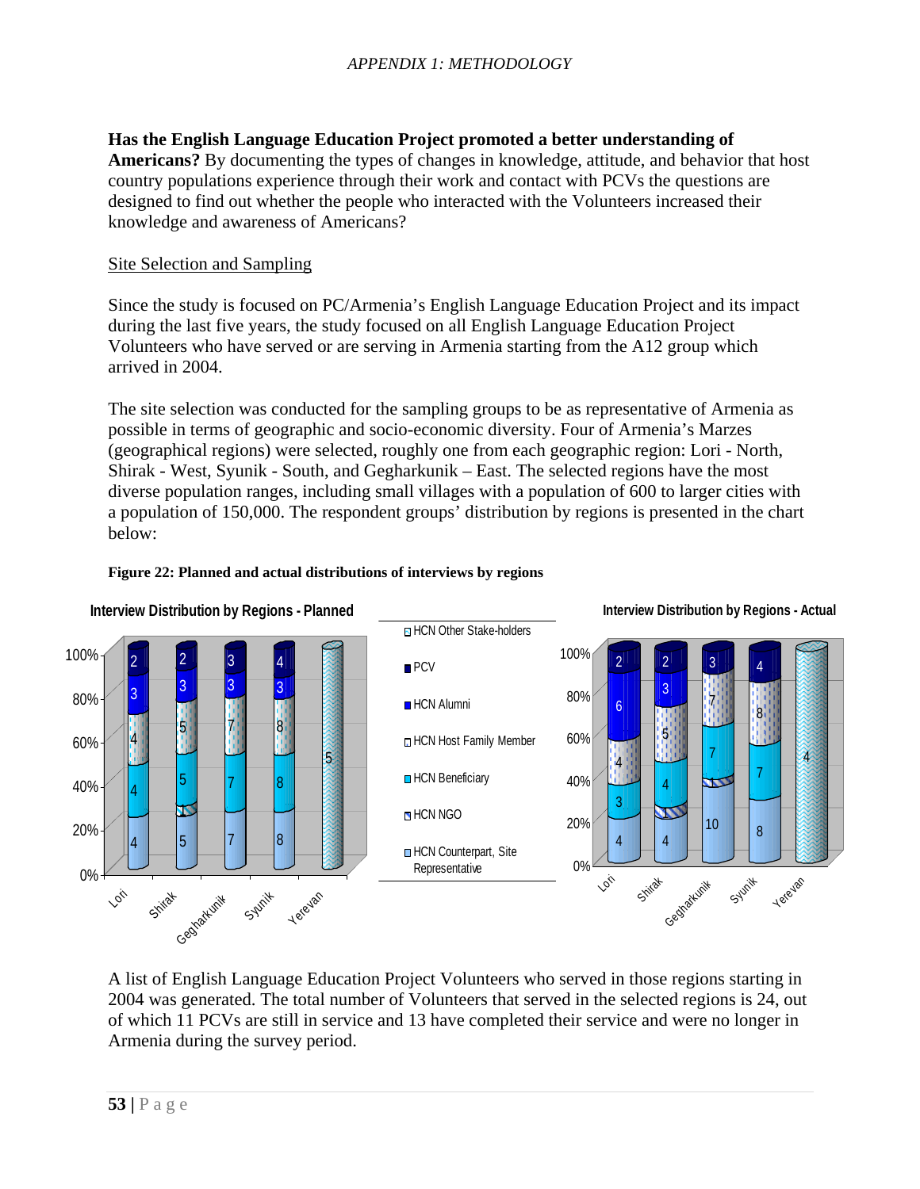Has the English Language Education Project promoted a better understanding of Americans? By documenting the types of changes in knowledge, attitude, and behavior that host country populations experience through their work and contact with PCVs the questions are designed to find out whether the people who interacted with the Volunteers increased their knowledge and awareness of Americans?

Site Selection and Sampling

Since the study is focused on PC/Armenia's English Language Education Project and its impact during the last five years, the study focused on all English Language Education Project Volunteers who have served or are serving in Armenia starting from the A12 group which arrived in 2004.

The site selection was conducted for the sampling groups to be as representative of Armenia as possible in terms of geographic and socio-economic diversity. Four of Armenia's Marzes (geographical regions) were selected, roughly one from each geographic region: Lori - North, Shirak - West, Syunik - South, and Gegharkunik – East. The selected regions have the most diverse population ranges, including small villages with a population of 600 to larger cities with a population of 150,000. The respondent groups' distribution by regions is presented in the chart below:

**Figure 22: Planned and actual distributions of interviews by regions**

**Interview Distribution by Regions - Planned**

| Respondent group | Lori | Shirak | Gegharkunik | Syunik | Yerevan |
|---|---|---|---|---|---|
| HCN Other Stake-holders | | | | | 5 |
| PCV | 2 | 2 | 3 | 4 | |
| HCN Alumni | 3 | 3 | 3 | 3 | |
| HCN Host Family Member | 4 | 5 | 7 | 8 | |
| HCN Beneficiary | 4 | 5 | 7 | 8 | |
| HCN NGO | | 1 | | | |
| HCN Counterpart, Site Representative | 4 | 5 | 7 | 8 | |

**Interview Distribution by Regions - Actual**

| Respondent group | Lori | Shirak | Gegharkunik | Syunik | Yerevan |
|---|---|---|---|---|---|
| HCN Other Stake-holders | | | | | 4 |
| PCV | 2 | 2 | 3 | 4 | |
| HCN Alumni | 6 | 3 | | | |
| HCN Host Family Member | 4 | 5 | 7 | 8 | |
| HCN Beneficiary | 3 | 4 | 7 | 7 | |
| HCN NGO | | 1 | | | |
| HCN Counterpart, Site Representative | 4 | 4 | 10 | 8 | |

A list of English Language Education Project Volunteers who served in those regions starting in 2004 was generated. The total number of Volunteers that served in the selected regions is 24, out of which 11 PCVs are still in service and 13 have completed their service and were no longer in Armenia during the survey period.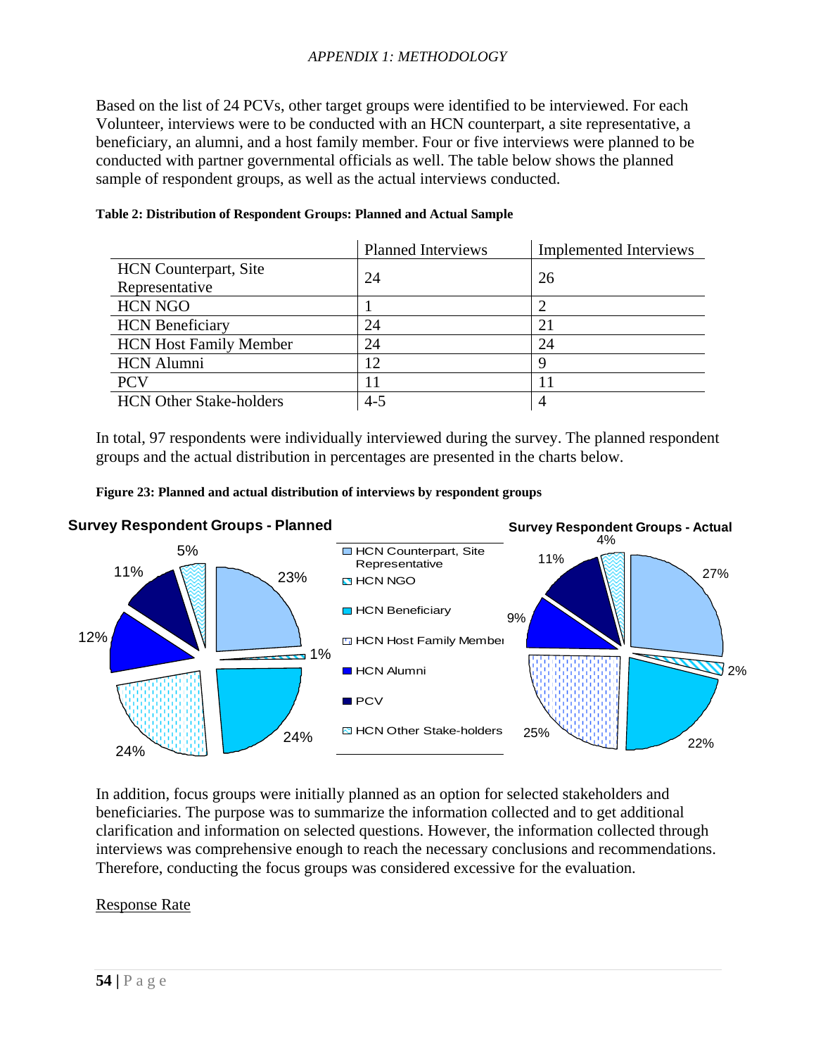*APPENDIX 1: METHODOLOGY*

Based on the list of 24 PCVs, other target groups were identified to be interviewed. For each Volunteer, interviews were to be conducted with an HCN counterpart, a site representative, a beneficiary, an alumni, and a host family member. Four or five interviews were planned to be conducted with partner governmental officials as well. The table below shows the planned sample of respondent groups, as well as the actual interviews conducted.

**Table 2: Distribution of Respondent Groups: Planned and Actual Sample**

| | Planned Interviews | Implemented Interviews |
|---|---|---|
| HCN Counterpart, Site Representative | 24 | 26 |
| HCN NGO | 1 | 2 |
| HCN Beneficiary | 24 | 21 |
| HCN Host Family Member | 24 | 24 |
| HCN Alumni | 12 | 9 |
| PCV | 11 | 11 |
| HCN Other Stake-holders | 4-5 | 4 |

In total, 97 respondents were individually interviewed during the survey. The planned respondent groups and the actual distribution in percentages are presented in the charts below.

**Figure 23: Planned and actual distribution of interviews by respondent groups**

**Survey Respondent Groups - Planned**

| Group | Planned |
|---|---|
| HCN Counterpart, Site Representative | 23% |
| HCN NGO | 1% |
| HCN Beneficiary | 24% |
| HCN Host Family Member | 24% |
| HCN Alumni | 12% |
| PCV | 11% |
| HCN Other Stake-holders | 5% |

**Survey Respondent Groups - Actual**

| Group | Actual |
|---|---|
| HCN Counterpart, Site Representative | 27% |
| HCN NGO | 2% |
| HCN Beneficiary | 22% |
| HCN Host Family Member | 25% |
| HCN Alumni | 9% |
| PCV | 11% |
| HCN Other Stake-holders | 4% |

In addition, focus groups were initially planned as an option for selected stakeholders and beneficiaries. The purpose was to summarize the information collected and to get additional clarification and information on selected questions. However, the information collected through interviews was comprehensive enough to reach the necessary conclusions and recommendations. Therefore, conducting the focus groups was considered excessive for the evaluation.

<u>Response Rate</u>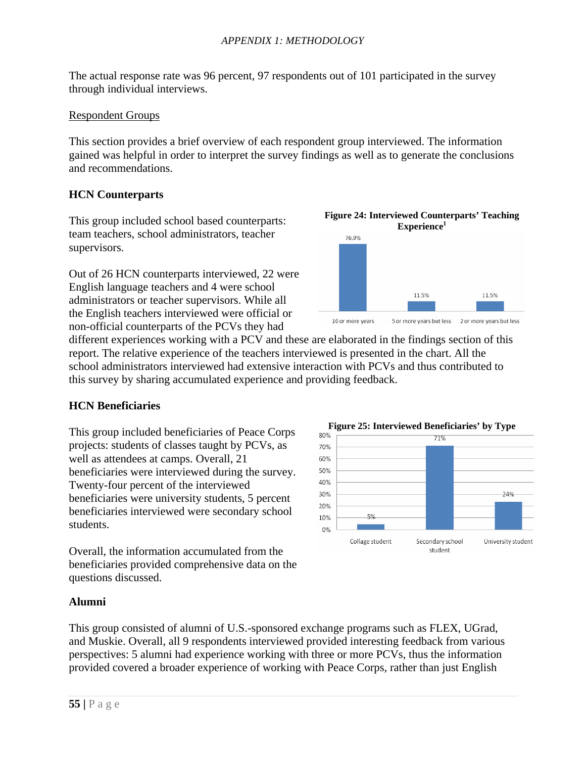The actual response rate was 96 percent, 97 respondents out of 101 participated in the survey through individual interviews.

Respondent Groups

This section provides a brief overview of each respondent group interviewed. The information gained was helpful in order to interpret the survey findings as well as to generate the conclusions and recommendations.

**HCN Counterparts**

This group included school based counterparts: team teachers, school administrators, teacher supervisors.

Out of 26 HCN counterparts interviewed, 22 were English language teachers and 4 were school administrators or teacher supervisors. While all the English teachers interviewed were official or non-official counterparts of the PCVs they had different experiences working with a PCV and these are elaborated in the findings section of this report. The relative experience of the teachers interviewed is presented in the chart. All the school administrators interviewed had extensive interaction with PCVs and thus contributed to this survey by sharing accumulated experience and providing feedback.

**Figure 24: Interviewed Counterparts' Teaching Experience[1]**

| 10 or more years | 5 or more years but less | 2 or more years but less |
|---|---|---|
| 76.9% | 11.5% | 11.5% |

**HCN Beneficiaries**

This group included beneficiaries of Peace Corps projects: students of classes taught by PCVs, as well as attendees at camps. Overall, 21 beneficiaries were interviewed during the survey. Twenty-four percent of the interviewed beneficiaries were university students, 5 percent beneficiaries interviewed were secondary school students.

**Figure 25: Interviewed Beneficiaries' by Type**

| Collage student | Secondary school student | University student |
|---|---|---|
| 5% | 71% | 24% |

Overall, the information accumulated from the beneficiaries provided comprehensive data on the questions discussed.

**Alumni**

This group consisted of alumni of U.S.-sponsored exchange programs such as FLEX, UGrad, and Muskie. Overall, all 9 respondents interviewed provided interesting feedback from various perspectives: 5 alumni had experience working with three or more PCVs, thus the information provided covered a broader experience of working with Peace Corps, rather than just English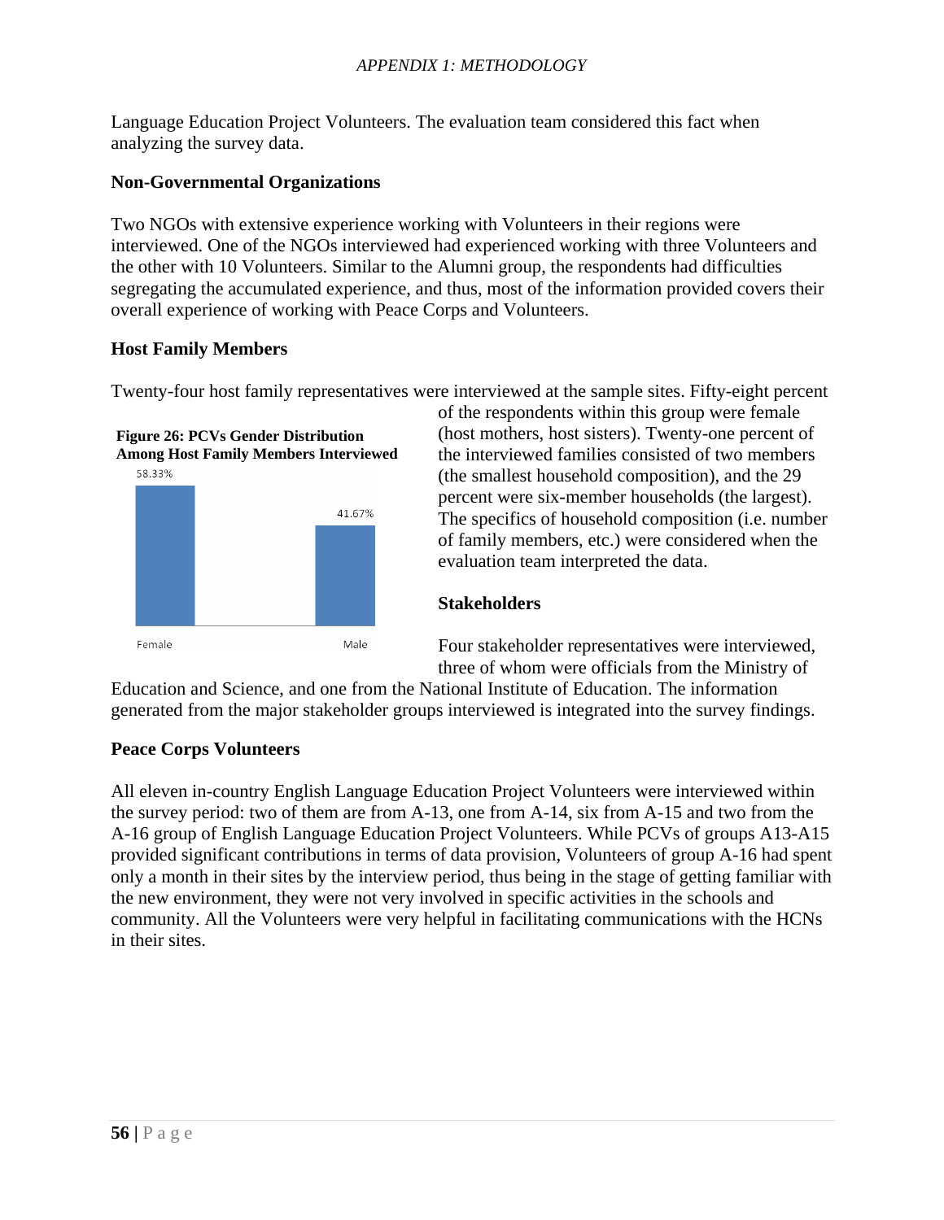Language Education Project Volunteers. The evaluation team considered this fact when analyzing the survey data.

### Non-Governmental Organizations

Two NGOs with extensive experience working with Volunteers in their regions were interviewed. One of the NGOs interviewed had experienced working with three Volunteers and the other with 10 Volunteers. Similar to the Alumni group, the respondents had difficulties segregating the accumulated experience, and thus, most of the information provided covers their overall experience of working with Peace Corps and Volunteers.

### Host Family Members

Twenty-four host family representatives were interviewed at the sample sites. Fifty-eight percent of the respondents within this group were female (host mothers, host sisters). Twenty-one percent of the interviewed families consisted of two members (the smallest household composition), and the 29 percent were six-member households (the largest). The specifics of household composition (i.e. number of family members, etc.) were considered when the evaluation team interpreted the data.

**Figure 26: PCVs Gender Distribution Among Host Family Members Interviewed**

| Female | Male |
| --- | --- |
| 58.33% | 41.67% |

### Stakeholders

Four stakeholder representatives were interviewed, three of whom were officials from the Ministry of Education and Science, and one from the National Institute of Education. The information generated from the major stakeholder groups interviewed is integrated into the survey findings.

### Peace Corps Volunteers

All eleven in-country English Language Education Project Volunteers were interviewed within the survey period: two of them are from A-13, one from A-14, six from A-15 and two from the A-16 group of English Language Education Project Volunteers. While PCVs of groups A13-A15 provided significant contributions in terms of data provision, Volunteers of group A-16 had spent only a month in their sites by the interview period, thus being in the stage of getting familiar with the new environment, they were not very involved in specific activities in the schools and community. All the Volunteers were very helpful in facilitating communications with the HCNs in their sites.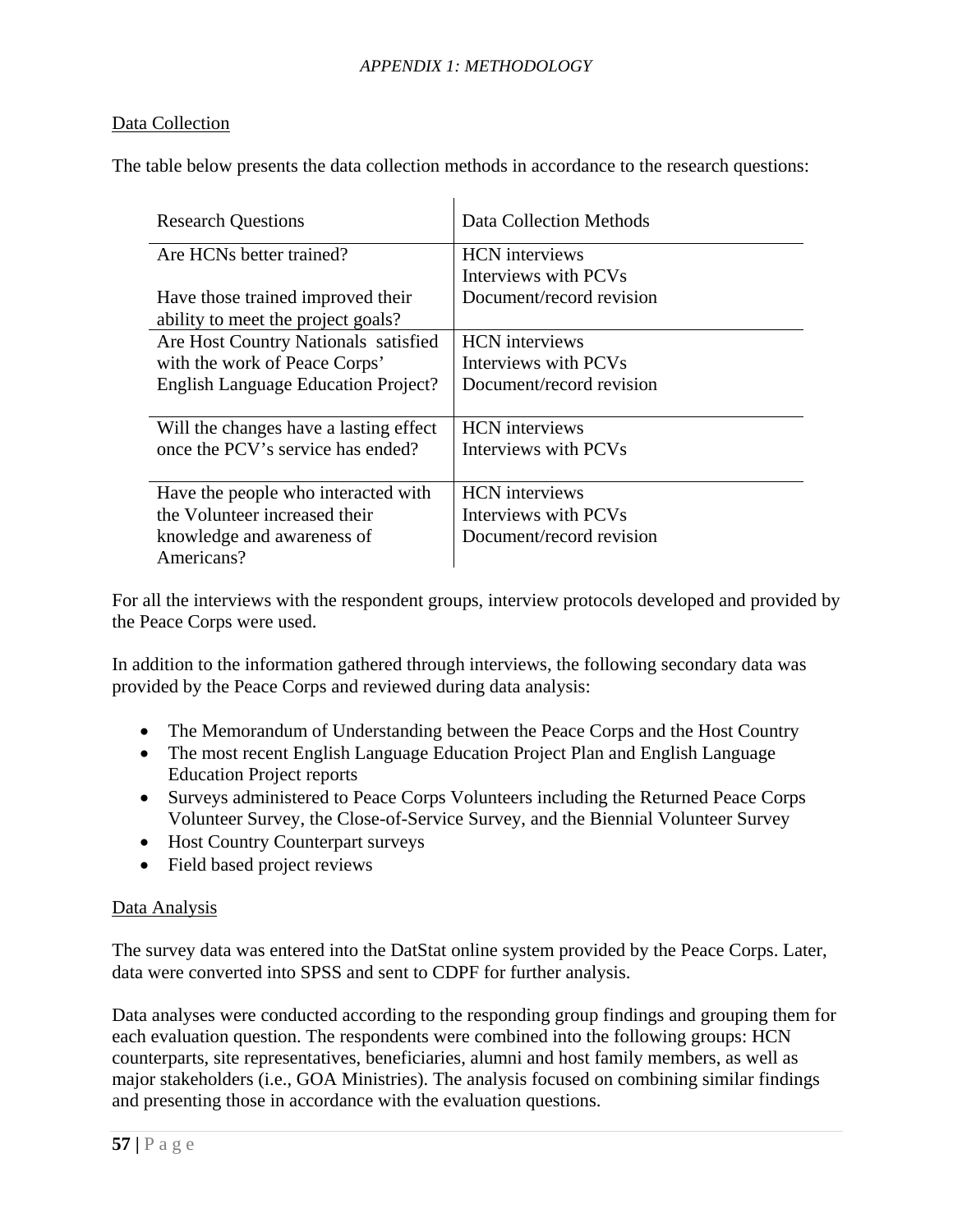*APPENDIX 1: METHODOLOGY*

Data Collection

The table below presents the data collection methods in accordance to the research questions:

| Research Questions | Data Collection Methods |
|---|---|
| Are HCNs better trained?<br><br>Have those trained improved their ability to meet the project goals? | HCN interviews<br>Interviews with PCVs<br>Document/record revision |
| Are Host Country Nationals satisfied with the work of Peace Corps' English Language Education Project? | HCN interviews<br>Interviews with PCVs<br>Document/record revision |
| Will the changes have a lasting effect once the PCV's service has ended? | HCN interviews<br>Interviews with PCVs |
| Have the people who interacted with the Volunteer increased their knowledge and awareness of Americans? | HCN interviews<br>Interviews with PCVs<br>Document/record revision |

For all the interviews with the respondent groups, interview protocols developed and provided by the Peace Corps were used.

In addition to the information gathered through interviews, the following secondary data was provided by the Peace Corps and reviewed during data analysis:

- The Memorandum of Understanding between the Peace Corps and the Host Country
- The most recent English Language Education Project Plan and English Language Education Project reports
- Surveys administered to Peace Corps Volunteers including the Returned Peace Corps Volunteer Survey, the Close-of-Service Survey, and the Biennial Volunteer Survey
- Host Country Counterpart surveys
- Field based project reviews

Data Analysis

The survey data was entered into the DatStat online system provided by the Peace Corps. Later, data were converted into SPSS and sent to CDPF for further analysis.

Data analyses were conducted according to the responding group findings and grouping them for each evaluation question. The respondents were combined into the following groups: HCN counterparts, site representatives, beneficiaries, alumni and host family members, as well as major stakeholders (i.e., GOA Ministries). The analysis focused on combining similar findings and presenting those in accordance with the evaluation questions.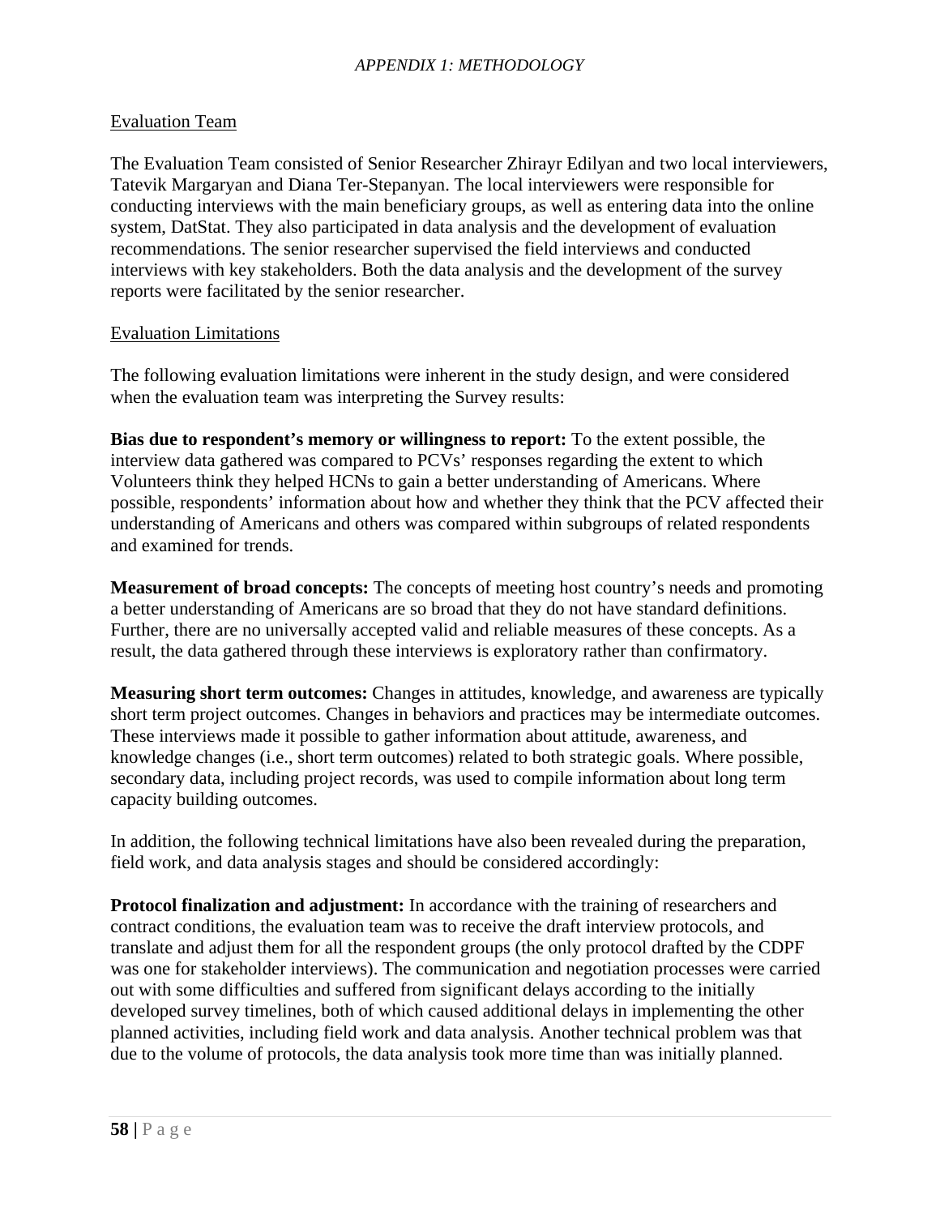*APPENDIX 1: METHODOLOGY*

## Evaluation Team

The Evaluation Team consisted of Senior Researcher Zhirayr Edilyan and two local interviewers, Tatevik Margaryan and Diana Ter-Stepanyan. The local interviewers were responsible for conducting interviews with the main beneficiary groups, as well as entering data into the online system, DatStat. They also participated in data analysis and the development of evaluation recommendations. The senior researcher supervised the field interviews and conducted interviews with key stakeholders. Both the data analysis and the development of the survey reports were facilitated by the senior researcher.

## Evaluation Limitations

The following evaluation limitations were inherent in the study design, and were considered when the evaluation team was interpreting the Survey results:

**Bias due to respondent's memory or willingness to report:** To the extent possible, the interview data gathered was compared to PCVs' responses regarding the extent to which Volunteers think they helped HCNs to gain a better understanding of Americans. Where possible, respondents' information about how and whether they think that the PCV affected their understanding of Americans and others was compared within subgroups of related respondents and examined for trends.

**Measurement of broad concepts:** The concepts of meeting host country's needs and promoting a better understanding of Americans are so broad that they do not have standard definitions. Further, there are no universally accepted valid and reliable measures of these concepts. As a result, the data gathered through these interviews is exploratory rather than confirmatory.

**Measuring short term outcomes:** Changes in attitudes, knowledge, and awareness are typically short term project outcomes. Changes in behaviors and practices may be intermediate outcomes. These interviews made it possible to gather information about attitude, awareness, and knowledge changes (i.e., short term outcomes) related to both strategic goals. Where possible, secondary data, including project records, was used to compile information about long term capacity building outcomes.

In addition, the following technical limitations have also been revealed during the preparation, field work, and data analysis stages and should be considered accordingly:

**Protocol finalization and adjustment:** In accordance with the training of researchers and contract conditions, the evaluation team was to receive the draft interview protocols, and translate and adjust them for all the respondent groups (the only protocol drafted by the CDPF was one for stakeholder interviews). The communication and negotiation processes were carried out with some difficulties and suffered from significant delays according to the initially developed survey timelines, both of which caused additional delays in implementing the other planned activities, including field work and data analysis. Another technical problem was that due to the volume of protocols, the data analysis took more time than was initially planned.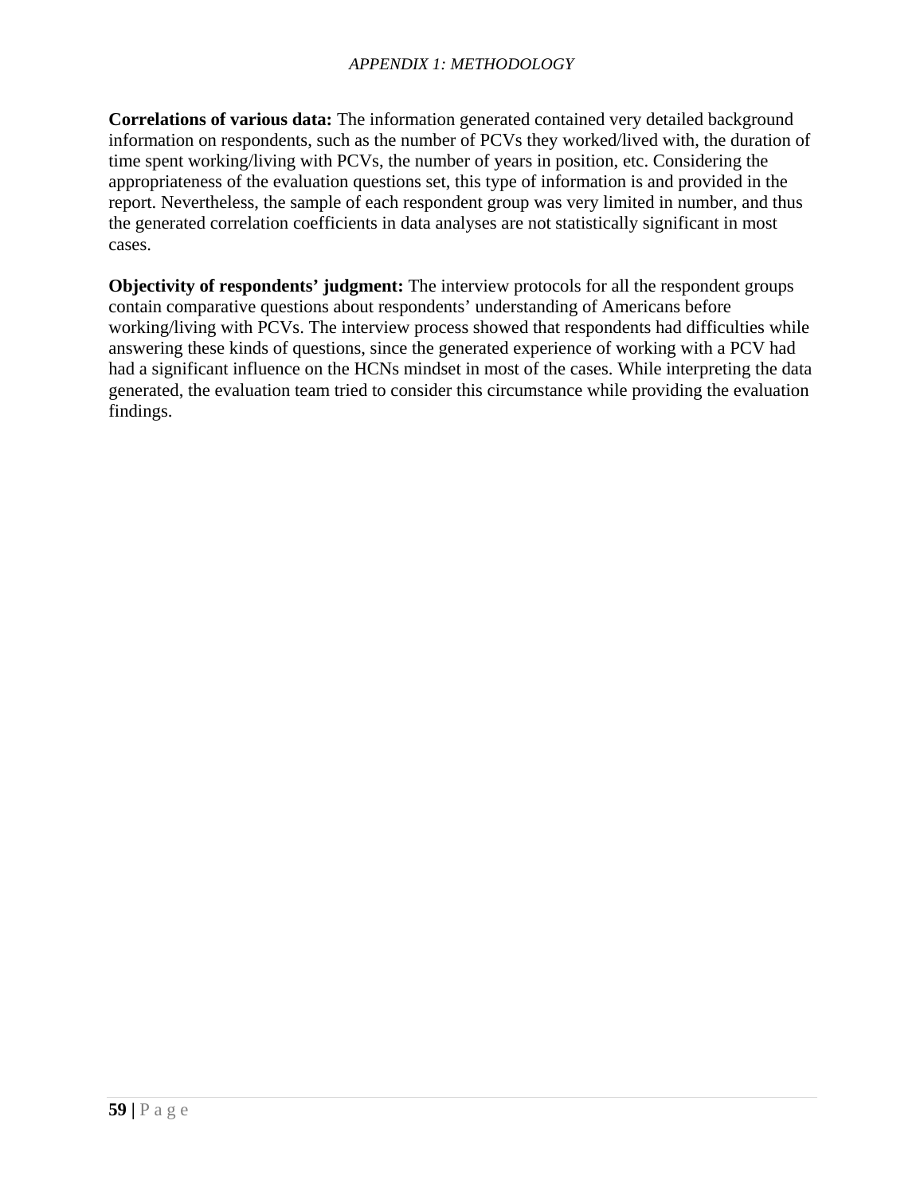**Correlations of various data:** The information generated contained very detailed background information on respondents, such as the number of PCVs they worked/lived with, the duration of time spent working/living with PCVs, the number of years in position, etc. Considering the appropriateness of the evaluation questions set, this type of information is and provided in the report. Nevertheless, the sample of each respondent group was very limited in number, and thus the generated correlation coefficients in data analyses are not statistically significant in most cases.

**Objectivity of respondents' judgment:** The interview protocols for all the respondent groups contain comparative questions about respondents' understanding of Americans before working/living with PCVs. The interview process showed that respondents had difficulties while answering these kinds of questions, since the generated experience of working with a PCV had had a significant influence on the HCNs mindset in most of the cases. While interpreting the data generated, the evaluation team tried to consider this circumstance while providing the evaluation findings.